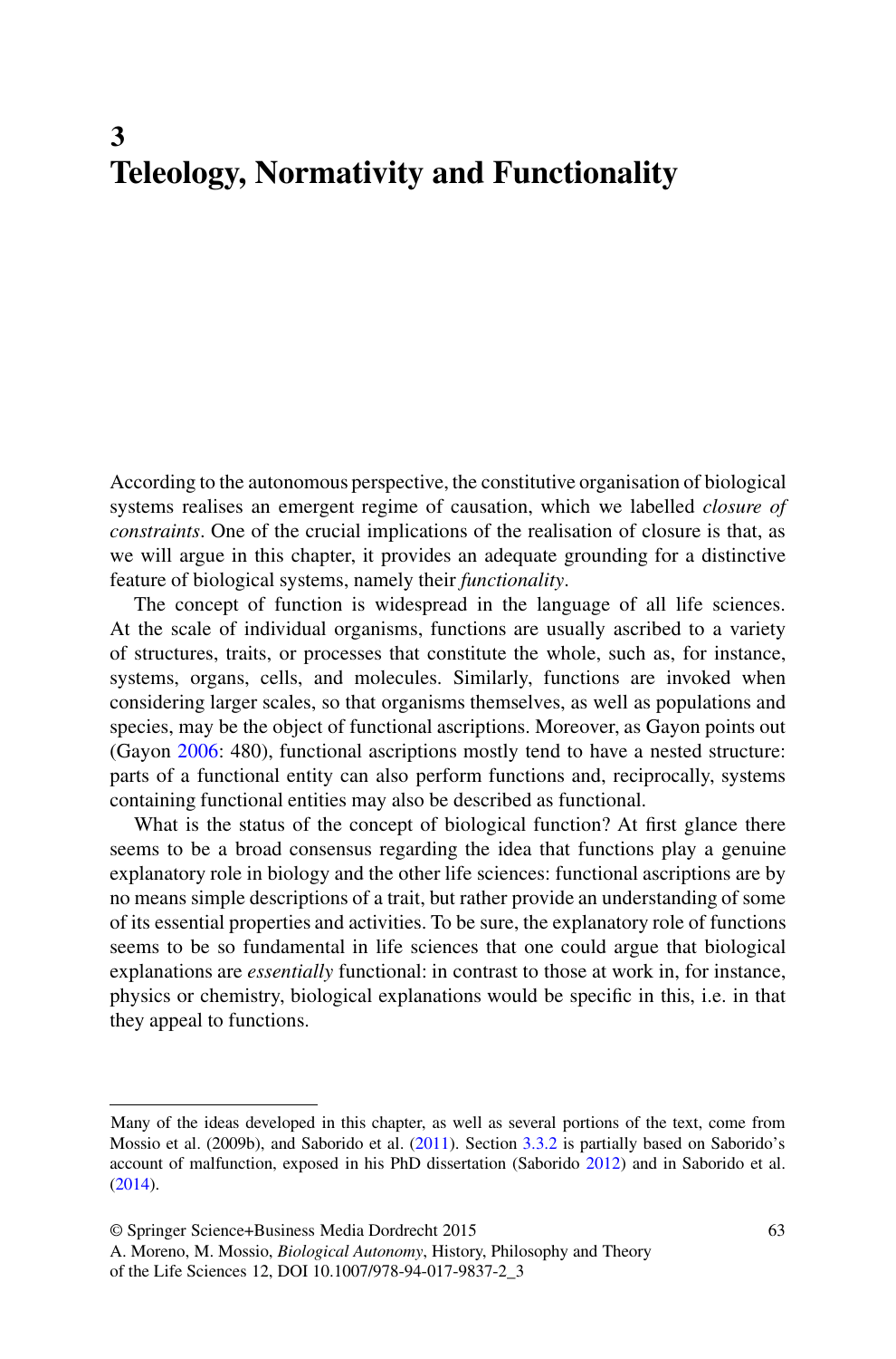# 3 Teleology, Normativity and Functionality

According to the autonomous perspective, the constitutive organisation of biological systems realises an emergent regime of causation, which we labelled *closure of constraints*. One of the crucial implications of the realisation of closure is that, as we will argue in this chapter, it provides an adequate grounding for a distinctive feature of biological systems, namely their *functionality*.

The concept of function is widespread in the language of all life sciences. At the scale of individual organisms, functions are usually ascribed to a variety of structures, traits, or processes that constitute the whole, such as, for instance, systems, organs, cells, and molecules. Similarly, functions are invoked when considering larger scales, so that organisms themselves, as well as populations and species, may be the object of functional ascriptions. Moreover, as Gayon points out (Gayon 2006: 480), functional ascriptions mostly tend to have a nested structure: parts of a functional entity can also perform functions and, reciprocally, systems containing functional entities may also be described as functional.

What is the status of the concept of biological function? At first glance there seems to be a broad consensus regarding the idea that functions play a genuine explanatory role in biology and the other life sciences: functional ascriptions are by no means simple descriptions of a trait, but rather provide an understanding of some of its essential properties and activities. To be sure, the explanatory role of functions seems to be so fundamental in life sciences that one could argue that biological explanations are *essentially* functional: in contrast to those at work in, for instance, physics or chemistry, biological explanations would be specific in this, i.e. in that they appeal to functions.

---

Many of the ideas developed in this chapter, as well as several portions of the text, come from Mossio et al. (2009b), and Saborido et al. (2011). Section 3.3.2 is partially based on Saborido's account of malfunction, exposed in his PhD dissertation (Saborido 2012) and in Saborido et al. (2014).

© Springer Science+Business Media Dordrecht 2015
A. Moreno, M. Mossio, *Biological Autonomy*, History, Philosophy and Theory of the Life Sciences 12, DOI 10.1007/978-94-017-9837-2_3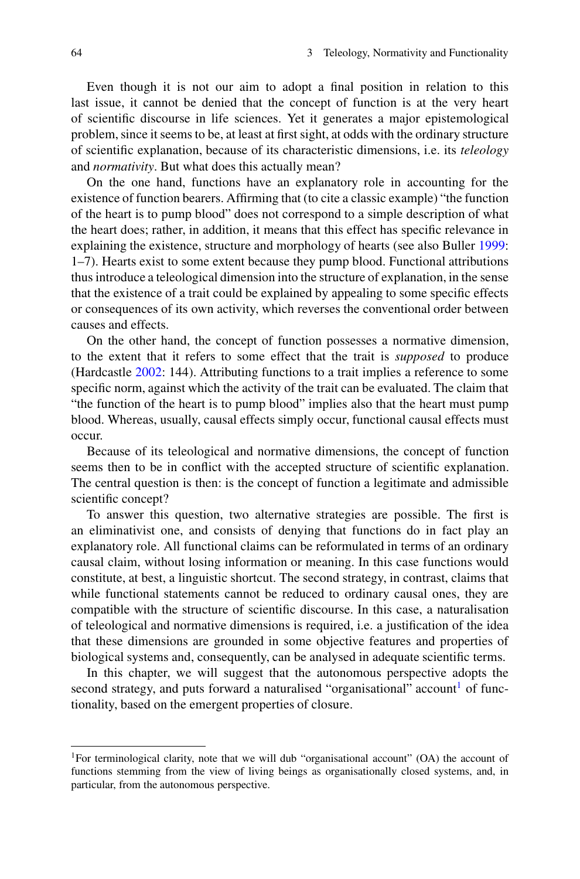Even though it is not our aim to adopt a final position in relation to this last issue, it cannot be denied that the concept of function is at the very heart of scientific discourse in life sciences. Yet it generates a major epistemological problem, since it seems to be, at least at first sight, at odds with the ordinary structure of scientific explanation, because of its characteristic dimensions, i.e. its *teleology* and *normativity*. But what does this actually mean?

On the one hand, functions have an explanatory role in accounting for the existence of function bearers. Affirming that (to cite a classic example) "the function of the heart is to pump blood" does not correspond to a simple description of what the heart does; rather, in addition, it means that this effect has specific relevance in explaining the existence, structure and morphology of hearts (see also Buller 1999: 1–7). Hearts exist to some extent because they pump blood. Functional attributions thus introduce a teleological dimension into the structure of explanation, in the sense that the existence of a trait could be explained by appealing to some specific effects or consequences of its own activity, which reverses the conventional order between causes and effects.

On the other hand, the concept of function possesses a normative dimension, to the extent that it refers to some effect that the trait is *supposed* to produce (Hardcastle 2002: 144). Attributing functions to a trait implies a reference to some specific norm, against which the activity of the trait can be evaluated. The claim that "the function of the heart is to pump blood" implies also that the heart must pump blood. Whereas, usually, causal effects simply occur, functional causal effects must occur.

Because of its teleological and normative dimensions, the concept of function seems then to be in conflict with the accepted structure of scientific explanation. The central question is then: is the concept of function a legitimate and admissible scientific concept?

To answer this question, two alternative strategies are possible. The first is an eliminativist one, and consists of denying that functions do in fact play an explanatory role. All functional claims can be reformulated in terms of an ordinary causal claim, without losing information or meaning. In this case functions would constitute, at best, a linguistic shortcut. The second strategy, in contrast, claims that while functional statements cannot be reduced to ordinary causal ones, they are compatible with the structure of scientific discourse. In this case, a naturalisation of teleological and normative dimensions is required, i.e. a justification of the idea that these dimensions are grounded in some objective features and properties of biological systems and, consequently, can be analysed in adequate scientific terms.

In this chapter, we will suggest that the autonomous perspective adopts the second strategy, and puts forward a naturalised "organisational" account[1] of functionality, based on the emergent properties of closure.

---

[1]For terminological clarity, note that we will dub "organisational account" (OA) the account of functions stemming from the view of living beings as organisationally closed systems, and, in particular, from the autonomous perspective.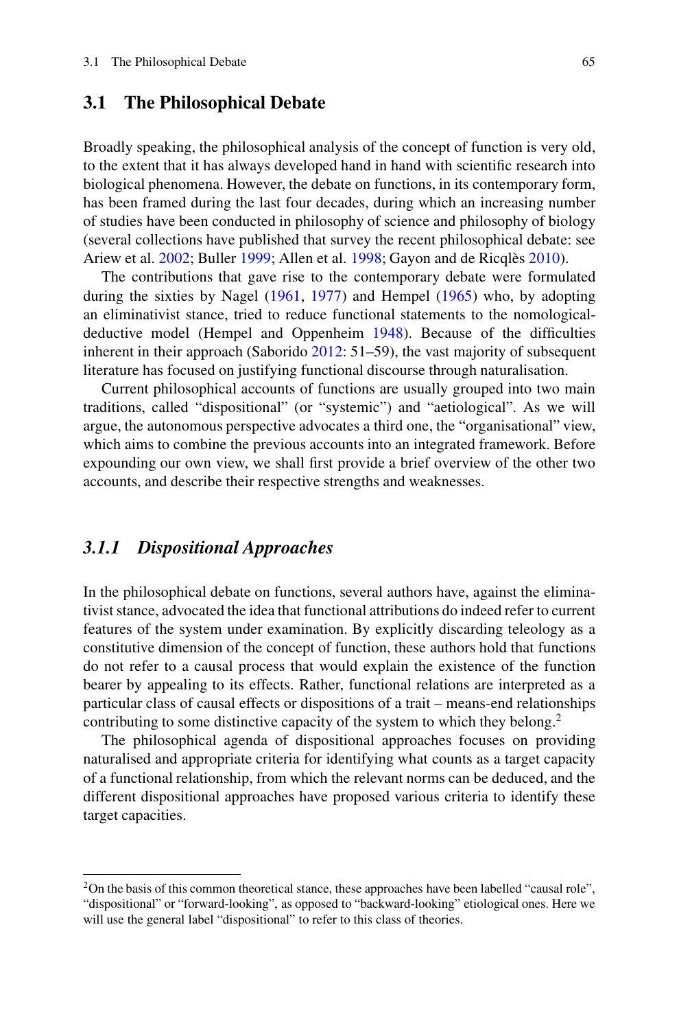## 3.1 The Philosophical Debate

Broadly speaking, the philosophical analysis of the concept of function is very old, to the extent that it has always developed hand in hand with scientific research into biological phenomena. However, the debate on functions, in its contemporary form, has been framed during the last four decades, during which an increasing number of studies have been conducted in philosophy of science and philosophy of biology (several collections have published that survey the recent philosophical debate: see Ariew et al. 2002; Buller 1999; Allen et al. 1998; Gayon and de Ricqlès 2010).

The contributions that gave rise to the contemporary debate were formulated during the sixties by Nagel (1961, 1977) and Hempel (1965) who, by adopting an eliminativist stance, tried to reduce functional statements to the nomological-deductive model (Hempel and Oppenheim 1948). Because of the difficulties inherent in their approach (Saborido 2012: 51–59), the vast majority of subsequent literature has focused on justifying functional discourse through naturalisation.

Current philosophical accounts of functions are usually grouped into two main traditions, called "dispositional" (or "systemic") and "aetiological". As we will argue, the autonomous perspective advocates a third one, the "organisational" view, which aims to combine the previous accounts into an integrated framework. Before expounding our own view, we shall first provide a brief overview of the other two accounts, and describe their respective strengths and weaknesses.

### *3.1.1 Dispositional Approaches*

In the philosophical debate on functions, several authors have, against the eliminativist stance, advocated the idea that functional attributions do indeed refer to current features of the system under examination. By explicitly discarding teleology as a constitutive dimension of the concept of function, these authors hold that functions do not refer to a causal process that would explain the existence of the function bearer by appealing to its effects. Rather, functional relations are interpreted as a particular class of causal effects or dispositions of a trait – means-end relationships contributing to some distinctive capacity of the system to which they belong.[2]

The philosophical agenda of dispositional approaches focuses on providing naturalised and appropriate criteria for identifying what counts as a target capacity of a functional relationship, from which the relevant norms can be deduced, and the different dispositional approaches have proposed various criteria to identify these target capacities.

---

[2]On the basis of this common theoretical stance, these approaches have been labelled "causal role", "dispositional" or "forward-looking", as opposed to "backward-looking" etiological ones. Here we will use the general label "dispositional" to refer to this class of theories.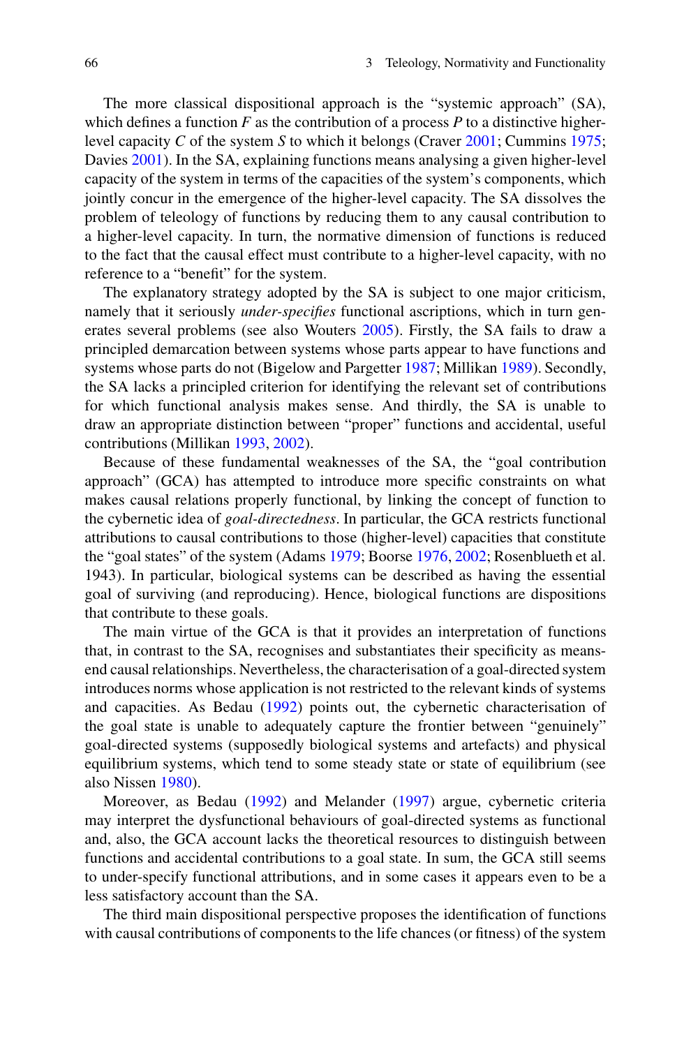The more classical dispositional approach is the "systemic approach" (SA), which defines a function $F$ as the contribution of a process $P$ to a distinctive higher-level capacity $C$ of the system $S$ to which it belongs (Craver 2001; Cummins 1975; Davies 2001). In the SA, explaining functions means analysing a given higher-level capacity of the system in terms of the capacities of the system's components, which jointly concur in the emergence of the higher-level capacity. The SA dissolves the problem of teleology of functions by reducing them to any causal contribution to a higher-level capacity. In turn, the normative dimension of functions is reduced to the fact that the causal effect must contribute to a higher-level capacity, with no reference to a "benefit" for the system.

The explanatory strategy adopted by the SA is subject to one major criticism, namely that it seriously *under-specifies* functional ascriptions, which in turn generates several problems (see also Wouters 2005). Firstly, the SA fails to draw a principled demarcation between systems whose parts appear to have functions and systems whose parts do not (Bigelow and Pargetter 1987; Millikan 1989). Secondly, the SA lacks a principled criterion for identifying the relevant set of contributions for which functional analysis makes sense. And thirdly, the SA is unable to draw an appropriate distinction between "proper" functions and accidental, useful contributions (Millikan 1993, 2002).

Because of these fundamental weaknesses of the SA, the "goal contribution approach" (GCA) has attempted to introduce more specific constraints on what makes causal relations properly functional, by linking the concept of function to the cybernetic idea of *goal-directedness*. In particular, the GCA restricts functional attributions to causal contributions to those (higher-level) capacities that constitute the "goal states" of the system (Adams 1979; Boorse 1976, 2002; Rosenblueth et al. 1943). In particular, biological systems can be described as having the essential goal of surviving (and reproducing). Hence, biological functions are dispositions that contribute to these goals.

The main virtue of the GCA is that it provides an interpretation of functions that, in contrast to the SA, recognises and substantiates their specificity as means-end causal relationships. Nevertheless, the characterisation of a goal-directed system introduces norms whose application is not restricted to the relevant kinds of systems and capacities. As Bedau (1992) points out, the cybernetic characterisation of the goal state is unable to adequately capture the frontier between "genuinely" goal-directed systems (supposedly biological systems and artefacts) and physical equilibrium systems, which tend to some steady state or state of equilibrium (see also Nissen 1980).

Moreover, as Bedau (1992) and Melander (1997) argue, cybernetic criteria may interpret the dysfunctional behaviours of goal-directed systems as functional and, also, the GCA account lacks the theoretical resources to distinguish between functions and accidental contributions to a goal state. In sum, the GCA still seems to under-specify functional attributions, and in some cases it appears even to be a less satisfactory account than the SA.

The third main dispositional perspective proposes the identification of functions with causal contributions of components to the life chances (or fitness) of the system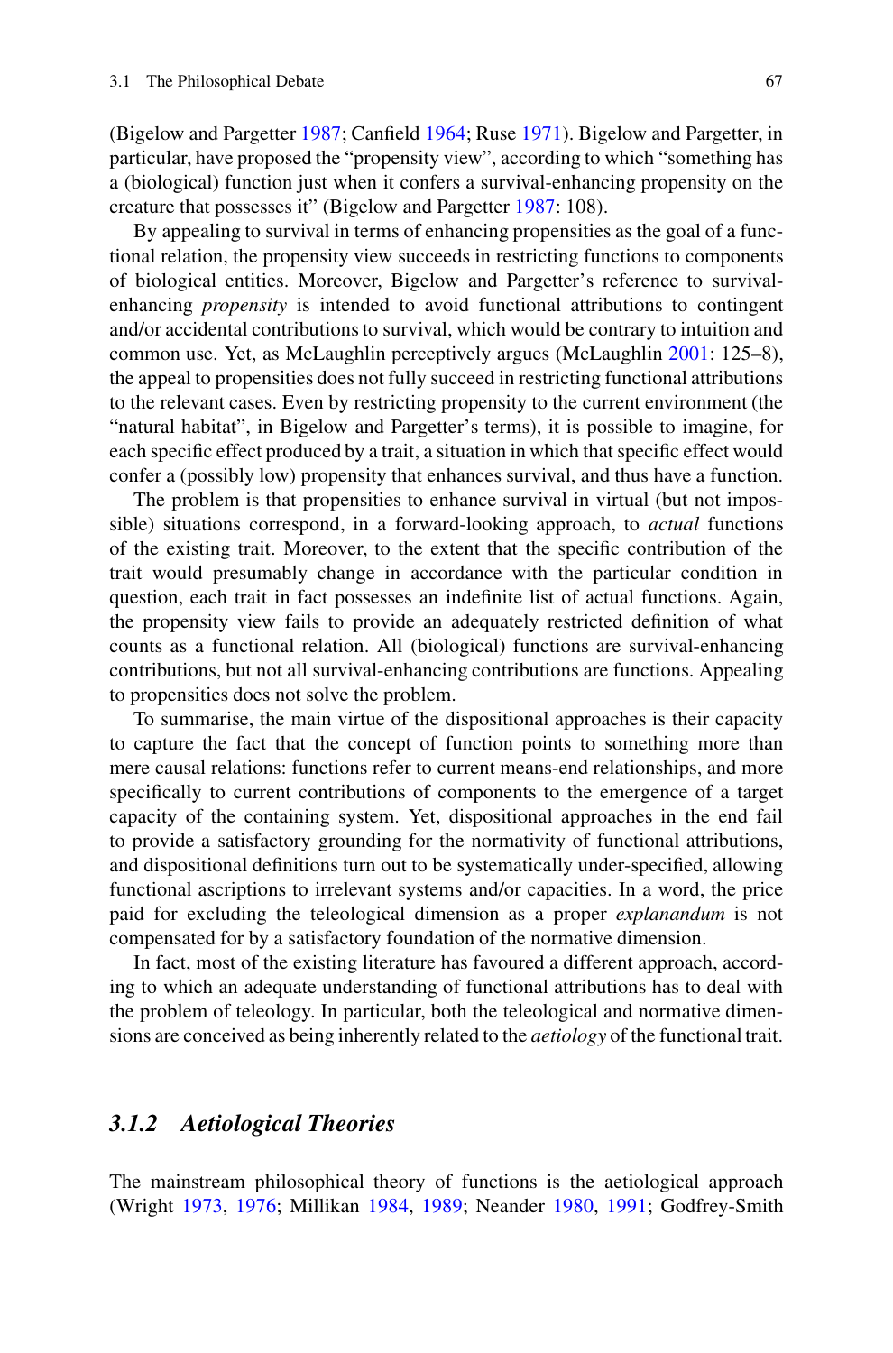(Bigelow and Pargetter 1987; Canfield 1964; Ruse 1971). Bigelow and Pargetter, in particular, have proposed the "propensity view", according to which "something has a (biological) function just when it confers a survival-enhancing propensity on the creature that possesses it" (Bigelow and Pargetter 1987: 108).

By appealing to survival in terms of enhancing propensities as the goal of a functional relation, the propensity view succeeds in restricting functions to components of biological entities. Moreover, Bigelow and Pargetter's reference to survival-enhancing *propensity* is intended to avoid functional attributions to contingent and/or accidental contributions to survival, which would be contrary to intuition and common use. Yet, as McLaughlin perceptively argues (McLaughlin 2001: 125–8), the appeal to propensities does not fully succeed in restricting functional attributions to the relevant cases. Even by restricting propensity to the current environment (the "natural habitat", in Bigelow and Pargetter's terms), it is possible to imagine, for each specific effect produced by a trait, a situation in which that specific effect would confer a (possibly low) propensity that enhances survival, and thus have a function.

The problem is that propensities to enhance survival in virtual (but not impossible) situations correspond, in a forward-looking approach, to *actual* functions of the existing trait. Moreover, to the extent that the specific contribution of the trait would presumably change in accordance with the particular condition in question, each trait in fact possesses an indefinite list of actual functions. Again, the propensity view fails to provide an adequately restricted definition of what counts as a functional relation. All (biological) functions are survival-enhancing contributions, but not all survival-enhancing contributions are functions. Appealing to propensities does not solve the problem.

To summarise, the main virtue of the dispositional approaches is their capacity to capture the fact that the concept of function points to something more than mere causal relations: functions refer to current means-end relationships, and more specifically to current contributions of components to the emergence of a target capacity of the containing system. Yet, dispositional approaches in the end fail to provide a satisfactory grounding for the normativity of functional attributions, and dispositional definitions turn out to be systematically under-specified, allowing functional ascriptions to irrelevant systems and/or capacities. In a word, the price paid for excluding the teleological dimension as a proper *explanandum* is not compensated for by a satisfactory foundation of the normative dimension.

In fact, most of the existing literature has favoured a different approach, according to which an adequate understanding of functional attributions has to deal with the problem of teleology. In particular, both the teleological and normative dimensions are conceived as being inherently related to the *aetiology* of the functional trait.

### *3.1.2 Aetiological Theories*

The mainstream philosophical theory of functions is the aetiological approach (Wright 1973, 1976; Millikan 1984, 1989; Neander 1980, 1991; Godfrey-Smith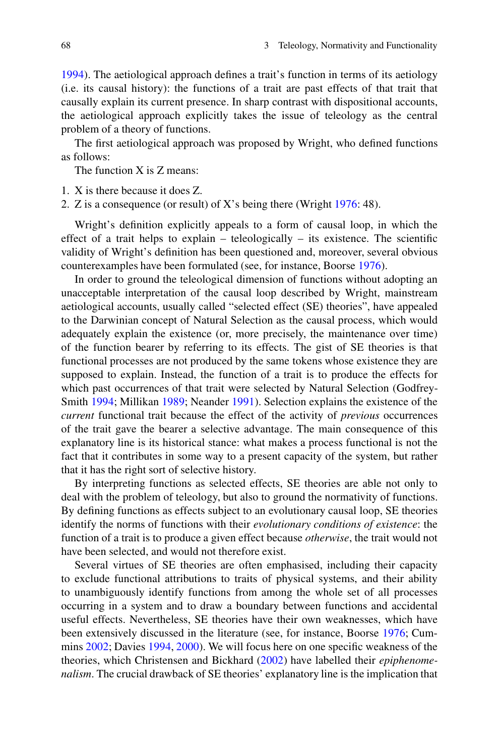1994). The aetiological approach defines a trait's function in terms of its aetiology (i.e. its causal history): the functions of a trait are past effects of that trait that causally explain its current presence. In sharp contrast with dispositional accounts, the aetiological approach explicitly takes the issue of teleology as the central problem of a theory of functions.

The first aetiological approach was proposed by Wright, who defined functions as follows:

The function X is Z means:

1. X is there because it does Z.
2. Z is a consequence (or result) of X's being there (Wright 1976: 48).

Wright's definition explicitly appeals to a form of causal loop, in which the effect of a trait helps to explain – teleologically – its existence. The scientific validity of Wright's definition has been questioned and, moreover, several obvious counterexamples have been formulated (see, for instance, Boorse 1976).

In order to ground the teleological dimension of functions without adopting an unacceptable interpretation of the causal loop described by Wright, mainstream aetiological accounts, usually called "selected effect (SE) theories", have appealed to the Darwinian concept of Natural Selection as the causal process, which would adequately explain the existence (or, more precisely, the maintenance over time) of the function bearer by referring to its effects. The gist of SE theories is that functional processes are not produced by the same tokens whose existence they are supposed to explain. Instead, the function of a trait is to produce the effects for which past occurrences of that trait were selected by Natural Selection (Godfrey-Smith 1994; Millikan 1989; Neander 1991). Selection explains the existence of the *current* functional trait because the effect of the activity of *previous* occurrences of the trait gave the bearer a selective advantage. The main consequence of this explanatory line is its historical stance: what makes a process functional is not the fact that it contributes in some way to a present capacity of the system, but rather that it has the right sort of selective history.

By interpreting functions as selected effects, SE theories are able not only to deal with the problem of teleology, but also to ground the normativity of functions. By defining functions as effects subject to an evolutionary causal loop, SE theories identify the norms of functions with their *evolutionary conditions of existence*: the function of a trait is to produce a given effect because *otherwise*, the trait would not have been selected, and would not therefore exist.

Several virtues of SE theories are often emphasised, including their capacity to exclude functional attributions to traits of physical systems, and their ability to unambiguously identify functions from among the whole set of all processes occurring in a system and to draw a boundary between functions and accidental useful effects. Nevertheless, SE theories have their own weaknesses, which have been extensively discussed in the literature (see, for instance, Boorse 1976; Cummins 2002; Davies 1994, 2000). We will focus here on one specific weakness of the theories, which Christensen and Bickhard (2002) have labelled their *epiphenomenalism*. The crucial drawback of SE theories' explanatory line is the implication that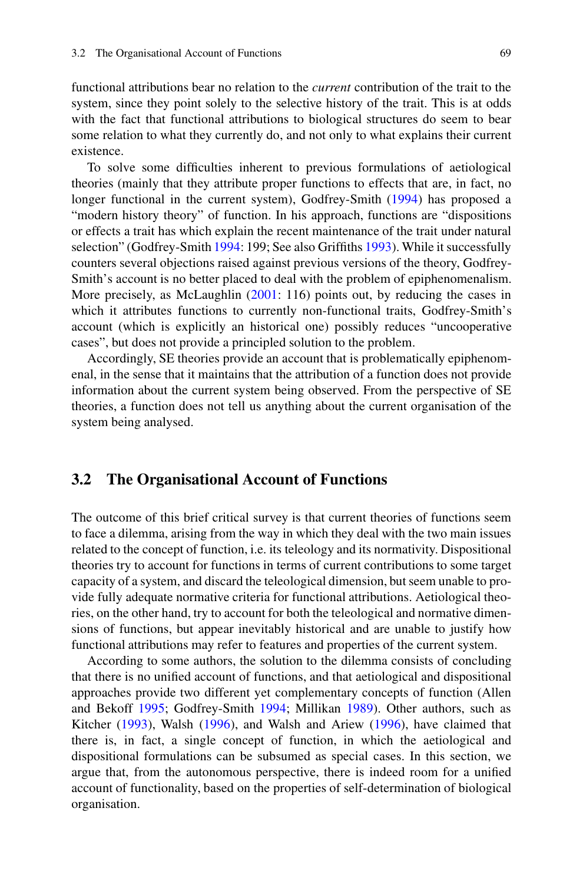functional attributions bear no relation to the *current* contribution of the trait to the system, since they point solely to the selective history of the trait. This is at odds with the fact that functional attributions to biological structures do seem to bear some relation to what they currently do, and not only to what explains their current existence.

To solve some difficulties inherent to previous formulations of aetiological theories (mainly that they attribute proper functions to effects that are, in fact, no longer functional in the current system), Godfrey-Smith (1994) has proposed a "modern history theory" of function. In his approach, functions are "dispositions or effects a trait has which explain the recent maintenance of the trait under natural selection" (Godfrey-Smith 1994: 199; See also Griffiths 1993). While it successfully counters several objections raised against previous versions of the theory, Godfrey-Smith's account is no better placed to deal with the problem of epiphenomenalism. More precisely, as McLaughlin (2001: 116) points out, by reducing the cases in which it attributes functions to currently non-functional traits, Godfrey-Smith's account (which is explicitly an historical one) possibly reduces "uncooperative cases", but does not provide a principled solution to the problem.

Accordingly, SE theories provide an account that is problematically epiphenomenal, in the sense that it maintains that the attribution of a function does not provide information about the current system being observed. From the perspective of SE theories, a function does not tell us anything about the current organisation of the system being analysed.

## 3.2 The Organisational Account of Functions

The outcome of this brief critical survey is that current theories of functions seem to face a dilemma, arising from the way in which they deal with the two main issues related to the concept of function, i.e. its teleology and its normativity. Dispositional theories try to account for functions in terms of current contributions to some target capacity of a system, and discard the teleological dimension, but seem unable to provide fully adequate normative criteria for functional attributions. Aetiological theories, on the other hand, try to account for both the teleological and normative dimensions of functions, but appear inevitably historical and are unable to justify how functional attributions may refer to features and properties of the current system.

According to some authors, the solution to the dilemma consists of concluding that there is no unified account of functions, and that aetiological and dispositional approaches provide two different yet complementary concepts of function (Allen and Bekoff 1995; Godfrey-Smith 1994; Millikan 1989). Other authors, such as Kitcher (1993), Walsh (1996), and Walsh and Ariew (1996), have claimed that there is, in fact, a single concept of function, in which the aetiological and dispositional formulations can be subsumed as special cases. In this section, we argue that, from the autonomous perspective, there is indeed room for a unified account of functionality, based on the properties of self-determination of biological organisation.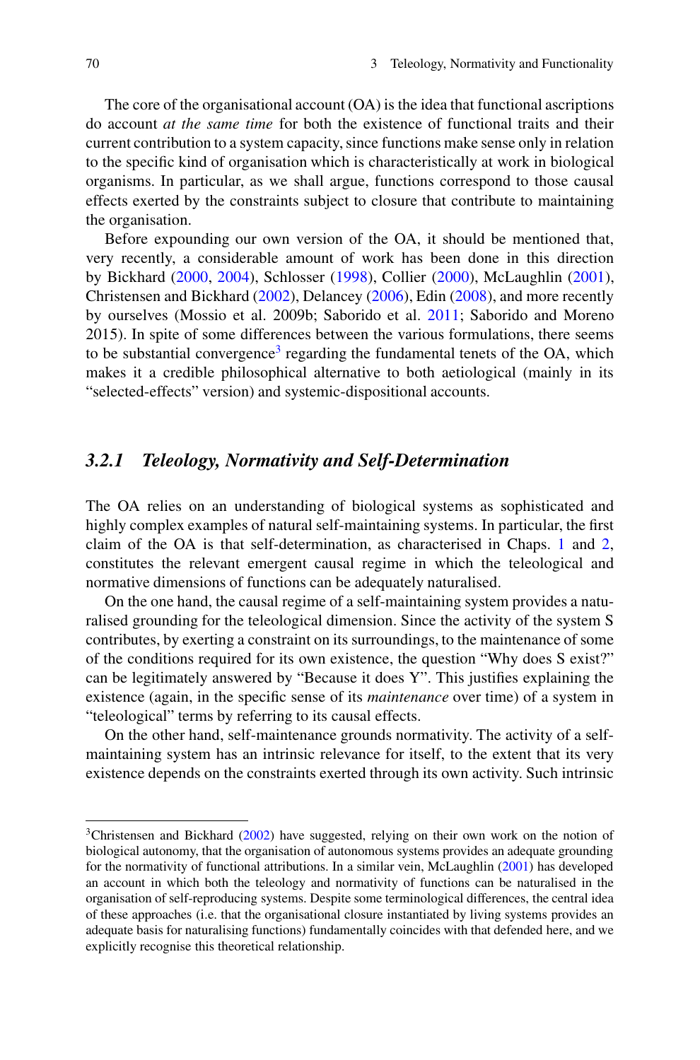The core of the organisational account (OA) is the idea that functional ascriptions do account *at the same time* for both the existence of functional traits and their current contribution to a system capacity, since functions make sense only in relation to the specific kind of organisation which is characteristically at work in biological organisms. In particular, as we shall argue, functions correspond to those causal effects exerted by the constraints subject to closure that contribute to maintaining the organisation.

Before expounding our own version of the OA, it should be mentioned that, very recently, a considerable amount of work has been done in this direction by Bickhard (2000, 2004), Schlosser (1998), Collier (2000), McLaughlin (2001), Christensen and Bickhard (2002), Delancey (2006), Edin (2008), and more recently by ourselves (Mossio et al. 2009b; Saborido et al. 2011; Saborido and Moreno 2015). In spite of some differences between the various formulations, there seems to be substantial convergence[3] regarding the fundamental tenets of the OA, which makes it a credible philosophical alternative to both aetiological (mainly in its "selected-effects" version) and systemic-dispositional accounts.

### *3.2.1 Teleology, Normativity and Self-Determination*

The OA relies on an understanding of biological systems as sophisticated and highly complex examples of natural self-maintaining systems. In particular, the first claim of the OA is that self-determination, as characterised in Chaps. 1 and 2, constitutes the relevant emergent causal regime in which the teleological and normative dimensions of functions can be adequately naturalised.

On the one hand, the causal regime of a self-maintaining system provides a naturalised grounding for the teleological dimension. Since the activity of the system S contributes, by exerting a constraint on its surroundings, to the maintenance of some of the conditions required for its own existence, the question "Why does S exist?" can be legitimately answered by "Because it does Y". This justifies explaining the existence (again, in the specific sense of its *maintenance* over time) of a system in "teleological" terms by referring to its causal effects.

On the other hand, self-maintenance grounds normativity. The activity of a self-maintaining system has an intrinsic relevance for itself, to the extent that its very existence depends on the constraints exerted through its own activity. Such intrinsic

[3] Christensen and Bickhard (2002) have suggested, relying on their own work on the notion of biological autonomy, that the organisation of autonomous systems provides an adequate grounding for the normativity of functional attributions. In a similar vein, McLaughlin (2001) has developed an account in which both the teleology and normativity of functions can be naturalised in the organisation of self-reproducing systems. Despite some terminological differences, the central idea of these approaches (i.e. that the organisational closure instantiated by living systems provides an adequate basis for naturalising functions) fundamentally coincides with that defended here, and we explicitly recognise this theoretical relationship.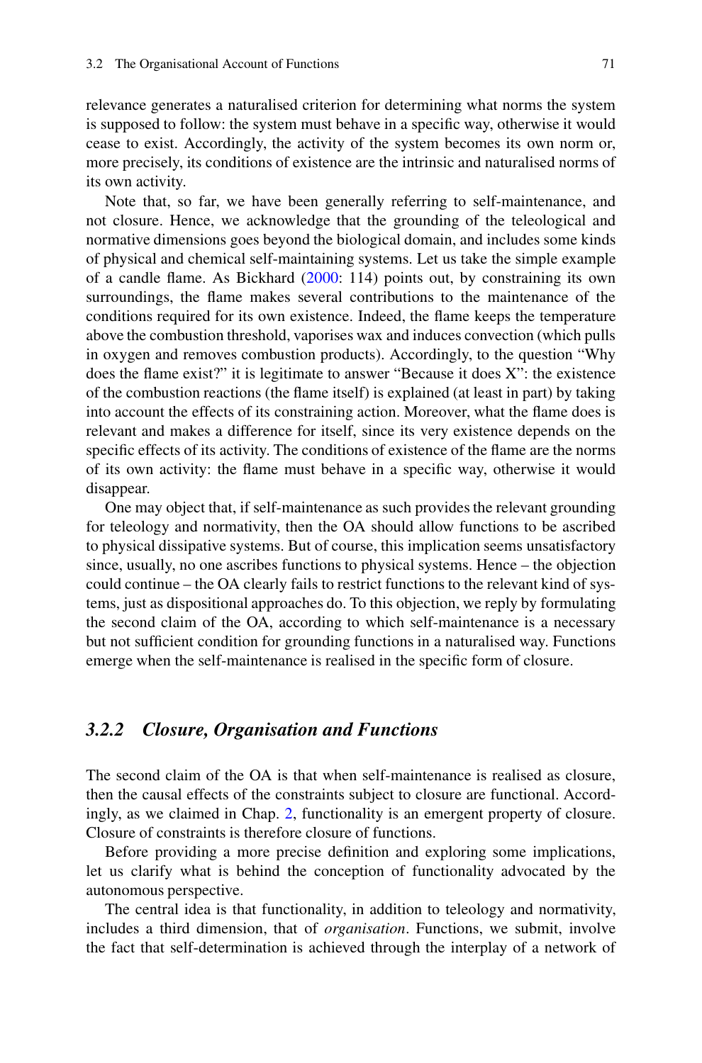relevance generates a naturalised criterion for determining what norms the system is supposed to follow: the system must behave in a specific way, otherwise it would cease to exist. Accordingly, the activity of the system becomes its own norm or, more precisely, its conditions of existence are the intrinsic and naturalised norms of its own activity.

Note that, so far, we have been generally referring to self-maintenance, and not closure. Hence, we acknowledge that the grounding of the teleological and normative dimensions goes beyond the biological domain, and includes some kinds of physical and chemical self-maintaining systems. Let us take the simple example of a candle flame. As Bickhard (2000: 114) points out, by constraining its own surroundings, the flame makes several contributions to the maintenance of the conditions required for its own existence. Indeed, the flame keeps the temperature above the combustion threshold, vaporises wax and induces convection (which pulls in oxygen and removes combustion products). Accordingly, to the question "Why does the flame exist?" it is legitimate to answer "Because it does X": the existence of the combustion reactions (the flame itself) is explained (at least in part) by taking into account the effects of its constraining action. Moreover, what the flame does is relevant and makes a difference for itself, since its very existence depends on the specific effects of its activity. The conditions of existence of the flame are the norms of its own activity: the flame must behave in a specific way, otherwise it would disappear.

One may object that, if self-maintenance as such provides the relevant grounding for teleology and normativity, then the OA should allow functions to be ascribed to physical dissipative systems. But of course, this implication seems unsatisfactory since, usually, no one ascribes functions to physical systems. Hence – the objection could continue – the OA clearly fails to restrict functions to the relevant kind of systems, just as dispositional approaches do. To this objection, we reply by formulating the second claim of the OA, according to which self-maintenance is a necessary but not sufficient condition for grounding functions in a naturalised way. Functions emerge when the self-maintenance is realised in the specific form of closure.

### *3.2.2 Closure, Organisation and Functions*

The second claim of the OA is that when self-maintenance is realised as closure, then the causal effects of the constraints subject to closure are functional. Accordingly, as we claimed in Chap. 2, functionality is an emergent property of closure. Closure of constraints is therefore closure of functions.

Before providing a more precise definition and exploring some implications, let us clarify what is behind the conception of functionality advocated by the autonomous perspective.

The central idea is that functionality, in addition to teleology and normativity, includes a third dimension, that of *organisation*. Functions, we submit, involve the fact that self-determination is achieved through the interplay of a network of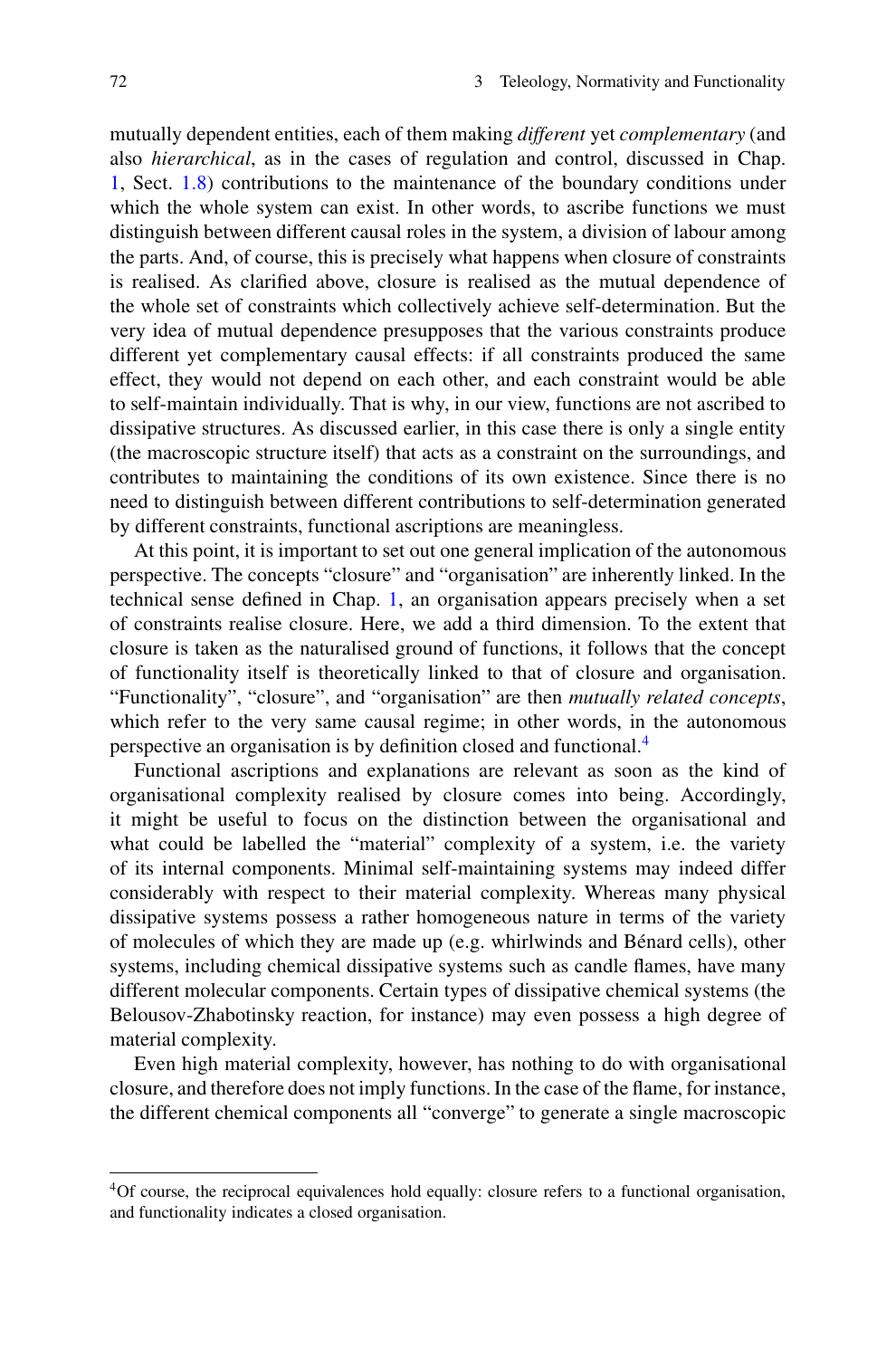mutually dependent entities, each of them making *different* yet *complementary* (and also *hierarchical*, as in the cases of regulation and control, discussed in Chap. 1, Sect. 1.8) contributions to the maintenance of the boundary conditions under which the whole system can exist. In other words, to ascribe functions we must distinguish between different causal roles in the system, a division of labour among the parts. And, of course, this is precisely what happens when closure of constraints is realised. As clarified above, closure is realised as the mutual dependence of the whole set of constraints which collectively achieve self-determination. But the very idea of mutual dependence presupposes that the various constraints produce different yet complementary causal effects: if all constraints produced the same effect, they would not depend on each other, and each constraint would be able to self-maintain individually. That is why, in our view, functions are not ascribed to dissipative structures. As discussed earlier, in this case there is only a single entity (the macroscopic structure itself) that acts as a constraint on the surroundings, and contributes to maintaining the conditions of its own existence. Since there is no need to distinguish between different contributions to self-determination generated by different constraints, functional ascriptions are meaningless.

At this point, it is important to set out one general implication of the autonomous perspective. The concepts "closure" and "organisation" are inherently linked. In the technical sense defined in Chap. 1, an organisation appears precisely when a set of constraints realise closure. Here, we add a third dimension. To the extent that closure is taken as the naturalised ground of functions, it follows that the concept of functionality itself is theoretically linked to that of closure and organisation. "Functionality", "closure", and "organisation" are then *mutually related concepts*, which refer to the very same causal regime; in other words, in the autonomous perspective an organisation is by definition closed and functional.[4]

Functional ascriptions and explanations are relevant as soon as the kind of organisational complexity realised by closure comes into being. Accordingly, it might be useful to focus on the distinction between the organisational and what could be labelled the "material" complexity of a system, i.e. the variety of its internal components. Minimal self-maintaining systems may indeed differ considerably with respect to their material complexity. Whereas many physical dissipative systems possess a rather homogeneous nature in terms of the variety of molecules of which they are made up (e.g. whirlwinds and Bénard cells), other systems, including chemical dissipative systems such as candle flames, have many different molecular components. Certain types of dissipative chemical systems (the Belousov-Zhabotinsky reaction, for instance) may even possess a high degree of material complexity.

Even high material complexity, however, has nothing to do with organisational closure, and therefore does not imply functions. In the case of the flame, for instance, the different chemical components all "converge" to generate a single macroscopic

---

[4] Of course, the reciprocal equivalences hold equally: closure refers to a functional organisation, and functionality indicates a closed organisation.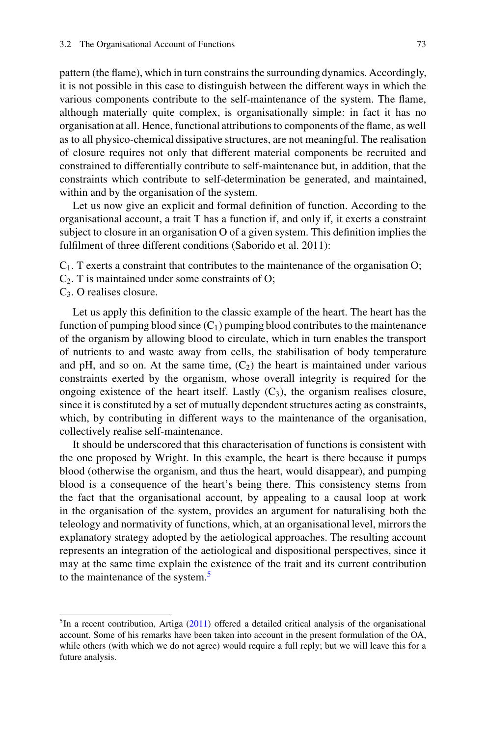pattern (the flame), which in turn constrains the surrounding dynamics. Accordingly, it is not possible in this case to distinguish between the different ways in which the various components contribute to the self-maintenance of the system. The flame, although materially quite complex, is organisationally simple: in fact it has no organisation at all. Hence, functional attributions to components of the flame, as well as to all physico-chemical dissipative structures, are not meaningful. The realisation of closure requires not only that different material components be recruited and constrained to differentially contribute to self-maintenance but, in addition, that the constraints which contribute to self-determination be generated, and maintained, within and by the organisation of the system.

Let us now give an explicit and formal definition of function. According to the organisational account, a trait T has a function if, and only if, it exerts a constraint subject to closure in an organisation O of a given system. This definition implies the fulfilment of three different conditions (Saborido et al. 2011):

$C_1$. T exerts a constraint that contributes to the maintenance of the organisation O;
$C_2$. T is maintained under some constraints of O;
$C_3$. O realises closure.

Let us apply this definition to the classic example of the heart. The heart has the function of pumping blood since ($C_1$) pumping blood contributes to the maintenance of the organism by allowing blood to circulate, which in turn enables the transport of nutrients to and waste away from cells, the stabilisation of body temperature and pH, and so on. At the same time, ($C_2$) the heart is maintained under various constraints exerted by the organism, whose overall integrity is required for the ongoing existence of the heart itself. Lastly ($C_3$), the organism realises closure, since it is constituted by a set of mutually dependent structures acting as constraints, which, by contributing in different ways to the maintenance of the organisation, collectively realise self-maintenance.

It should be underscored that this characterisation of functions is consistent with the one proposed by Wright. In this example, the heart is there because it pumps blood (otherwise the organism, and thus the heart, would disappear), and pumping blood is a consequence of the heart's being there. This consistency stems from the fact that the organisational account, by appealing to a causal loop at work in the organisation of the system, provides an argument for naturalising both the teleology and normativity of functions, which, at an organisational level, mirrors the explanatory strategy adopted by the aetiological approaches. The resulting account represents an integration of the aetiological and dispositional perspectives, since it may at the same time explain the existence of the trait and its current contribution to the maintenance of the system.[5]

[5]In a recent contribution, Artiga (2011) offered a detailed critical analysis of the organisational account. Some of his remarks have been taken into account in the present formulation of the OA, while others (with which we do not agree) would require a full reply; but we will leave this for a future analysis.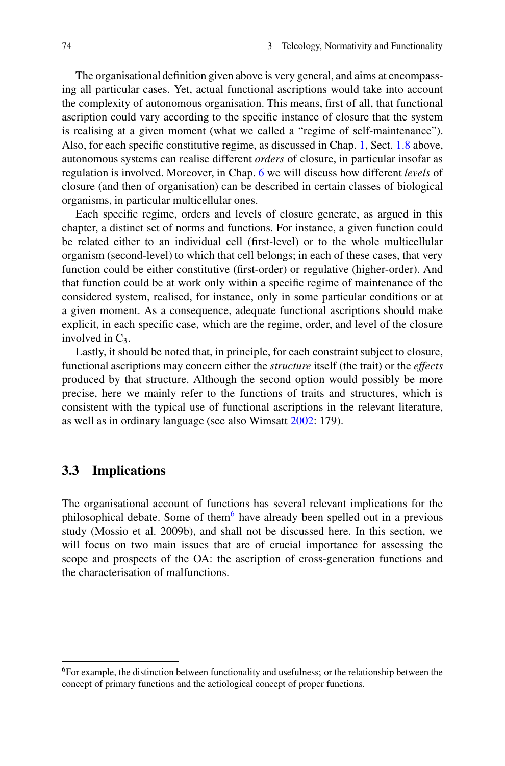The organisational definition given above is very general, and aims at encompassing all particular cases. Yet, actual functional ascriptions would take into account the complexity of autonomous organisation. This means, first of all, that functional ascription could vary according to the specific instance of closure that the system is realising at a given moment (what we called a "regime of self-maintenance"). Also, for each specific constitutive regime, as discussed in Chap. 1, Sect. 1.8 above, autonomous systems can realise different *orders* of closure, in particular insofar as regulation is involved. Moreover, in Chap. 6 we will discuss how different *levels* of closure (and then of organisation) can be described in certain classes of biological organisms, in particular multicellular ones.

Each specific regime, orders and levels of closure generate, as argued in this chapter, a distinct set of norms and functions. For instance, a given function could be related either to an individual cell (first-level) or to the whole multicellular organism (second-level) to which that cell belongs; in each of these cases, that very function could be either constitutive (first-order) or regulative (higher-order). And that function could be at work only within a specific regime of maintenance of the considered system, realised, for instance, only in some particular conditions or at a given moment. As a consequence, adequate functional ascriptions should make explicit, in each specific case, which are the regime, order, and level of the closure involved in $C_3$.

Lastly, it should be noted that, in principle, for each constraint subject to closure, functional ascriptions may concern either the *structure* itself (the trait) or the *effects* produced by that structure. Although the second option would possibly be more precise, here we mainly refer to the functions of traits and structures, which is consistent with the typical use of functional ascriptions in the relevant literature, as well as in ordinary language (see also Wimsatt 2002: 179).

## 3.3 Implications

The organisational account of functions has several relevant implications for the philosophical debate. Some of them[6] have already been spelled out in a previous study (Mossio et al. 2009b), and shall not be discussed here. In this section, we will focus on two main issues that are of crucial importance for assessing the scope and prospects of the OA: the ascription of cross-generation functions and the characterisation of malfunctions.

---

[6] For example, the distinction between functionality and usefulness; or the relationship between the concept of primary functions and the aetiological concept of proper functions.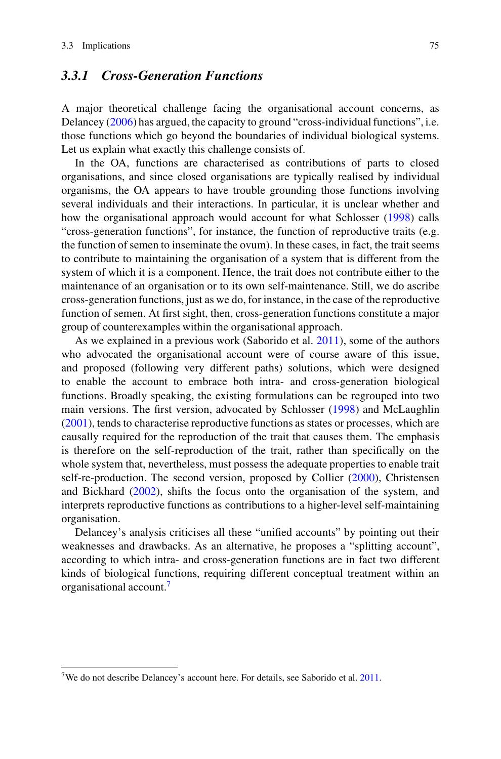### 3.3.1 Cross-Generation Functions

A major theoretical challenge facing the organisational account concerns, as Delancey (2006) has argued, the capacity to ground "cross-individual functions", i.e. those functions which go beyond the boundaries of individual biological systems. Let us explain what exactly this challenge consists of.

In the OA, functions are characterised as contributions of parts to closed organisations, and since closed organisations are typically realised by individual organisms, the OA appears to have trouble grounding those functions involving several individuals and their interactions. In particular, it is unclear whether and how the organisational approach would account for what Schlosser (1998) calls "cross-generation functions", for instance, the function of reproductive traits (e.g. the function of semen to inseminate the ovum). In these cases, in fact, the trait seems to contribute to maintaining the organisation of a system that is different from the system of which it is a component. Hence, the trait does not contribute either to the maintenance of an organisation or to its own self-maintenance. Still, we do ascribe cross-generation functions, just as we do, for instance, in the case of the reproductive function of semen. At first sight, then, cross-generation functions constitute a major group of counterexamples within the organisational approach.

As we explained in a previous work (Saborido et al. 2011), some of the authors who advocated the organisational account were of course aware of this issue, and proposed (following very different paths) solutions, which were designed to enable the account to embrace both intra- and cross-generation biological functions. Broadly speaking, the existing formulations can be regrouped into two main versions. The first version, advocated by Schlosser (1998) and McLaughlin (2001), tends to characterise reproductive functions as states or processes, which are causally required for the reproduction of the trait that causes them. The emphasis is therefore on the self-reproduction of the trait, rather than specifically on the whole system that, nevertheless, must possess the adequate properties to enable trait self-re-production. The second version, proposed by Collier (2000), Christensen and Bickhard (2002), shifts the focus onto the organisation of the system, and interprets reproductive functions as contributions to a higher-level self-maintaining organisation.

Delancey's analysis criticises all these "unified accounts" by pointing out their weaknesses and drawbacks. As an alternative, he proposes a "splitting account", according to which intra- and cross-generation functions are in fact two different kinds of biological functions, requiring different conceptual treatment within an organisational account.[7]

[7] We do not describe Delancey's account here. For details, see Saborido et al. 2011.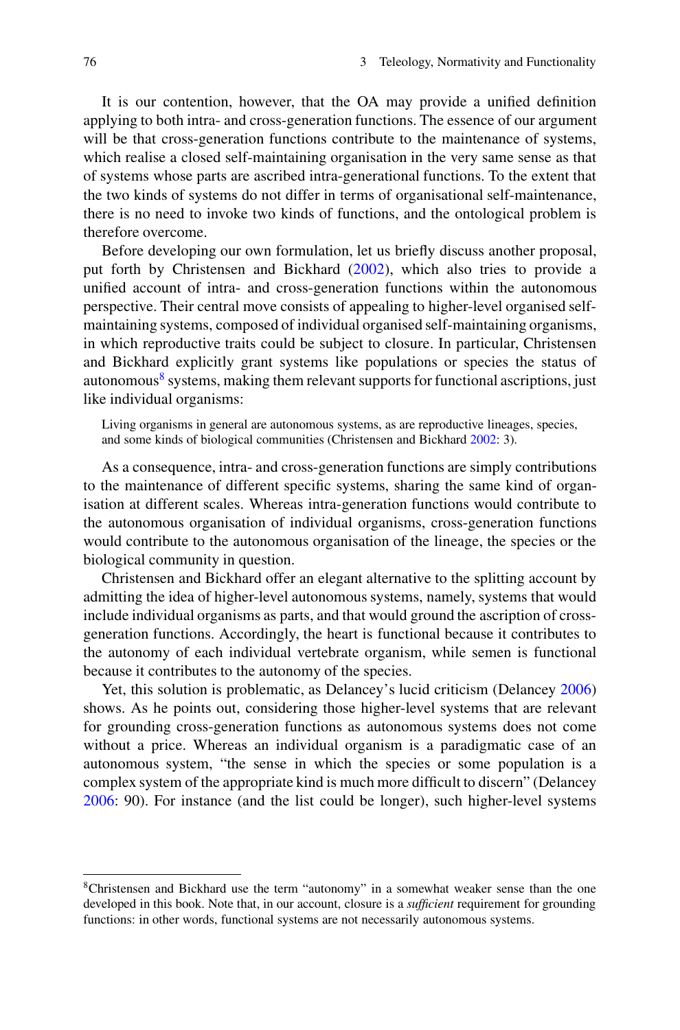It is our contention, however, that the OA may provide a unified definition applying to both intra- and cross-generation functions. The essence of our argument will be that cross-generation functions contribute to the maintenance of systems, which realise a closed self-maintaining organisation in the very same sense as that of systems whose parts are ascribed intra-generational functions. To the extent that the two kinds of systems do not differ in terms of organisational self-maintenance, there is no need to invoke two kinds of functions, and the ontological problem is therefore overcome.

Before developing our own formulation, let us briefly discuss another proposal, put forth by Christensen and Bickhard (2002), which also tries to provide a unified account of intra- and cross-generation functions within the autonomous perspective. Their central move consists of appealing to higher-level organised self-maintaining systems, composed of individual organised self-maintaining organisms, in which reproductive traits could be subject to closure. In particular, Christensen and Bickhard explicitly grant systems like populations or species the status of autonomous[8] systems, making them relevant supports for functional ascriptions, just like individual organisms:

> Living organisms in general are autonomous systems, as are reproductive lineages, species, and some kinds of biological communities (Christensen and Bickhard 2002: 3).

As a consequence, intra- and cross-generation functions are simply contributions to the maintenance of different specific systems, sharing the same kind of organisation at different scales. Whereas intra-generation functions would contribute to the autonomous organisation of individual organisms, cross-generation functions would contribute to the autonomous organisation of the lineage, the species or the biological community in question.

Christensen and Bickhard offer an elegant alternative to the splitting account by admitting the idea of higher-level autonomous systems, namely, systems that would include individual organisms as parts, and that would ground the ascription of cross-generation functions. Accordingly, the heart is functional because it contributes to the autonomy of each individual vertebrate organism, while semen is functional because it contributes to the autonomy of the species.

Yet, this solution is problematic, as Delancey's lucid criticism (Delancey 2006) shows. As he points out, considering those higher-level systems that are relevant for grounding cross-generation functions as autonomous systems does not come without a price. Whereas an individual organism is a paradigmatic case of an autonomous system, "the sense in which the species or some population is a complex system of the appropriate kind is much more difficult to discern" (Delancey 2006: 90). For instance (and the list could be longer), such higher-level systems

---

[8]Christensen and Bickhard use the term "autonomy" in a somewhat weaker sense than the one developed in this book. Note that, in our account, closure is a *sufficient* requirement for grounding functions: in other words, functional systems are not necessarily autonomous systems.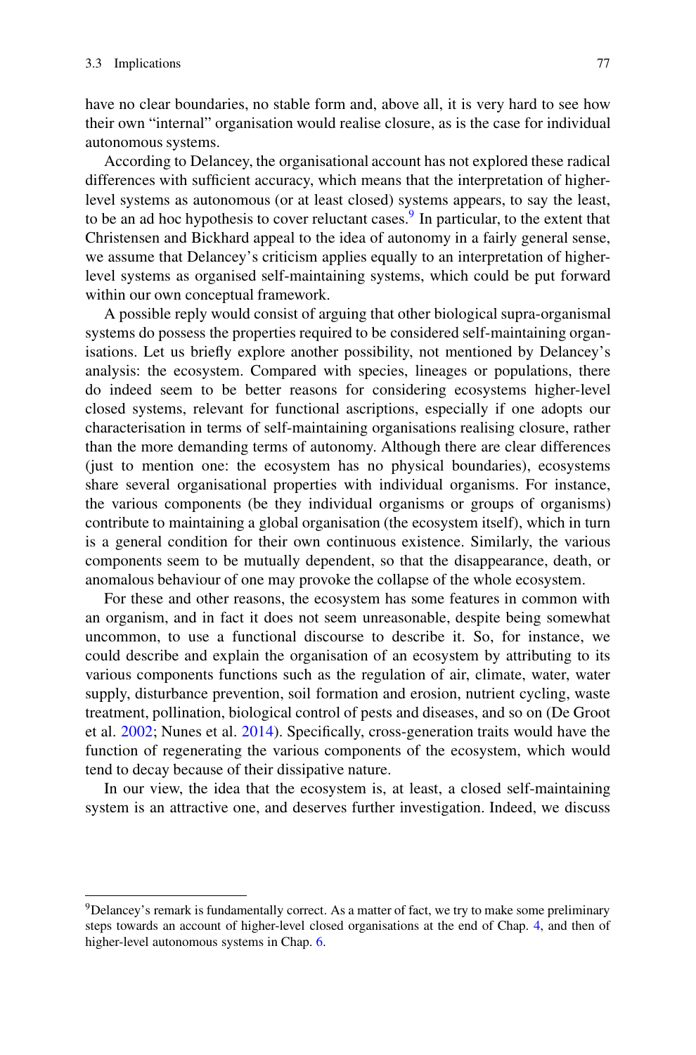have no clear boundaries, no stable form and, above all, it is very hard to see how their own "internal" organisation would realise closure, as is the case for individual autonomous systems.

According to Delancey, the organisational account has not explored these radical differences with sufficient accuracy, which means that the interpretation of higher-level systems as autonomous (or at least closed) systems appears, to say the least, to be an ad hoc hypothesis to cover reluctant cases.[9] In particular, to the extent that Christensen and Bickhard appeal to the idea of autonomy in a fairly general sense, we assume that Delancey's criticism applies equally to an interpretation of higher-level systems as organised self-maintaining systems, which could be put forward within our own conceptual framework.

A possible reply would consist of arguing that other biological supra-organismal systems do possess the properties required to be considered self-maintaining organisations. Let us briefly explore another possibility, not mentioned by Delancey's analysis: the ecosystem. Compared with species, lineages or populations, there do indeed seem to be better reasons for considering ecosystems higher-level closed systems, relevant for functional ascriptions, especially if one adopts our characterisation in terms of self-maintaining organisations realising closure, rather than the more demanding terms of autonomy. Although there are clear differences (just to mention one: the ecosystem has no physical boundaries), ecosystems share several organisational properties with individual organisms. For instance, the various components (be they individual organisms or groups of organisms) contribute to maintaining a global organisation (the ecosystem itself), which in turn is a general condition for their own continuous existence. Similarly, the various components seem to be mutually dependent, so that the disappearance, death, or anomalous behaviour of one may provoke the collapse of the whole ecosystem.

For these and other reasons, the ecosystem has some features in common with an organism, and in fact it does not seem unreasonable, despite being somewhat uncommon, to use a functional discourse to describe it. So, for instance, we could describe and explain the organisation of an ecosystem by attributing to its various components functions such as the regulation of air, climate, water, water supply, disturbance prevention, soil formation and erosion, nutrient cycling, waste treatment, pollination, biological control of pests and diseases, and so on (De Groot et al. 2002; Nunes et al. 2014). Specifically, cross-generation traits would have the function of regenerating the various components of the ecosystem, which would tend to decay because of their dissipative nature.

In our view, the idea that the ecosystem is, at least, a closed self-maintaining system is an attractive one, and deserves further investigation. Indeed, we discuss

---

[9] Delancey's remark is fundamentally correct. As a matter of fact, we try to make some preliminary steps towards an account of higher-level closed organisations at the end of Chap. 4, and then of higher-level autonomous systems in Chap. 6.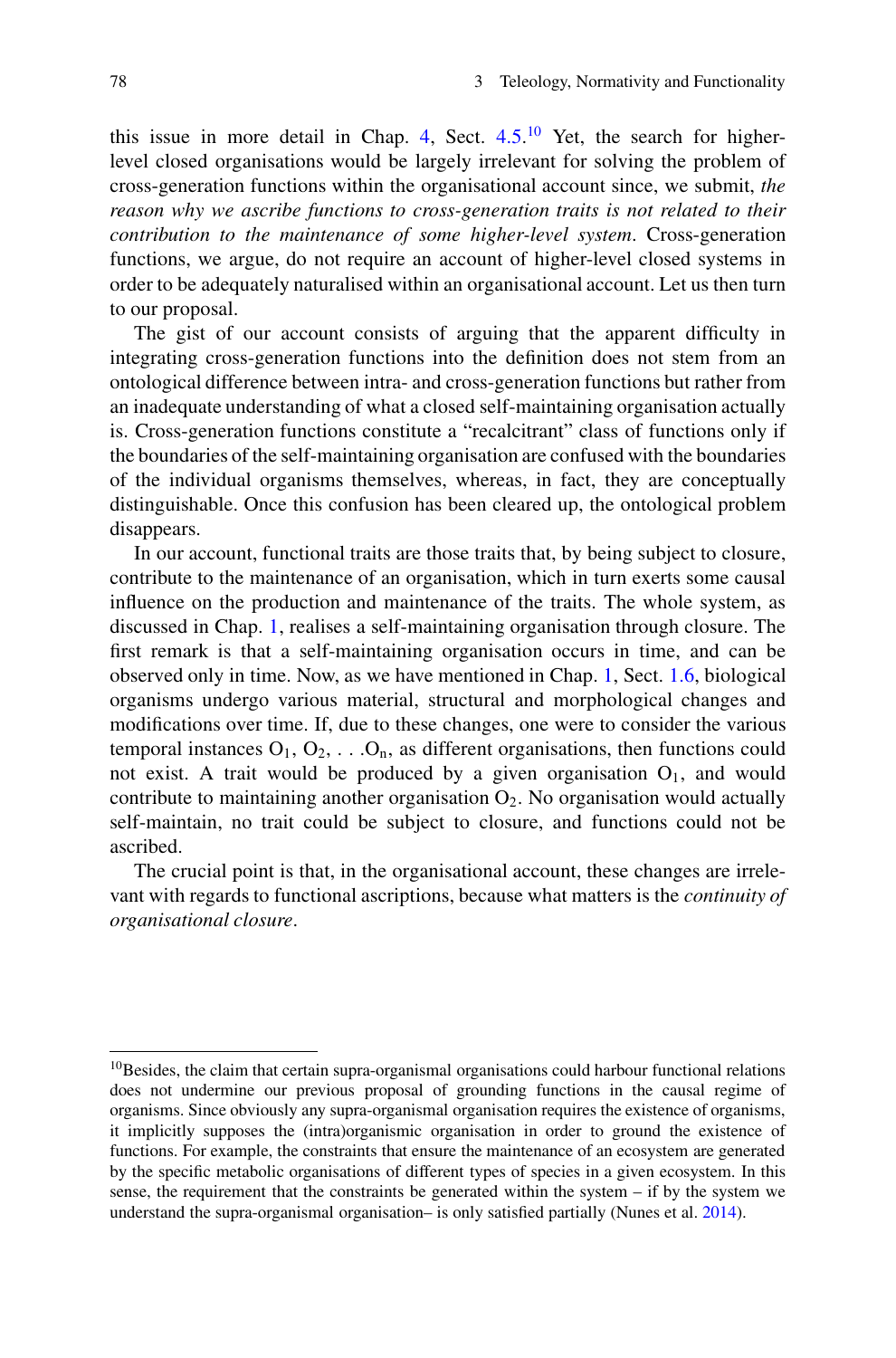this issue in more detail in Chap. 4, Sect. 4.5.[10] Yet, the search for higher-level closed organisations would be largely irrelevant for solving the problem of cross-generation functions within the organisational account since, we submit, *the reason why we ascribe functions to cross-generation traits is not related to their contribution to the maintenance of some higher-level system*. Cross-generation functions, we argue, do not require an account of higher-level closed systems in order to be adequately naturalised within an organisational account. Let us then turn to our proposal.

The gist of our account consists of arguing that the apparent difficulty in integrating cross-generation functions into the definition does not stem from an ontological difference between intra- and cross-generation functions but rather from an inadequate understanding of what a closed self-maintaining organisation actually is. Cross-generation functions constitute a "recalcitrant" class of functions only if the boundaries of the self-maintaining organisation are confused with the boundaries of the individual organisms themselves, whereas, in fact, they are conceptually distinguishable. Once this confusion has been cleared up, the ontological problem disappears.

In our account, functional traits are those traits that, by being subject to closure, contribute to the maintenance of an organisation, which in turn exerts some causal influence on the production and maintenance of the traits. The whole system, as discussed in Chap. 1, realises a self-maintaining organisation through closure. The first remark is that a self-maintaining organisation occurs in time, and can be observed only in time. Now, as we have mentioned in Chap. 1, Sect. 1.6, biological organisms undergo various material, structural and morphological changes and modifications over time. If, due to these changes, one were to consider the various temporal instances $O_1$, $O_2$, . . .$O_n$, as different organisations, then functions could not exist. A trait would be produced by a given organisation $O_1$, and would contribute to maintaining another organisation $O_2$. No organisation would actually self-maintain, no trait could be subject to closure, and functions could not be ascribed.

The crucial point is that, in the organisational account, these changes are irrelevant with regards to functional ascriptions, because what matters is the *continuity of organisational closure*.

[10]Besides, the claim that certain supra-organismal organisations could harbour functional relations does not undermine our previous proposal of grounding functions in the causal regime of organisms. Since obviously any supra-organismal organisation requires the existence of organisms, it implicitly supposes the (intra)organismic organisation in order to ground the existence of functions. For example, the constraints that ensure the maintenance of an ecosystem are generated by the specific metabolic organisations of different types of species in a given ecosystem. In this sense, the requirement that the constraints be generated within the system – if by the system we understand the supra-organismal organisation– is only satisfied partially (Nunes et al. 2014).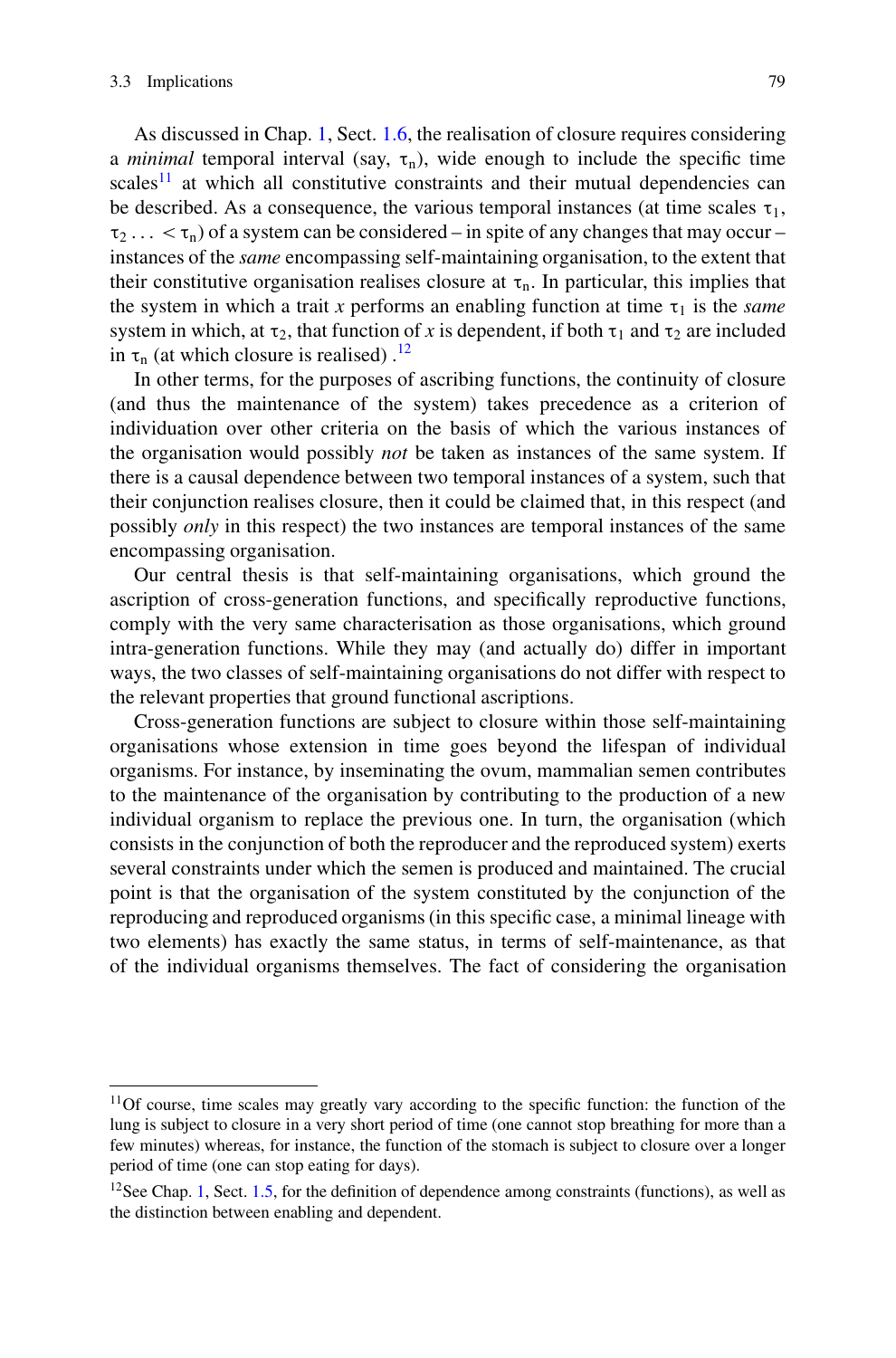As discussed in Chap. 1, Sect. 1.6, the realisation of closure requires considering a *minimal* temporal interval (say, $\tau_n$), wide enough to include the specific time scales[11] at which all constitutive constraints and their mutual dependencies can be described. As a consequence, the various temporal instances (at time scales $\tau_1$, $\tau_2 \ldots < \tau_n$) of a system can be considered – in spite of any changes that may occur – instances of the *same* encompassing self-maintaining organisation, to the extent that their constitutive organisation realises closure at $\tau_n$. In particular, this implies that the system in which a trait *x* performs an enabling function at time $\tau_1$ is the *same* system in which, at $\tau_2$, that function of *x* is dependent, if both $\tau_1$ and $\tau_2$ are included in $\tau_n$ (at which closure is realised) .[12]

In other terms, for the purposes of ascribing functions, the continuity of closure (and thus the maintenance of the system) takes precedence as a criterion of individuation over other criteria on the basis of which the various instances of the organisation would possibly *not* be taken as instances of the same system. If there is a causal dependence between two temporal instances of a system, such that their conjunction realises closure, then it could be claimed that, in this respect (and possibly *only* in this respect) the two instances are temporal instances of the same encompassing organisation.

Our central thesis is that self-maintaining organisations, which ground the ascription of cross-generation functions, and specifically reproductive functions, comply with the very same characterisation as those organisations, which ground intra-generation functions. While they may (and actually do) differ in important ways, the two classes of self-maintaining organisations do not differ with respect to the relevant properties that ground functional ascriptions.

Cross-generation functions are subject to closure within those self-maintaining organisations whose extension in time goes beyond the lifespan of individual organisms. For instance, by inseminating the ovum, mammalian semen contributes to the maintenance of the organisation by contributing to the production of a new individual organism to replace the previous one. In turn, the organisation (which consists in the conjunction of both the reproducer and the reproduced system) exerts several constraints under which the semen is produced and maintained. The crucial point is that the organisation of the system constituted by the conjunction of the reproducing and reproduced organisms (in this specific case, a minimal lineage with two elements) has exactly the same status, in terms of self-maintenance, as that of the individual organisms themselves. The fact of considering the organisation

---

[11] Of course, time scales may greatly vary according to the specific function: the function of the lung is subject to closure in a very short period of time (one cannot stop breathing for more than a few minutes) whereas, for instance, the function of the stomach is subject to closure over a longer period of time (one can stop eating for days).

[12] See Chap. 1, Sect. 1.5, for the definition of dependence among constraints (functions), as well as the distinction between enabling and dependent.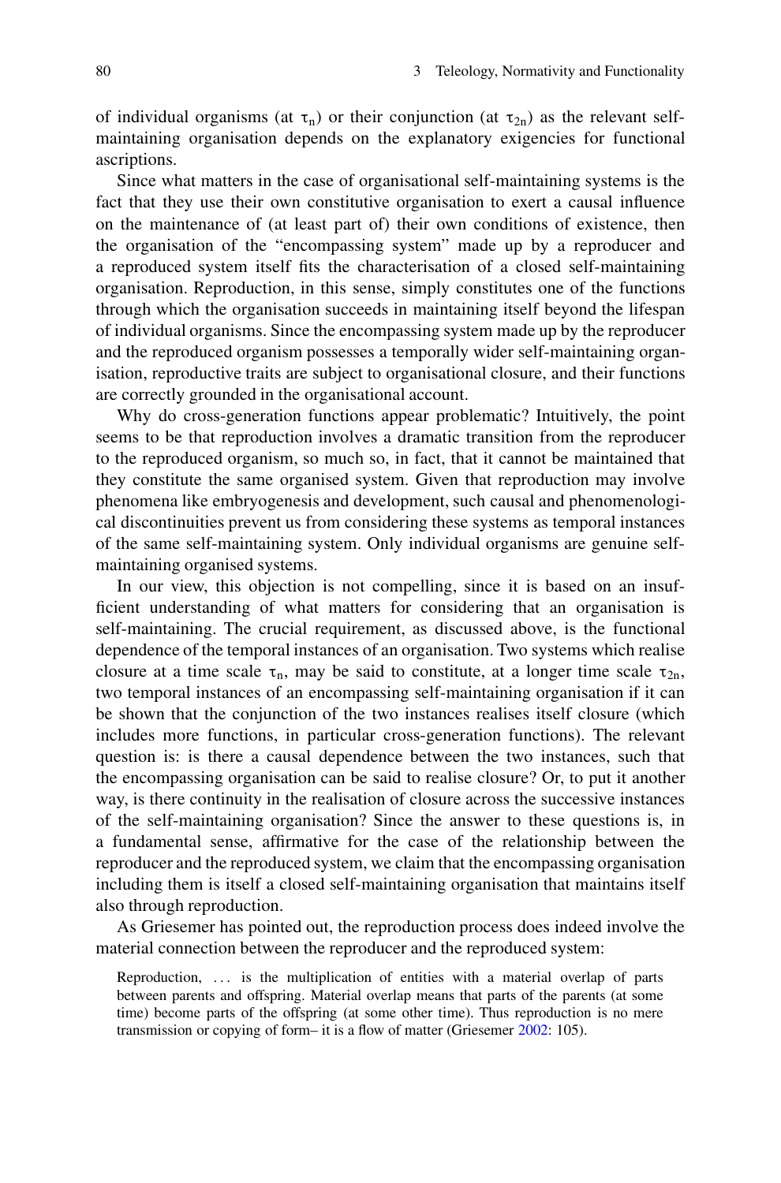of individual organisms (at $\tau_n$) or their conjunction (at $\tau_{2n}$) as the relevant self-maintaining organisation depends on the explanatory exigencies for functional ascriptions.

Since what matters in the case of organisational self-maintaining systems is the fact that they use their own constitutive organisation to exert a causal influence on the maintenance of (at least part of) their own conditions of existence, then the organisation of the "encompassing system" made up by a reproducer and a reproduced system itself fits the characterisation of a closed self-maintaining organisation. Reproduction, in this sense, simply constitutes one of the functions through which the organisation succeeds in maintaining itself beyond the lifespan of individual organisms. Since the encompassing system made up by the reproducer and the reproduced organism possesses a temporally wider self-maintaining organisation, reproductive traits are subject to organisational closure, and their functions are correctly grounded in the organisational account.

Why do cross-generation functions appear problematic? Intuitively, the point seems to be that reproduction involves a dramatic transition from the reproducer to the reproduced organism, so much so, in fact, that it cannot be maintained that they constitute the same organised system. Given that reproduction may involve phenomena like embryogenesis and development, such causal and phenomenological discontinuities prevent us from considering these systems as temporal instances of the same self-maintaining system. Only individual organisms are genuine self-maintaining organised systems.

In our view, this objection is not compelling, since it is based on an insufficient understanding of what matters for considering that an organisation is self-maintaining. The crucial requirement, as discussed above, is the functional dependence of the temporal instances of an organisation. Two systems which realise closure at a time scale $\tau_n$, may be said to constitute, at a longer time scale $\tau_{2n}$, two temporal instances of an encompassing self-maintaining organisation if it can be shown that the conjunction of the two instances realises itself closure (which includes more functions, in particular cross-generation functions). The relevant question is: is there a causal dependence between the two instances, such that the encompassing organisation can be said to realise closure? Or, to put it another way, is there continuity in the realisation of closure across the successive instances of the self-maintaining organisation? Since the answer to these questions is, in a fundamental sense, affirmative for the case of the relationship between the reproducer and the reproduced system, we claim that the encompassing organisation including them is itself a closed self-maintaining organisation that maintains itself also through reproduction.

As Griesemer has pointed out, the reproduction process does indeed involve the material connection between the reproducer and the reproduced system:

> Reproduction, ... is the multiplication of entities with a material overlap of parts between parents and offspring. Material overlap means that parts of the parents (at some time) become parts of the offspring (at some other time). Thus reproduction is no mere transmission or copying of form– it is a flow of matter (Griesemer 2002: 105).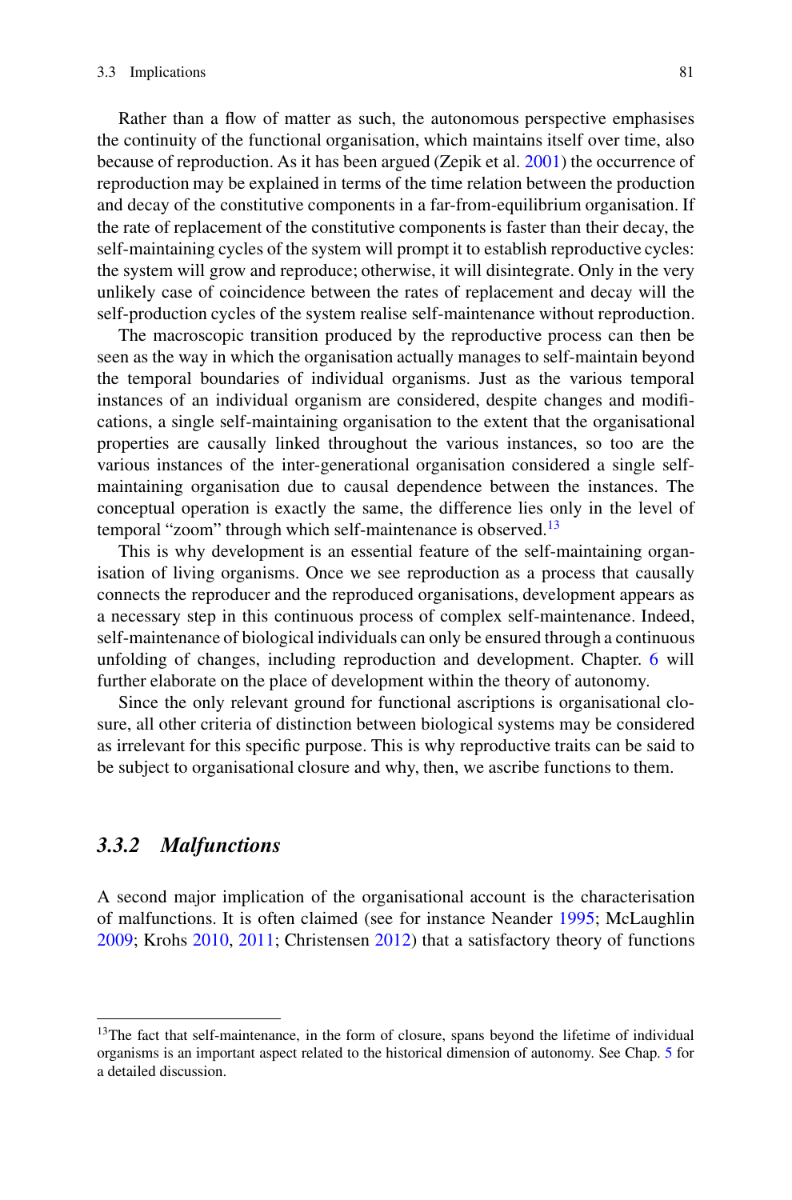Rather than a flow of matter as such, the autonomous perspective emphasises the continuity of the functional organisation, which maintains itself over time, also because of reproduction. As it has been argued (Zepik et al. 2001) the occurrence of reproduction may be explained in terms of the time relation between the production and decay of the constitutive components in a far-from-equilibrium organisation. If the rate of replacement of the constitutive components is faster than their decay, the self-maintaining cycles of the system will prompt it to establish reproductive cycles: the system will grow and reproduce; otherwise, it will disintegrate. Only in the very unlikely case of coincidence between the rates of replacement and decay will the self-production cycles of the system realise self-maintenance without reproduction.

The macroscopic transition produced by the reproductive process can then be seen as the way in which the organisation actually manages to self-maintain beyond the temporal boundaries of individual organisms. Just as the various temporal instances of an individual organism are considered, despite changes and modifications, a single self-maintaining organisation to the extent that the organisational properties are causally linked throughout the various instances, so too are the various instances of the inter-generational organisation considered a single self-maintaining organisation due to causal dependence between the instances. The conceptual operation is exactly the same, the difference lies only in the level of temporal "zoom" through which self-maintenance is observed.[13]

This is why development is an essential feature of the self-maintaining organisation of living organisms. Once we see reproduction as a process that causally connects the reproducer and the reproduced organisations, development appears as a necessary step in this continuous process of complex self-maintenance. Indeed, self-maintenance of biological individuals can only be ensured through a continuous unfolding of changes, including reproduction and development. Chapter. 6 will further elaborate on the place of development within the theory of autonomy.

Since the only relevant ground for functional ascriptions is organisational closure, all other criteria of distinction between biological systems may be considered as irrelevant for this specific purpose. This is why reproductive traits can be said to be subject to organisational closure and why, then, we ascribe functions to them.

### *3.3.2 Malfunctions*

A second major implication of the organisational account is the characterisation of malfunctions. It is often claimed (see for instance Neander 1995; McLaughlin 2009; Krohs 2010, 2011; Christensen 2012) that a satisfactory theory of functions

---

[13]The fact that self-maintenance, in the form of closure, spans beyond the lifetime of individual organisms is an important aspect related to the historical dimension of autonomy. See Chap. 5 for a detailed discussion.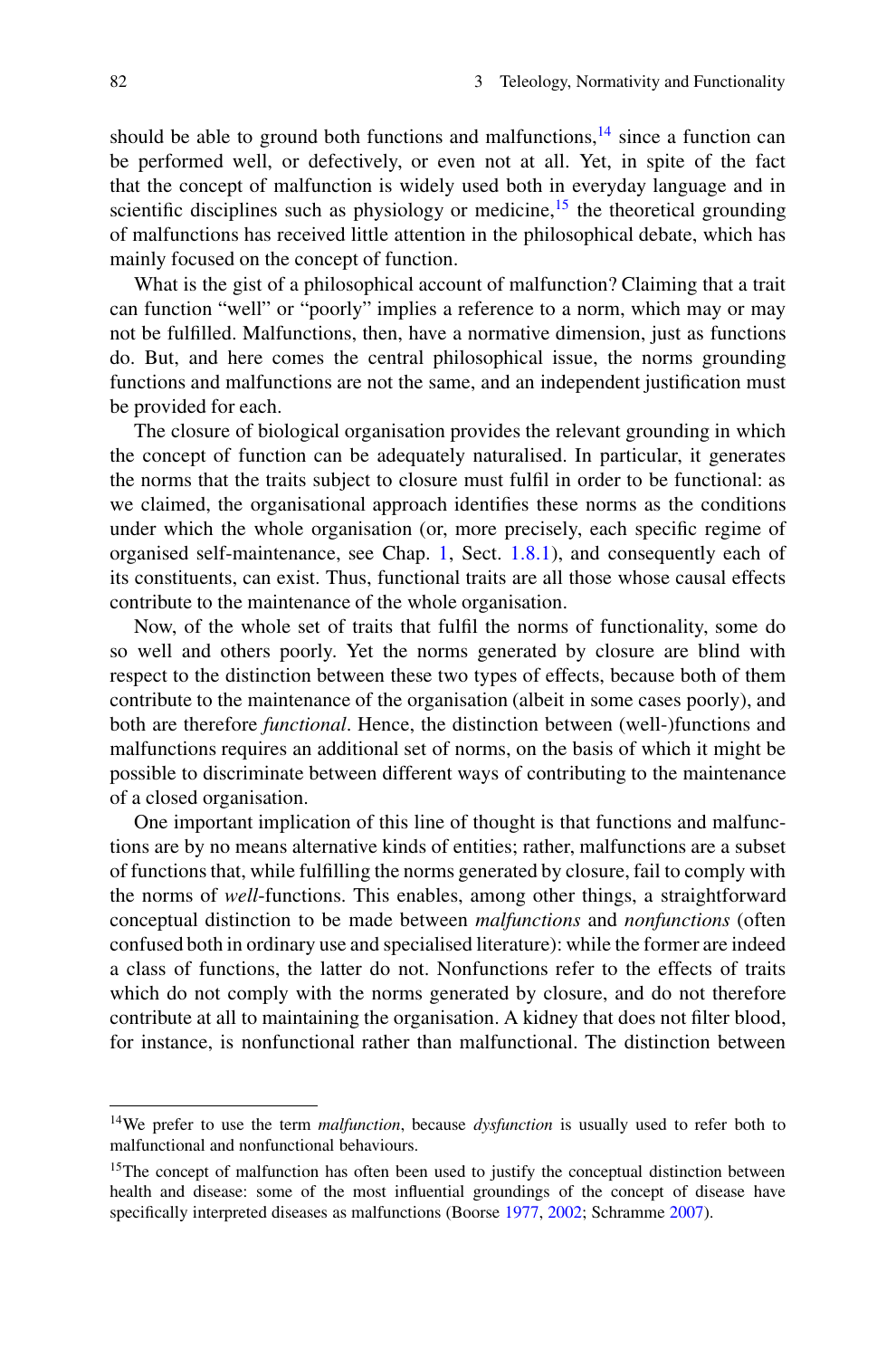should be able to ground both functions and malfunctions,[14] since a function can be performed well, or defectively, or even not at all. Yet, in spite of the fact that the concept of malfunction is widely used both in everyday language and in scientific disciplines such as physiology or medicine,[15] the theoretical grounding of malfunctions has received little attention in the philosophical debate, which has mainly focused on the concept of function.

What is the gist of a philosophical account of malfunction? Claiming that a trait can function "well" or "poorly" implies a reference to a norm, which may or may not be fulfilled. Malfunctions, then, have a normative dimension, just as functions do. But, and here comes the central philosophical issue, the norms grounding functions and malfunctions are not the same, and an independent justification must be provided for each.

The closure of biological organisation provides the relevant grounding in which the concept of function can be adequately naturalised. In particular, it generates the norms that the traits subject to closure must fulfil in order to be functional: as we claimed, the organisational approach identifies these norms as the conditions under which the whole organisation (or, more precisely, each specific regime of organised self-maintenance, see Chap. 1, Sect. 1.8.1), and consequently each of its constituents, can exist. Thus, functional traits are all those whose causal effects contribute to the maintenance of the whole organisation.

Now, of the whole set of traits that fulfil the norms of functionality, some do so well and others poorly. Yet the norms generated by closure are blind with respect to the distinction between these two types of effects, because both of them contribute to the maintenance of the organisation (albeit in some cases poorly), and both are therefore *functional*. Hence, the distinction between (well-)functions and malfunctions requires an additional set of norms, on the basis of which it might be possible to discriminate between different ways of contributing to the maintenance of a closed organisation.

One important implication of this line of thought is that functions and malfunctions are by no means alternative kinds of entities; rather, malfunctions are a subset of functions that, while fulfilling the norms generated by closure, fail to comply with the norms of *well*-functions. This enables, among other things, a straightforward conceptual distinction to be made between *malfunctions* and *nonfunctions* (often confused both in ordinary use and specialised literature): while the former are indeed a class of functions, the latter do not. Nonfunctions refer to the effects of traits which do not comply with the norms generated by closure, and do not therefore contribute at all to maintaining the organisation. A kidney that does not filter blood, for instance, is nonfunctional rather than malfunctional. The distinction between

[14] We prefer to use the term *malfunction*, because *dysfunction* is usually used to refer both to malfunctional and nonfunctional behaviours.

[15] The concept of malfunction has often been used to justify the conceptual distinction between health and disease: some of the most influential groundings of the concept of disease have specifically interpreted diseases as malfunctions (Boorse 1977, 2002; Schramme 2007).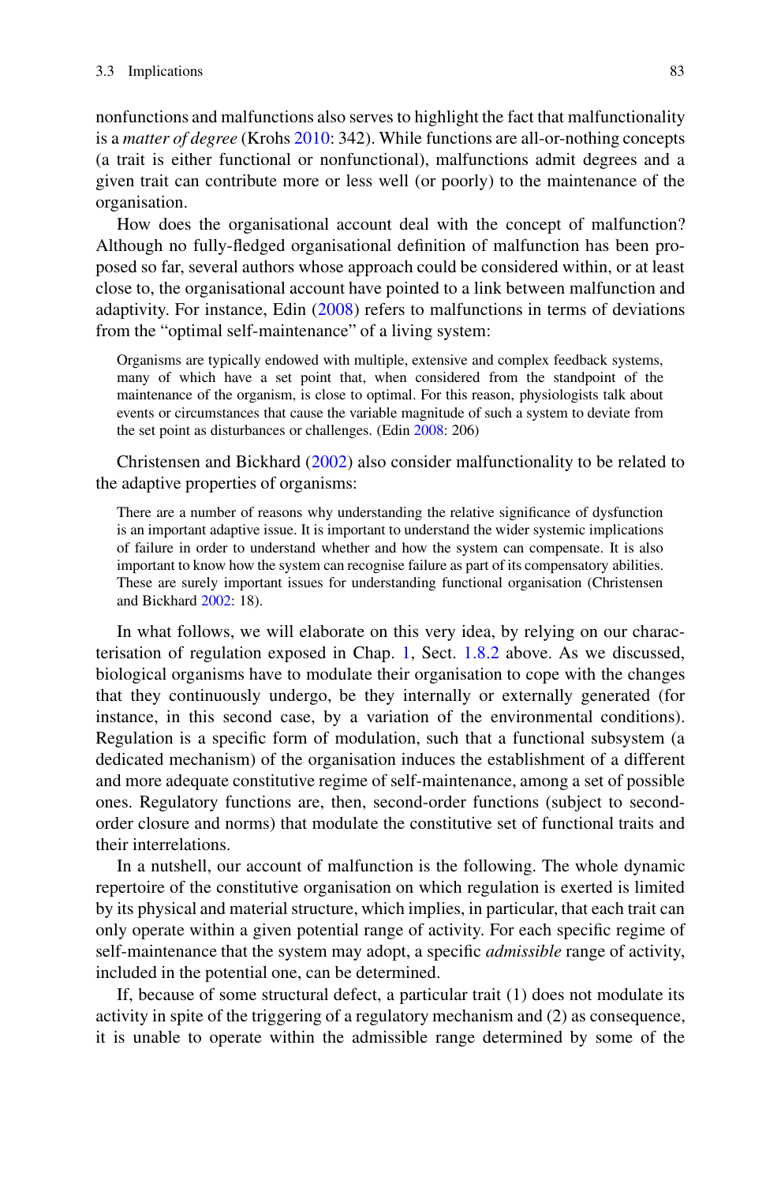nonfunctions and malfunctions also serves to highlight the fact that malfunctionality is a *matter of degree* (Krohs 2010: 342). While functions are all-or-nothing concepts (a trait is either functional or nonfunctional), malfunctions admit degrees and a given trait can contribute more or less well (or poorly) to the maintenance of the organisation.

How does the organisational account deal with the concept of malfunction? Although no fully-fledged organisational definition of malfunction has been proposed so far, several authors whose approach could be considered within, or at least close to, the organisational account have pointed to a link between malfunction and adaptivity. For instance, Edin (2008) refers to malfunctions in terms of deviations from the "optimal self-maintenance" of a living system:

> Organisms are typically endowed with multiple, extensive and complex feedback systems, many of which have a set point that, when considered from the standpoint of the maintenance of the organism, is close to optimal. For this reason, physiologists talk about events or circumstances that cause the variable magnitude of such a system to deviate from the set point as disturbances or challenges. (Edin 2008: 206)

Christensen and Bickhard (2002) also consider malfunctionality to be related to the adaptive properties of organisms:

> There are a number of reasons why understanding the relative significance of dysfunction is an important adaptive issue. It is important to understand the wider systemic implications of failure in order to understand whether and how the system can compensate. It is also important to know how the system can recognise failure as part of its compensatory abilities. These are surely important issues for understanding functional organisation (Christensen and Bickhard 2002: 18).

In what follows, we will elaborate on this very idea, by relying on our characterisation of regulation exposed in Chap. 1, Sect. 1.8.2 above. As we discussed, biological organisms have to modulate their organisation to cope with the changes that they continuously undergo, be they internally or externally generated (for instance, in this second case, by a variation of the environmental conditions). Regulation is a specific form of modulation, such that a functional subsystem (a dedicated mechanism) of the organisation induces the establishment of a different and more adequate constitutive regime of self-maintenance, among a set of possible ones. Regulatory functions are, then, second-order functions (subject to second-order closure and norms) that modulate the constitutive set of functional traits and their interrelations.

In a nutshell, our account of malfunction is the following. The whole dynamic repertoire of the constitutive organisation on which regulation is exerted is limited by its physical and material structure, which implies, in particular, that each trait can only operate within a given potential range of activity. For each specific regime of self-maintenance that the system may adopt, a specific *admissible* range of activity, included in the potential one, can be determined.

If, because of some structural defect, a particular trait (1) does not modulate its activity in spite of the triggering of a regulatory mechanism and (2) as consequence, it is unable to operate within the admissible range determined by some of the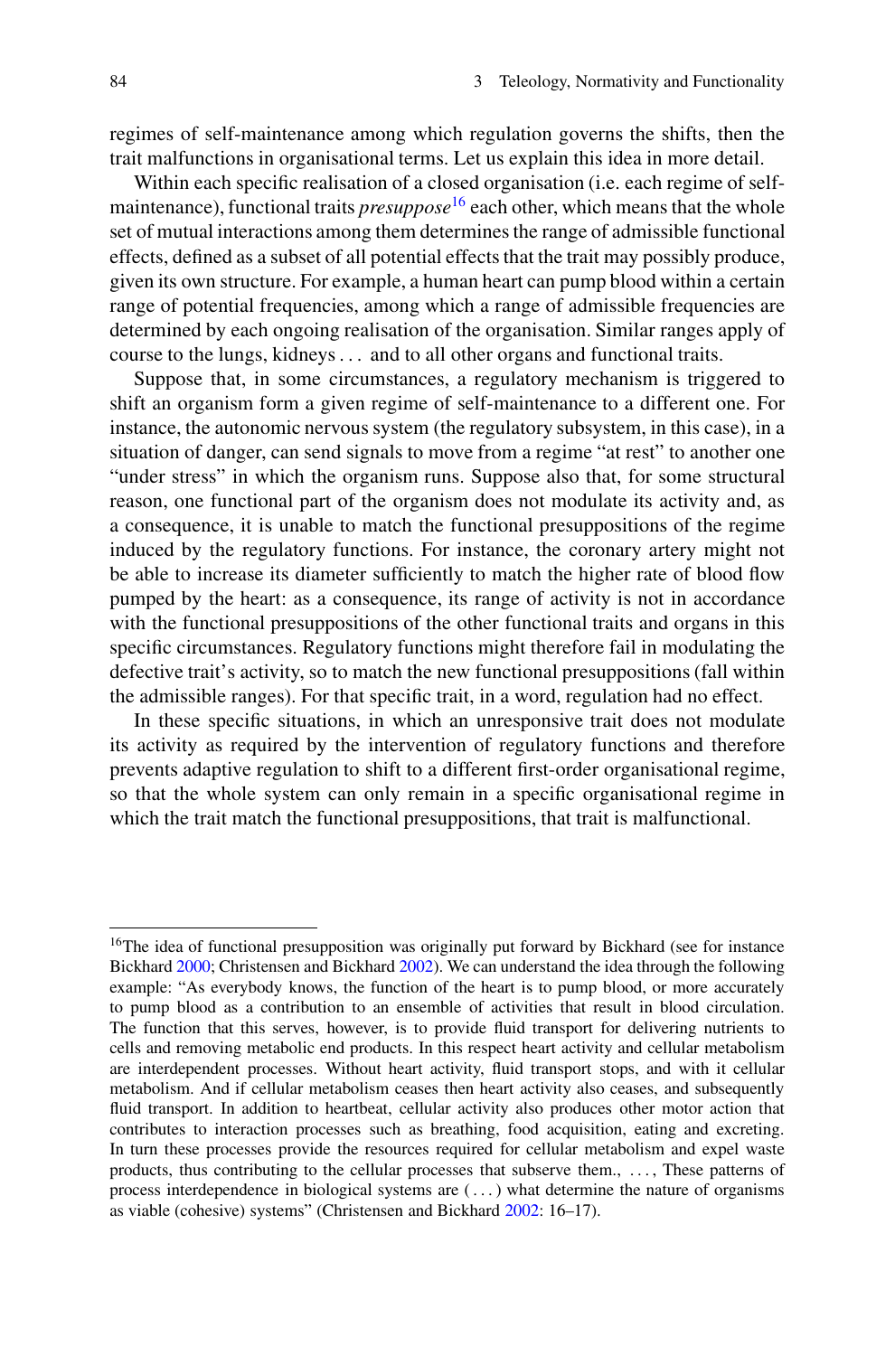regimes of self-maintenance among which regulation governs the shifts, then the trait malfunctions in organisational terms. Let us explain this idea in more detail.

Within each specific realisation of a closed organisation (i.e. each regime of self-maintenance), functional traits *presuppose*[16] each other, which means that the whole set of mutual interactions among them determines the range of admissible functional effects, defined as a subset of all potential effects that the trait may possibly produce, given its own structure. For example, a human heart can pump blood within a certain range of potential frequencies, among which a range of admissible frequencies are determined by each ongoing realisation of the organisation. Similar ranges apply of course to the lungs, kidneys . . . and to all other organs and functional traits.

Suppose that, in some circumstances, a regulatory mechanism is triggered to shift an organism form a given regime of self-maintenance to a different one. For instance, the autonomic nervous system (the regulatory subsystem, in this case), in a situation of danger, can send signals to move from a regime "at rest" to another one "under stress" in which the organism runs. Suppose also that, for some structural reason, one functional part of the organism does not modulate its activity and, as a consequence, it is unable to match the functional presuppositions of the regime induced by the regulatory functions. For instance, the coronary artery might not be able to increase its diameter sufficiently to match the higher rate of blood flow pumped by the heart: as a consequence, its range of activity is not in accordance with the functional presuppositions of the other functional traits and organs in this specific circumstances. Regulatory functions might therefore fail in modulating the defective trait's activity, so to match the new functional presuppositions (fall within the admissible ranges). For that specific trait, in a word, regulation had no effect.

In these specific situations, in which an unresponsive trait does not modulate its activity as required by the intervention of regulatory functions and therefore prevents adaptive regulation to shift to a different first-order organisational regime, so that the whole system can only remain in a specific organisational regime in which the trait match the functional presuppositions, that trait is malfunctional.

---

[16]The idea of functional presupposition was originally put forward by Bickhard (see for instance Bickhard 2000; Christensen and Bickhard 2002). We can understand the idea through the following example: "As everybody knows, the function of the heart is to pump blood, or more accurately to pump blood as a contribution to an ensemble of activities that result in blood circulation. The function that this serves, however, is to provide fluid transport for delivering nutrients to cells and removing metabolic end products. In this respect heart activity and cellular metabolism are interdependent processes. Without heart activity, fluid transport stops, and with it cellular metabolism. And if cellular metabolism ceases then heart activity also ceases, and subsequently fluid transport. In addition to heartbeat, cellular activity also produces other motor action that contributes to interaction processes such as breathing, food acquisition, eating and excreting. In turn these processes provide the resources required for cellular metabolism and expel waste products, thus contributing to the cellular processes that subserve them., . . . , These patterns of process interdependence in biological systems are ( . . . ) what determine the nature of organisms as viable (cohesive) systems" (Christensen and Bickhard 2002: 16–17).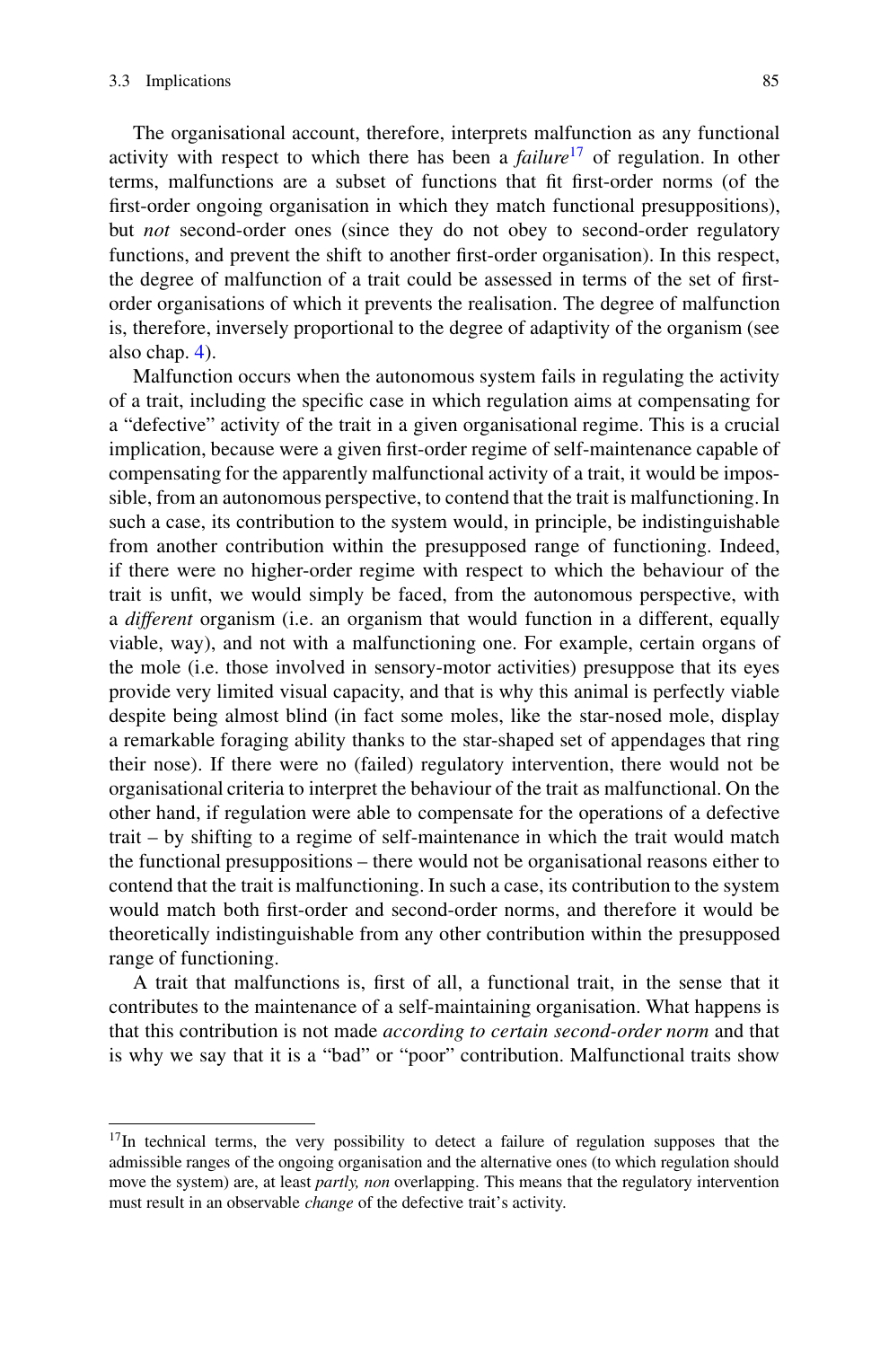The organisational account, therefore, interprets malfunction as any functional activity with respect to which there has been a *failure*[17] of regulation. In other terms, malfunctions are a subset of functions that fit first-order norms (of the first-order ongoing organisation in which they match functional presuppositions), but *not* second-order ones (since they do not obey to second-order regulatory functions, and prevent the shift to another first-order organisation). In this respect, the degree of malfunction of a trait could be assessed in terms of the set of first-order organisations of which it prevents the realisation. The degree of malfunction is, therefore, inversely proportional to the degree of adaptivity of the organism (see also chap. 4).

Malfunction occurs when the autonomous system fails in regulating the activity of a trait, including the specific case in which regulation aims at compensating for a "defective" activity of the trait in a given organisational regime. This is a crucial implication, because were a given first-order regime of self-maintenance capable of compensating for the apparently malfunctional activity of a trait, it would be impossible, from an autonomous perspective, to contend that the trait is malfunctioning. In such a case, its contribution to the system would, in principle, be indistinguishable from another contribution within the presupposed range of functioning. Indeed, if there were no higher-order regime with respect to which the behaviour of the trait is unfit, we would simply be faced, from the autonomous perspective, with a *different* organism (i.e. an organism that would function in a different, equally viable, way), and not with a malfunctioning one. For example, certain organs of the mole (i.e. those involved in sensory-motor activities) presuppose that its eyes provide very limited visual capacity, and that is why this animal is perfectly viable despite being almost blind (in fact some moles, like the star-nosed mole, display a remarkable foraging ability thanks to the star-shaped set of appendages that ring their nose). If there were no (failed) regulatory intervention, there would not be organisational criteria to interpret the behaviour of the trait as malfunctional. On the other hand, if regulation were able to compensate for the operations of a defective trait – by shifting to a regime of self-maintenance in which the trait would match the functional presuppositions – there would not be organisational reasons either to contend that the trait is malfunctioning. In such a case, its contribution to the system would match both first-order and second-order norms, and therefore it would be theoretically indistinguishable from any other contribution within the presupposed range of functioning.

A trait that malfunctions is, first of all, a functional trait, in the sense that it contributes to the maintenance of a self-maintaining organisation. What happens is that this contribution is not made *according to certain second-order norm* and that is why we say that it is a "bad" or "poor" contribution. Malfunctional traits show

[17] In technical terms, the very possibility to detect a failure of regulation supposes that the admissible ranges of the ongoing organisation and the alternative ones (to which regulation should move the system) are, at least *partly, non* overlapping. This means that the regulatory intervention must result in an observable *change* of the defective trait's activity.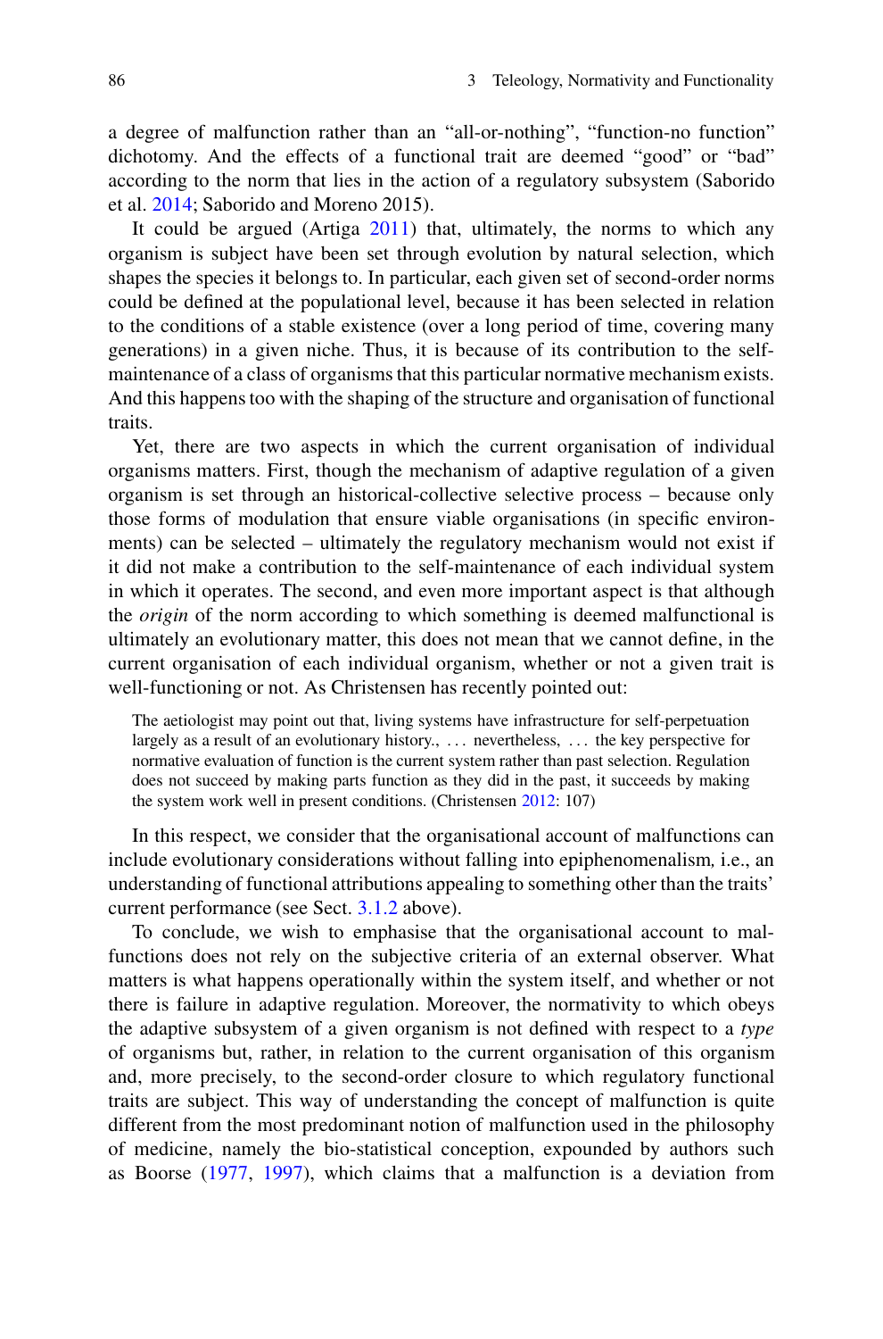a degree of malfunction rather than an "all-or-nothing", "function-no function" dichotomy. And the effects of a functional trait are deemed "good" or "bad" according to the norm that lies in the action of a regulatory subsystem (Saborido et al. 2014; Saborido and Moreno 2015).

It could be argued (Artiga 2011) that, ultimately, the norms to which any organism is subject have been set through evolution by natural selection, which shapes the species it belongs to. In particular, each given set of second-order norms could be defined at the populational level, because it has been selected in relation to the conditions of a stable existence (over a long period of time, covering many generations) in a given niche. Thus, it is because of its contribution to the self-maintenance of a class of organisms that this particular normative mechanism exists. And this happens too with the shaping of the structure and organisation of functional traits.

Yet, there are two aspects in which the current organisation of individual organisms matters. First, though the mechanism of adaptive regulation of a given organism is set through an historical-collective selective process – because only those forms of modulation that ensure viable organisations (in specific environments) can be selected – ultimately the regulatory mechanism would not exist if it did not make a contribution to the self-maintenance of each individual system in which it operates. The second, and even more important aspect is that although the *origin* of the norm according to which something is deemed malfunctional is ultimately an evolutionary matter, this does not mean that we cannot define, in the current organisation of each individual organism, whether or not a given trait is well-functioning or not. As Christensen has recently pointed out:

> The aetiologist may point out that, living systems have infrastructure for self-perpetuation largely as a result of an evolutionary history., … nevertheless, … the key perspective for normative evaluation of function is the current system rather than past selection. Regulation does not succeed by making parts function as they did in the past, it succeeds by making the system work well in present conditions. (Christensen 2012: 107)

In this respect, we consider that the organisational account of malfunctions can include evolutionary considerations without falling into epiphenomenalism*,* i.e., an understanding of functional attributions appealing to something other than the traits' current performance (see Sect. 3.1.2 above).

To conclude, we wish to emphasise that the organisational account to malfunctions does not rely on the subjective criteria of an external observer. What matters is what happens operationally within the system itself, and whether or not there is failure in adaptive regulation. Moreover, the normativity to which obeys the adaptive subsystem of a given organism is not defined with respect to a *type* of organisms but, rather, in relation to the current organisation of this organism and, more precisely, to the second-order closure to which regulatory functional traits are subject. This way of understanding the concept of malfunction is quite different from the most predominant notion of malfunction used in the philosophy of medicine, namely the bio-statistical conception, expounded by authors such as Boorse (1977, 1997), which claims that a malfunction is a deviation from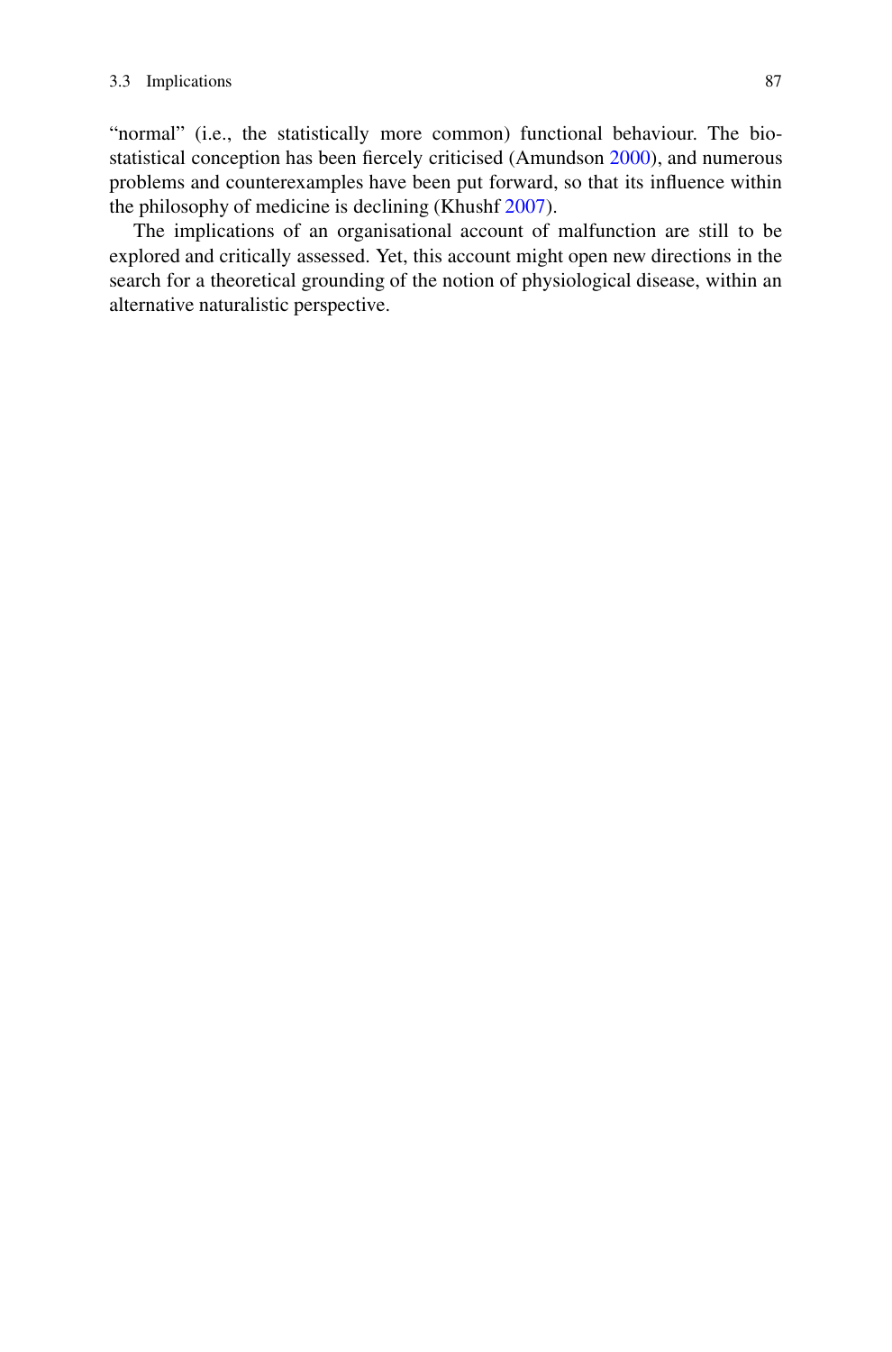"normal" (i.e., the statistically more common) functional behaviour. The bio-statistical conception has been fiercely criticised (Amundson 2000), and numerous problems and counterexamples have been put forward, so that its influence within the philosophy of medicine is declining (Khushf 2007).

The implications of an organisational account of malfunction are still to be explored and critically assessed. Yet, this account might open new directions in the search for a theoretical grounding of the notion of physiological disease, within an alternative naturalistic perspective.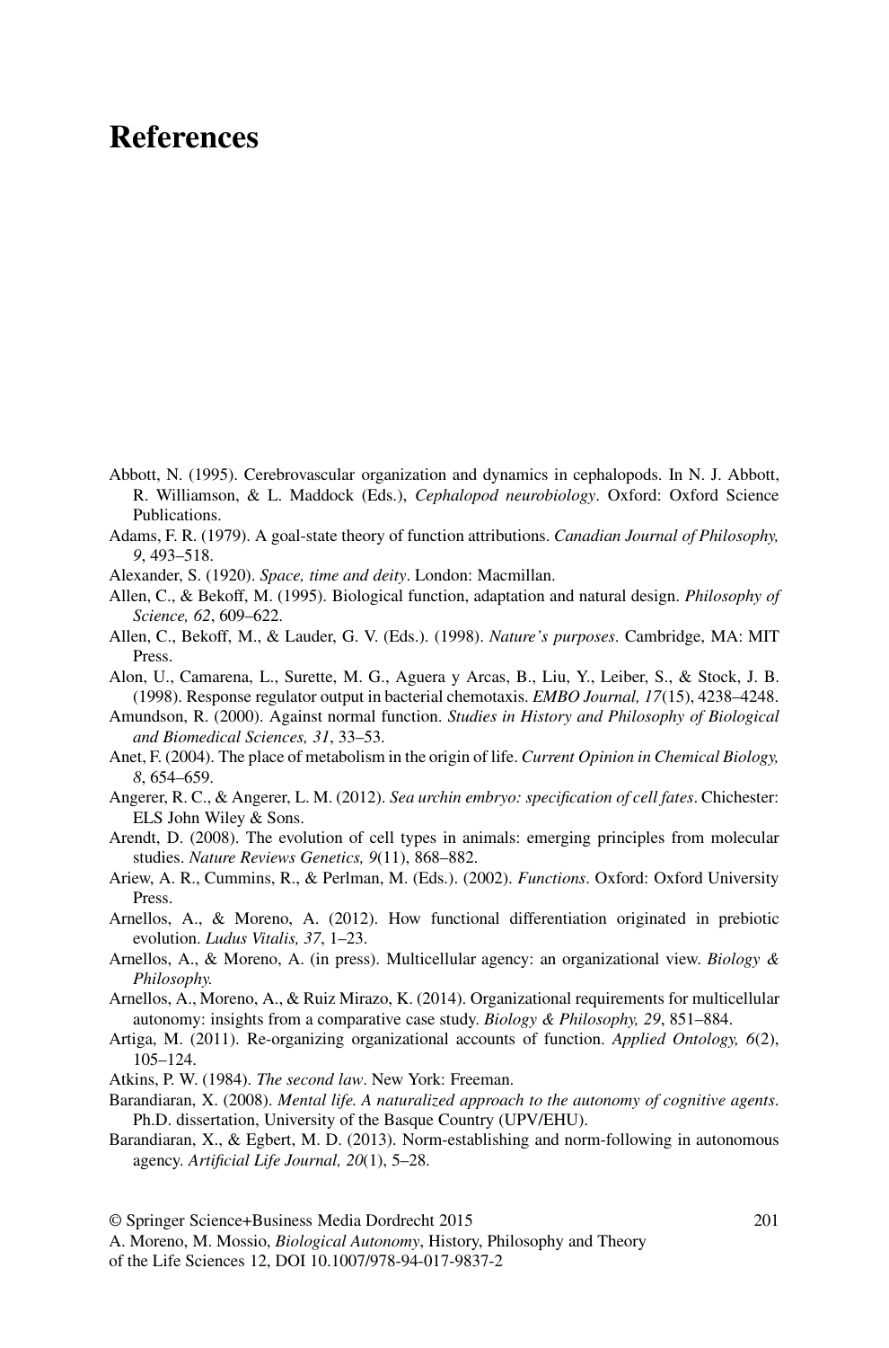# References

Abbott, N. (1995). Cerebrovascular organization and dynamics in cephalopods. In N. J. Abbott, R. Williamson, & L. Maddock (Eds.), *Cephalopod neurobiology*. Oxford: Oxford Science Publications.

Adams, F. R. (1979). A goal-state theory of function attributions. *Canadian Journal of Philosophy, 9*, 493–518.

Alexander, S. (1920). *Space, time and deity*. London: Macmillan.

Allen, C., & Bekoff, M. (1995). Biological function, adaptation and natural design. *Philosophy of Science, 62*, 609–622.

Allen, C., Bekoff, M., & Lauder, G. V. (Eds.). (1998). *Nature's purposes*. Cambridge, MA: MIT Press.

Alon, U., Camarena, L., Surette, M. G., Aguera y Arcas, B., Liu, Y., Leiber, S., & Stock, J. B. (1998). Response regulator output in bacterial chemotaxis. *EMBO Journal, 17*(15), 4238–4248.

Amundson, R. (2000). Against normal function. *Studies in History and Philosophy of Biological and Biomedical Sciences, 31*, 33–53.

Anet, F. (2004). The place of metabolism in the origin of life. *Current Opinion in Chemical Biology, 8*, 654–659.

Angerer, R. C., & Angerer, L. M. (2012). *Sea urchin embryo: specification of cell fates*. Chichester: ELS John Wiley & Sons.

Arendt, D. (2008). The evolution of cell types in animals: emerging principles from molecular studies. *Nature Reviews Genetics, 9*(11), 868–882.

Ariew, A. R., Cummins, R., & Perlman, M. (Eds.). (2002). *Functions*. Oxford: Oxford University Press.

Arnellos, A., & Moreno, A. (2012). How functional differentiation originated in prebiotic evolution. *Ludus Vitalis, 37*, 1–23.

Arnellos, A., & Moreno, A. (in press). Multicellular agency: an organizational view. *Biology & Philosophy.*

Arnellos, A., Moreno, A., & Ruiz Mirazo, K. (2014). Organizational requirements for multicellular autonomy: insights from a comparative case study. *Biology & Philosophy, 29*, 851–884.

Artiga, M. (2011). Re-organizing organizational accounts of function. *Applied Ontology, 6*(2), 105–124.

Atkins, P. W. (1984). *The second law*. New York: Freeman.

Barandiaran, X. (2008). *Mental life. A naturalized approach to the autonomy of cognitive agents*. Ph.D. dissertation, University of the Basque Country (UPV/EHU).

Barandiaran, X., & Egbert, M. D. (2013). Norm-establishing and norm-following in autonomous agency. *Artificial Life Journal, 20*(1), 5–28.

© Springer Science+Business Media Dordrecht 2015
A. Moreno, M. Mossio, *Biological Autonomy*, History, Philosophy and Theory of the Life Sciences 12, DOI 10.1007/978-94-017-9837-2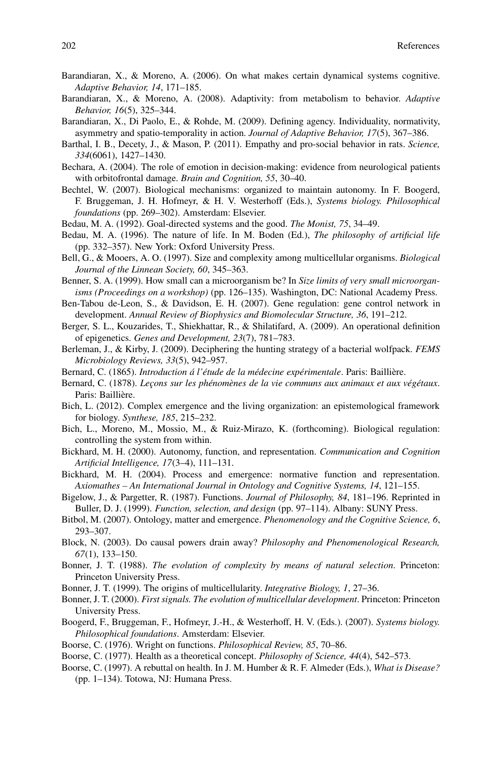Barandiaran, X., & Moreno, A. (2006). On what makes certain dynamical systems cognitive. *Adaptive Behavior, 14*, 171–185.

Barandiaran, X., & Moreno, A. (2008). Adaptivity: from metabolism to behavior. *Adaptive Behavior, 16*(5), 325–344.

Barandiaran, X., Di Paolo, E., & Rohde, M. (2009). Defining agency. Individuality, normativity, asymmetry and spatio-temporality in action. *Journal of Adaptive Behavior, 17*(5), 367–386.

Barthal, I. B., Decety, J., & Mason, P. (2011). Empathy and pro-social behavior in rats. *Science, 334*(6061), 1427–1430.

Bechara, A. (2004). The role of emotion in decision-making: evidence from neurological patients with orbitofrontal damage. *Brain and Cognition, 55*, 30–40.

Bechtel, W. (2007). Biological mechanisms: organized to maintain autonomy. In F. Boogerd, F. Bruggeman, J. H. Hofmeyr, & H. V. Westerhoff (Eds.), *Systems biology. Philosophical foundations* (pp. 269–302). Amsterdam: Elsevier.

Bedau, M. A. (1992). Goal-directed systems and the good. *The Monist, 75*, 34–49.

Bedau, M. A. (1996). The nature of life. In M. Boden (Ed.), *The philosophy of artificial life* (pp. 332–357). New York: Oxford University Press.

Bell, G., & Mooers, A. O. (1997). Size and complexity among multicellular organisms. *Biological Journal of the Linnean Society, 60*, 345–363.

Benner, S. A. (1999). How small can a microorganism be? In *Size limits of very small microorganisms (Proceedings on a workshop)* (pp. 126–135). Washington, DC: National Academy Press.

Ben-Tabou de-Leon, S., & Davidson, E. H. (2007). Gene regulation: gene control network in development. *Annual Review of Biophysics and Biomolecular Structure, 36*, 191–212.

Berger, S. L., Kouzarides, T., Shiekhattar, R., & Shilatifard, A. (2009). An operational definition of epigenetics. *Genes and Development, 23*(7), 781–783.

Berleman, J., & Kirby, J. (2009). Deciphering the hunting strategy of a bacterial wolfpack. *FEMS Microbiology Reviews, 33*(5), 942–957.

Bernard, C. (1865). *Introduction á l'étude de la médecine expérimentale*. Paris: Baillière.

Bernard, C. (1878). *Leçons sur les phénomènes de la vie communs aux animaux et aux végétaux*. Paris: Baillière.

Bich, L. (2012). Complex emergence and the living organization: an epistemological framework for biology. *Synthese, 185*, 215–232.

Bich, L., Moreno, M., Mossio, M., & Ruiz-Mirazo, K. (forthcoming). Biological regulation: controlling the system from within.

Bickhard, M. H. (2000). Autonomy, function, and representation. *Communication and Cognition Artificial Intelligence, 17*(3–4), 111–131.

Bickhard, M. H. (2004). Process and emergence: normative function and representation. *Axiomathes – An International Journal in Ontology and Cognitive Systems, 14*, 121–155.

Bigelow, J., & Pargetter, R. (1987). Functions. *Journal of Philosophy, 84*, 181–196. Reprinted in Buller, D. J. (1999). *Function, selection, and design* (pp. 97–114). Albany: SUNY Press.

Bitbol, M. (2007). Ontology, matter and emergence. *Phenomenology and the Cognitive Science, 6*, 293–307.

Block, N. (2003). Do causal powers drain away? *Philosophy and Phenomenological Research, 67*(1), 133–150.

Bonner, J. T. (1988). *The evolution of complexity by means of natural selection*. Princeton: Princeton University Press.

Bonner, J. T. (1999). The origins of multicellularity. *Integrative Biology, 1*, 27–36.

Bonner, J. T. (2000). *First signals. The evolution of multicellular development*. Princeton: Princeton University Press.

Boogerd, F., Bruggeman, F., Hofmeyr, J.-H., & Westerhoff, H. V. (Eds.). (2007). *Systems biology. Philosophical foundations*. Amsterdam: Elsevier.

Boorse, C. (1976). Wright on functions. *Philosophical Review, 85*, 70–86.

Boorse, C. (1977). Health as a theoretical concept. *Philosophy of Science, 44*(4), 542–573.

Boorse, C. (1997). A rebuttal on health. In J. M. Humber & R. F. Almeder (Eds.), *What is Disease?* (pp. 1–134). Totowa, NJ: Humana Press.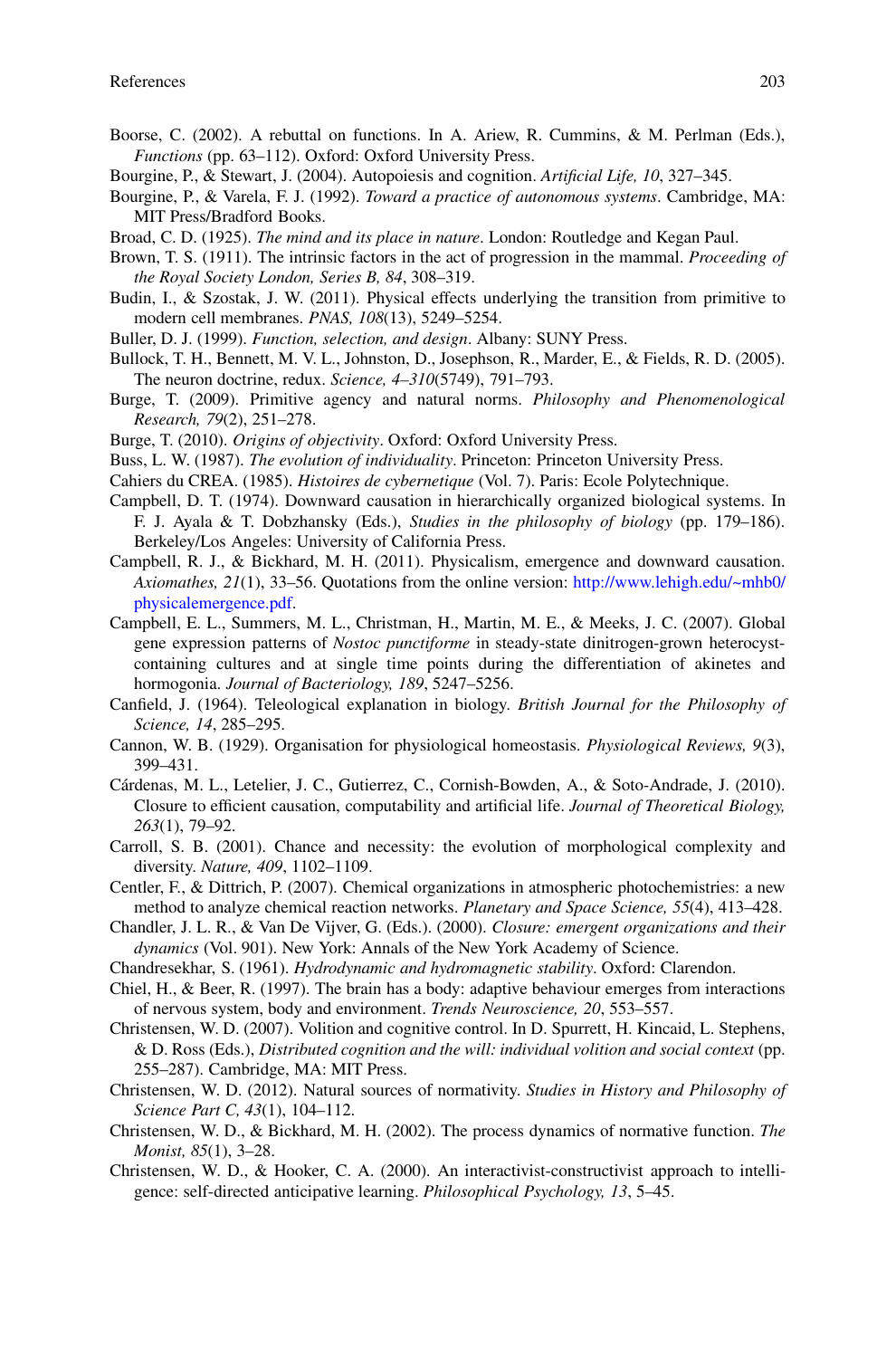Boorse, C. (2002). A rebuttal on functions. In A. Ariew, R. Cummins, & M. Perlman (Eds.), *Functions* (pp. 63–112). Oxford: Oxford University Press.

Bourgine, P., & Stewart, J. (2004). Autopoiesis and cognition. *Artificial Life, 10*, 327–345.

Bourgine, P., & Varela, F. J. (1992). *Toward a practice of autonomous systems*. Cambridge, MA: MIT Press/Bradford Books.

Broad, C. D. (1925). *The mind and its place in nature*. London: Routledge and Kegan Paul.

Brown, T. S. (1911). The intrinsic factors in the act of progression in the mammal. *Proceeding of the Royal Society London, Series B, 84*, 308–319.

Budin, I., & Szostak, J. W. (2011). Physical effects underlying the transition from primitive to modern cell membranes. *PNAS, 108*(13), 5249–5254.

Buller, D. J. (1999). *Function, selection, and design*. Albany: SUNY Press.

Bullock, T. H., Bennett, M. V. L., Johnston, D., Josephson, R., Marder, E., & Fields, R. D. (2005). The neuron doctrine, redux. *Science, 4–310*(5749), 791–793.

Burge, T. (2009). Primitive agency and natural norms. *Philosophy and Phenomenological Research, 79*(2), 251–278.

Burge, T. (2010). *Origins of objectivity*. Oxford: Oxford University Press.

Buss, L. W. (1987). *The evolution of individuality*. Princeton: Princeton University Press.

Cahiers du CREA. (1985). *Histoires de cybernetique* (Vol. 7). Paris: Ecole Polytechnique.

Campbell, D. T. (1974). Downward causation in hierarchically organized biological systems. In F. J. Ayala & T. Dobzhansky (Eds.), *Studies in the philosophy of biology* (pp. 179–186). Berkeley/Los Angeles: University of California Press.

Campbell, R. J., & Bickhard, M. H. (2011). Physicalism, emergence and downward causation. *Axiomathes, 21*(1), 33–56. Quotations from the online version: http://www.lehigh.edu/~mhb0/physicalemergence.pdf.

Campbell, E. L., Summers, M. L., Christman, H., Martin, M. E., & Meeks, J. C. (2007). Global gene expression patterns of *Nostoc punctiforme* in steady-state dinitrogen-grown heterocyst-containing cultures and at single time points during the differentiation of akinetes and hormogonia. *Journal of Bacteriology, 189*, 5247–5256.

Canfield, J. (1964). Teleological explanation in biology. *British Journal for the Philosophy of Science, 14*, 285–295.

Cannon, W. B. (1929). Organisation for physiological homeostasis. *Physiological Reviews, 9*(3), 399–431.

Cárdenas, M. L., Letelier, J. C., Gutierrez, C., Cornish-Bowden, A., & Soto-Andrade, J. (2010). Closure to efficient causation, computability and artificial life. *Journal of Theoretical Biology, 263*(1), 79–92.

Carroll, S. B. (2001). Chance and necessity: the evolution of morphological complexity and diversity. *Nature, 409*, 1102–1109.

Centler, F., & Dittrich, P. (2007). Chemical organizations in atmospheric photochemistries: a new method to analyze chemical reaction networks. *Planetary and Space Science, 55*(4), 413–428.

Chandler, J. L. R., & Van De Vijver, G. (Eds.). (2000). *Closure: emergent organizations and their dynamics* (Vol. 901). New York: Annals of the New York Academy of Science.

Chandresekhar, S. (1961). *Hydrodynamic and hydromagnetic stability*. Oxford: Clarendon.

Chiel, H., & Beer, R. (1997). The brain has a body: adaptive behaviour emerges from interactions of nervous system, body and environment. *Trends Neuroscience, 20*, 553–557.

Christensen, W. D. (2007). Volition and cognitive control. In D. Spurrett, H. Kincaid, L. Stephens, & D. Ross (Eds.), *Distributed cognition and the will: individual volition and social context* (pp. 255–287). Cambridge, MA: MIT Press.

Christensen, W. D. (2012). Natural sources of normativity. *Studies in History and Philosophy of Science Part C, 43*(1), 104–112.

Christensen, W. D., & Bickhard, M. H. (2002). The process dynamics of normative function. *The Monist, 85*(1), 3–28.

Christensen, W. D., & Hooker, C. A. (2000). An interactivist-constructivist approach to intelligence: self-directed anticipative learning. *Philosophical Psychology, 13*, 5–45.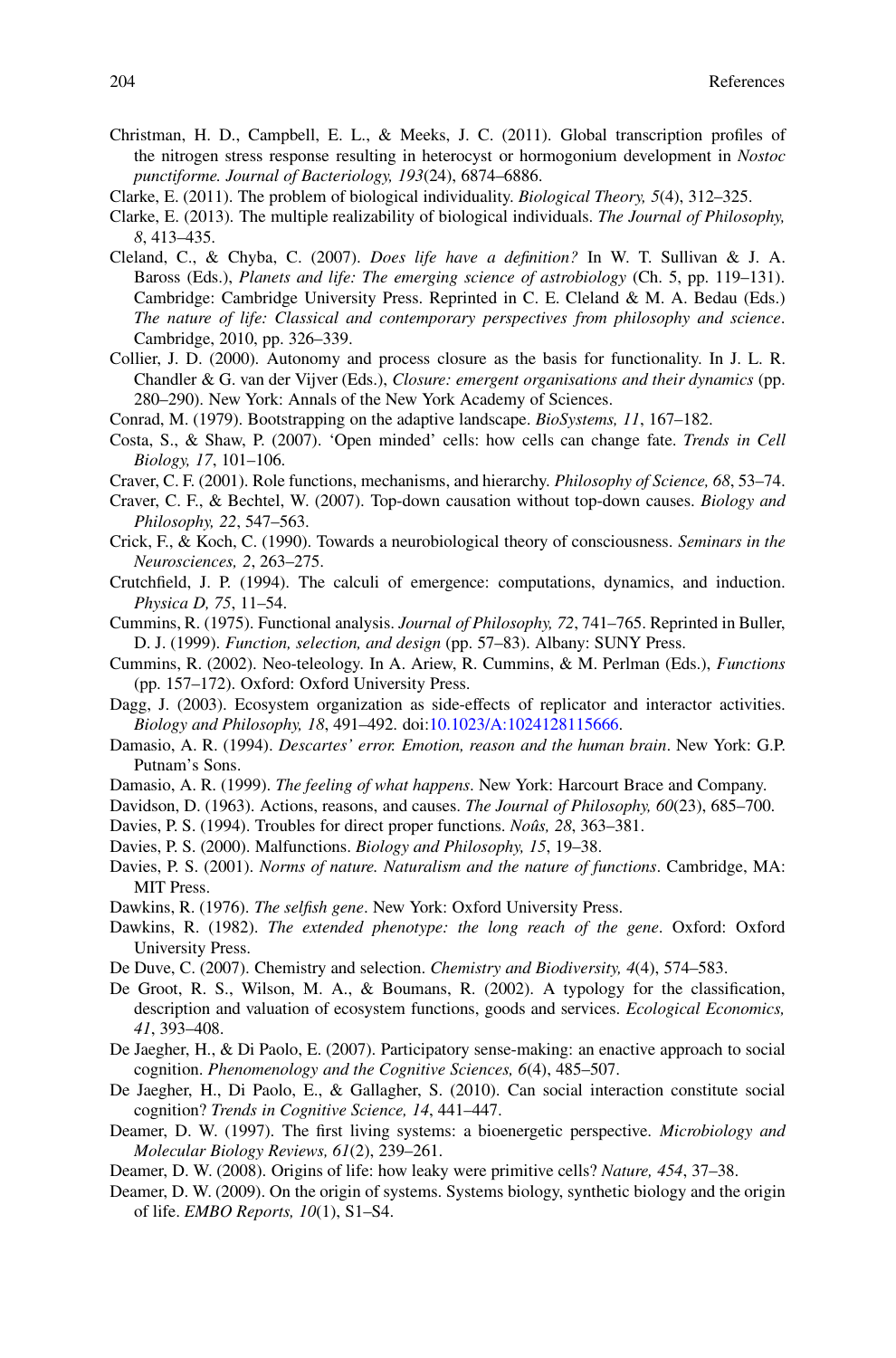Christman, H. D., Campbell, E. L., & Meeks, J. C. (2011). Global transcription profiles of the nitrogen stress response resulting in heterocyst or hormogonium development in *Nostoc punctiforme. Journal of Bacteriology, 193*(24), 6874–6886.

Clarke, E. (2011). The problem of biological individuality. *Biological Theory, 5*(4), 312–325.

Clarke, E. (2013). The multiple realizability of biological individuals. *The Journal of Philosophy, 8*, 413–435.

Cleland, C., & Chyba, C. (2007). *Does life have a definition?* In W. T. Sullivan & J. A. Baross (Eds.), *Planets and life: The emerging science of astrobiology* (Ch. 5, pp. 119–131). Cambridge: Cambridge University Press. Reprinted in C. E. Cleland & M. A. Bedau (Eds.) *The nature of life: Classical and contemporary perspectives from philosophy and science*. Cambridge, 2010, pp. 326–339.

Collier, J. D. (2000). Autonomy and process closure as the basis for functionality. In J. L. R. Chandler & G. van der Vijver (Eds.), *Closure: emergent organisations and their dynamics* (pp. 280–290). New York: Annals of the New York Academy of Sciences.

Conrad, M. (1979). Bootstrapping on the adaptive landscape. *BioSystems, 11*, 167–182.

Costa, S., & Shaw, P. (2007). 'Open minded' cells: how cells can change fate. *Trends in Cell Biology, 17*, 101–106.

Craver, C. F. (2001). Role functions, mechanisms, and hierarchy. *Philosophy of Science, 68*, 53–74.

Craver, C. F., & Bechtel, W. (2007). Top-down causation without top-down causes. *Biology and Philosophy, 22*, 547–563.

Crick, F., & Koch, C. (1990). Towards a neurobiological theory of consciousness. *Seminars in the Neurosciences, 2*, 263–275.

Crutchfield, J. P. (1994). The calculi of emergence: computations, dynamics, and induction. *Physica D, 75*, 11–54.

Cummins, R. (1975). Functional analysis. *Journal of Philosophy, 72*, 741–765. Reprinted in Buller, D. J. (1999). *Function, selection, and design* (pp. 57–83). Albany: SUNY Press.

Cummins, R. (2002). Neo-teleology. In A. Ariew, R. Cummins, & M. Perlman (Eds.), *Functions* (pp. 157–172). Oxford: Oxford University Press.

Dagg, J. (2003). Ecosystem organization as side-effects of replicator and interactor activities. *Biology and Philosophy, 18*, 491–492. doi:10.1023/A:1024128115666.

Damasio, A. R. (1994). *Descartes' error. Emotion, reason and the human brain*. New York: G.P. Putnam's Sons.

Damasio, A. R. (1999). *The feeling of what happens*. New York: Harcourt Brace and Company.

Davidson, D. (1963). Actions, reasons, and causes. *The Journal of Philosophy, 60*(23), 685–700.

Davies, P. S. (1994). Troubles for direct proper functions. *Noûs, 28*, 363–381.

Davies, P. S. (2000). Malfunctions. *Biology and Philosophy, 15*, 19–38.

Davies, P. S. (2001). *Norms of nature. Naturalism and the nature of functions*. Cambridge, MA: MIT Press.

Dawkins, R. (1976). *The selfish gene*. New York: Oxford University Press.

Dawkins, R. (1982). *The extended phenotype: the long reach of the gene*. Oxford: Oxford University Press.

De Duve, C. (2007). Chemistry and selection. *Chemistry and Biodiversity, 4*(4), 574–583.

De Groot, R. S., Wilson, M. A., & Boumans, R. (2002). A typology for the classification, description and valuation of ecosystem functions, goods and services. *Ecological Economics, 41*, 393–408.

De Jaegher, H., & Di Paolo, E. (2007). Participatory sense-making: an enactive approach to social cognition. *Phenomenology and the Cognitive Sciences, 6*(4), 485–507.

De Jaegher, H., Di Paolo, E., & Gallagher, S. (2010). Can social interaction constitute social cognition? *Trends in Cognitive Science, 14*, 441–447.

Deamer, D. W. (1997). The first living systems: a bioenergetic perspective. *Microbiology and Molecular Biology Reviews, 61*(2), 239–261.

Deamer, D. W. (2008). Origins of life: how leaky were primitive cells? *Nature, 454*, 37–38.

Deamer, D. W. (2009). On the origin of systems. Systems biology, synthetic biology and the origin of life. *EMBO Reports, 10*(1), S1–S4.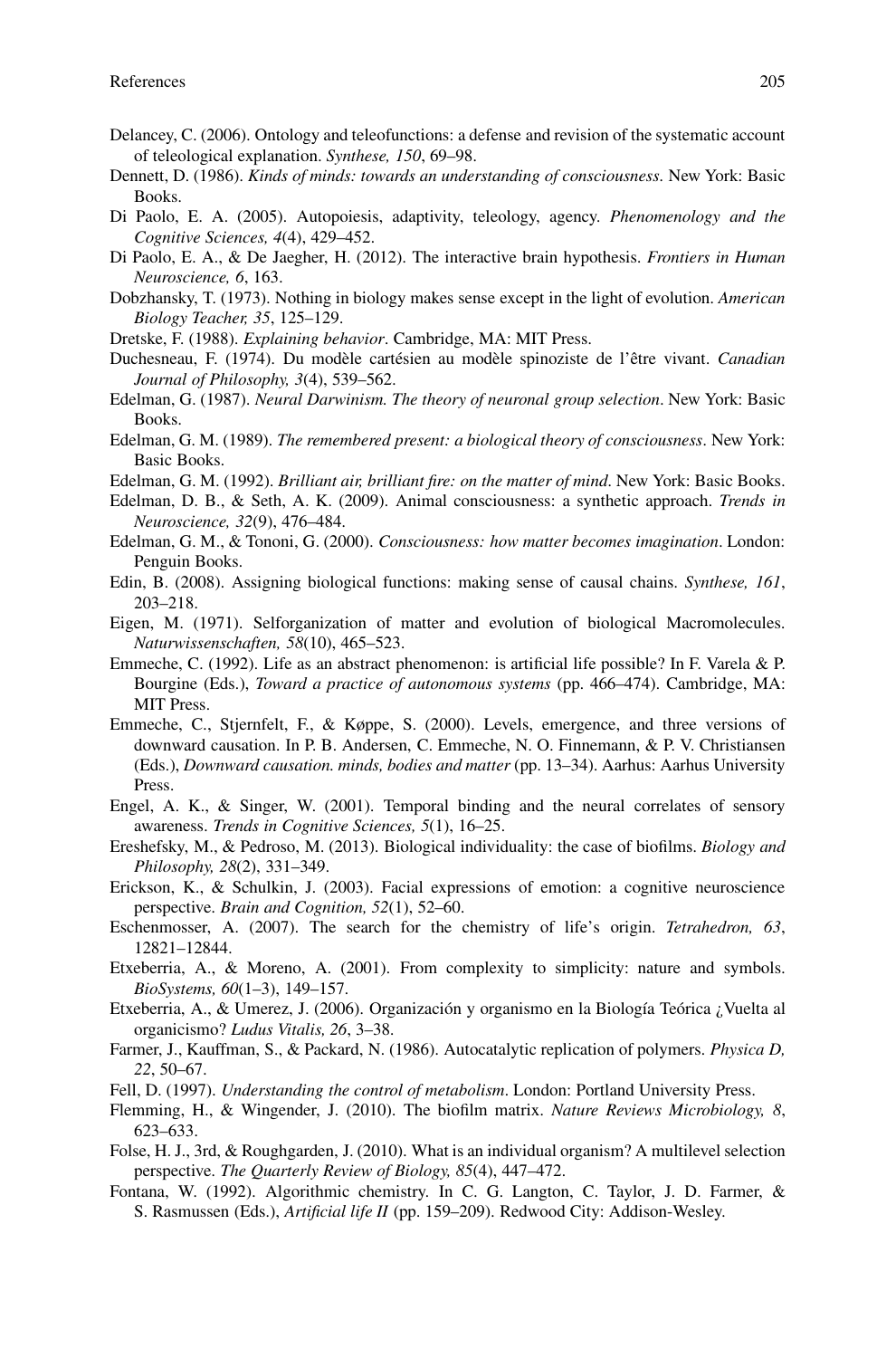Delancey, C. (2006). Ontology and teleofunctions: a defense and revision of the systematic account of teleological explanation. *Synthese, 150*, 69–98.

Dennett, D. (1986). *Kinds of minds: towards an understanding of consciousness*. New York: Basic Books.

Di Paolo, E. A. (2005). Autopoiesis, adaptivity, teleology, agency. *Phenomenology and the Cognitive Sciences, 4*(4), 429–452.

Di Paolo, E. A., & De Jaegher, H. (2012). The interactive brain hypothesis. *Frontiers in Human Neuroscience, 6*, 163.

Dobzhansky, T. (1973). Nothing in biology makes sense except in the light of evolution. *American Biology Teacher, 35*, 125–129.

Dretske, F. (1988). *Explaining behavior*. Cambridge, MA: MIT Press.

Duchesneau, F. (1974). Du modèle cartésien au modèle spinoziste de l'être vivant. *Canadian Journal of Philosophy, 3*(4), 539–562.

Edelman, G. (1987). *Neural Darwinism. The theory of neuronal group selection*. New York: Basic Books.

Edelman, G. M. (1989). *The remembered present: a biological theory of consciousness*. New York: Basic Books.

Edelman, G. M. (1992). *Brilliant air, brilliant fire: on the matter of mind*. New York: Basic Books.

Edelman, D. B., & Seth, A. K. (2009). Animal consciousness: a synthetic approach. *Trends in Neuroscience, 32*(9), 476–484.

Edelman, G. M., & Tononi, G. (2000). *Consciousness: how matter becomes imagination*. London: Penguin Books.

Edin, B. (2008). Assigning biological functions: making sense of causal chains. *Synthese, 161*, 203–218.

Eigen, M. (1971). Selforganization of matter and evolution of biological Macromolecules. *Naturwissenschaften, 58*(10), 465–523.

Emmeche, C. (1992). Life as an abstract phenomenon: is artificial life possible? In F. Varela & P. Bourgine (Eds.), *Toward a practice of autonomous systems* (pp. 466–474). Cambridge, MA: MIT Press.

Emmeche, C., Stjernfelt, F., & Køppe, S. (2000). Levels, emergence, and three versions of downward causation. In P. B. Andersen, C. Emmeche, N. O. Finnemann, & P. V. Christiansen (Eds.), *Downward causation. minds, bodies and matter* (pp. 13–34). Aarhus: Aarhus University Press.

Engel, A. K., & Singer, W. (2001). Temporal binding and the neural correlates of sensory awareness. *Trends in Cognitive Sciences, 5*(1), 16–25.

Ereshefsky, M., & Pedroso, M. (2013). Biological individuality: the case of biofilms. *Biology and Philosophy, 28*(2), 331–349.

Erickson, K., & Schulkin, J. (2003). Facial expressions of emotion: a cognitive neuroscience perspective. *Brain and Cognition, 52*(1), 52–60.

Eschenmosser, A. (2007). The search for the chemistry of life's origin. *Tetrahedron, 63*, 12821–12844.

Etxeberria, A., & Moreno, A. (2001). From complexity to simplicity: nature and symbols. *BioSystems, 60*(1–3), 149–157.

Etxeberria, A., & Umerez, J. (2006). Organización y organismo en la Biología Teórica ¿Vuelta al organicismo? *Ludus Vitalis, 26*, 3–38.

Farmer, J., Kauffman, S., & Packard, N. (1986). Autocatalytic replication of polymers. *Physica D, 22*, 50–67.

Fell, D. (1997). *Understanding the control of metabolism*. London: Portland University Press.

Flemming, H., & Wingender, J. (2010). The biofilm matrix. *Nature Reviews Microbiology, 8*, 623–633.

Folse, H. J., 3rd, & Roughgarden, J. (2010). What is an individual organism? A multilevel selection perspective. *The Quarterly Review of Biology, 85*(4), 447–472.

Fontana, W. (1992). Algorithmic chemistry. In C. G. Langton, C. Taylor, J. D. Farmer, & S. Rasmussen (Eds.), *Artificial life II* (pp. 159–209). Redwood City: Addison-Wesley.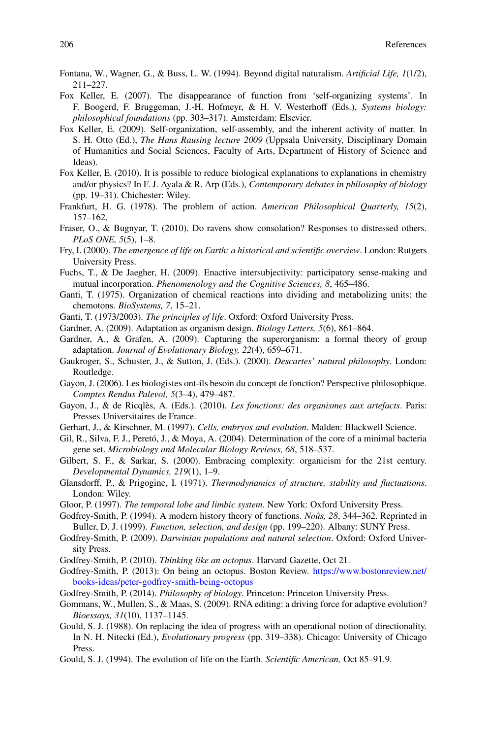Fontana, W., Wagner, G., & Buss, L. W. (1994). Beyond digital naturalism. *Artificial Life, 1*(1/2), 211–227.

Fox Keller, E. (2007). The disappearance of function from 'self-organizing systems'. In F. Boogerd, F. Bruggeman, J.-H. Hofmeyr, & H. V. Westerhoff (Eds.), *Systems biology: philosophical foundations* (pp. 303–317). Amsterdam: Elsevier.

Fox Keller, E. (2009). Self-organization, self-assembly, and the inherent activity of matter. In S. H. Otto (Ed.), *The Hans Rausing lecture 2009* (Uppsala University, Disciplinary Domain of Humanities and Social Sciences, Faculty of Arts, Department of History of Science and Ideas).

Fox Keller, E. (2010). It is possible to reduce biological explanations to explanations in chemistry and/or physics? In F. J. Ayala & R. Arp (Eds.), *Contemporary debates in philosophy of biology* (pp. 19–31). Chichester: Wiley.

Frankfurt, H. G. (1978). The problem of action. *American Philosophical Quarterly, 15*(2), 157–162.

Fraser, O., & Bugnyar, T. (2010). Do ravens show consolation? Responses to distressed others. *PLoS ONE, 5*(5), 1–8.

Fry, I. (2000). *The emergence of life on Earth: a historical and scientific overview*. London: Rutgers University Press.

Fuchs, T., & De Jaegher, H. (2009). Enactive intersubjectivity: participatory sense-making and mutual incorporation. *Phenomenology and the Cognitive Sciences, 8*, 465–486.

Ganti, T. (1975). Organization of chemical reactions into dividing and metabolizing units: the chemotons. *BioSystems, 7*, 15–21.

Ganti, T. (1973/2003). *The principles of life*. Oxford: Oxford University Press.

Gardner, A. (2009). Adaptation as organism design. *Biology Letters, 5*(6), 861–864.

Gardner, A., & Grafen, A. (2009). Capturing the superorganism: a formal theory of group adaptation. *Journal of Evolutionary Biology, 22*(4), 659–671.

Gaukroger, S., Schuster, J., & Sutton, J. (Eds.). (2000). *Descartes' natural philosophy*. London: Routledge.

Gayon, J. (2006). Les biologistes ont-ils besoin du concept de fonction? Perspective philosophique. *Comptes Rendus Palevol, 5*(3–4), 479–487.

Gayon, J., & de Ricqlès, A. (Eds.). (2010). *Les fonctions: des organismes aux artefacts*. Paris: Presses Universitaires de France.

Gerhart, J., & Kirschner, M. (1997). *Cells, embryos and evolution*. Malden: Blackwell Science.

Gil, R., Silva, F. J., Peretó, J., & Moya, A. (2004). Determination of the core of a minimal bacteria gene set. *Microbiology and Molecular Biology Reviews, 68*, 518–537.

Gilbert, S. F., & Sarkar, S. (2000). Embracing complexity: organicism for the 21st century. *Developmental Dynamics, 219*(1), 1–9.

Glansdorff, P., & Prigogine, I. (1971). *Thermodynamics of structure, stability and fluctuations*. London: Wiley.

Gloor, P. (1997). *The temporal lobe and limbic system*. New York: Oxford University Press.

Godfrey-Smith, P. (1994). A modern history theory of functions. *Noûs, 28*, 344–362. Reprinted in Buller, D. J. (1999). *Function, selection, and design* (pp. 199–220). Albany: SUNY Press.

Godfrey-Smith, P. (2009). *Darwinian populations and natural selection*. Oxford: Oxford University Press.

Godfrey-Smith, P. (2010). *Thinking like an octopus*. Harvard Gazette, Oct 21.

Godfrey-Smith, P. (2013): On being an octopus. Boston Review. https://www.bostonreview.net/books-ideas/peter-godfrey-smith-being-octopus

Godfrey-Smith, P. (2014). *Philosophy of biology*. Princeton: Princeton University Press.

Gommans, W., Mullen, S., & Maas, S. (2009). RNA editing: a driving force for adaptive evolution? *Bioessays, 31*(10), 1137–1145.

Gould, S. J. (1988). On replacing the idea of progress with an operational notion of directionality. In N. H. Nitecki (Ed.), *Evolutionary progress* (pp. 319–338). Chicago: University of Chicago Press.

Gould, S. J. (1994). The evolution of life on the Earth. *Scientific American,* Oct 85–91.9.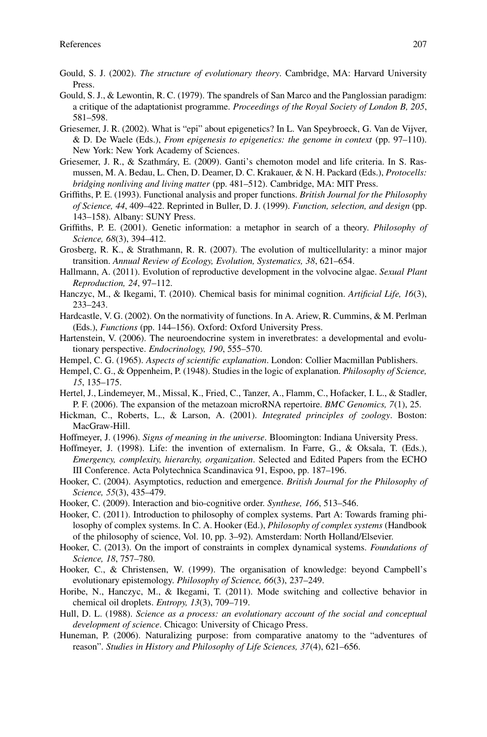Gould, S. J. (2002). *The structure of evolutionary theory*. Cambridge, MA: Harvard University Press.

Gould, S. J., & Lewontin, R. C. (1979). The spandrels of San Marco and the Panglossian paradigm: a critique of the adaptationist programme. *Proceedings of the Royal Society of London B, 205*, 581–598.

Griesemer, J. R. (2002). What is "epi" about epigenetics? In L. Van Speybroeck, G. Van de Vijver, & D. De Waele (Eds.), *From epigenesis to epigenetics: the genome in context* (pp. 97–110). New York: New York Academy of Sciences.

Griesemer, J. R., & Szathmáry, E. (2009). Ganti's chemoton model and life criteria. In S. Rasmussen, M. A. Bedau, L. Chen, D. Deamer, D. C. Krakauer, & N. H. Packard (Eds.), *Protocells: bridging nonliving and living matter* (pp. 481–512). Cambridge, MA: MIT Press.

Griffiths, P. E. (1993). Functional analysis and proper functions. *British Journal for the Philosophy of Science, 44*, 409–422. Reprinted in Buller, D. J. (1999). *Function, selection, and design* (pp. 143–158). Albany: SUNY Press.

Griffiths, P. E. (2001). Genetic information: a metaphor in search of a theory. *Philosophy of Science, 68*(3), 394–412.

Grosberg, R. K., & Strathmann, R. R. (2007). The evolution of multicellularity: a minor major transition. *Annual Review of Ecology, Evolution, Systematics, 38*, 621–654.

Hallmann, A. (2011). Evolution of reproductive development in the volvocine algae. *Sexual Plant Reproduction, 24*, 97–112.

Hanczyc, M., & Ikegami, T. (2010). Chemical basis for minimal cognition. *Artificial Life, 16*(3), 233–243.

Hardcastle, V. G. (2002). On the normativity of functions. In A. Ariew, R. Cummins, & M. Perlman (Eds.), *Functions* (pp. 144–156). Oxford: Oxford University Press.

Hartenstein, V. (2006). The neuroendocrine system in inveretbrates: a developmental and evolutionary perspective. *Endocrinology, 190*, 555–570.

Hempel, C. G. (1965). *Aspects of scientific explanation*. London: Collier Macmillan Publishers.

Hempel, C. G., & Oppenheim, P. (1948). Studies in the logic of explanation. *Philosophy of Science, 15*, 135–175.

Hertel, J., Lindemeyer, M., Missal, K., Fried, C., Tanzer, A., Flamm, C., Hofacker, I. L., & Stadler, P. F. (2006). The expansion of the metazoan microRNA repertoire. *BMC Genomics, 7*(1), 25.

Hickman, C., Roberts, L., & Larson, A. (2001). *Integrated principles of zoology*. Boston: MacGraw-Hill.

Hoffmeyer, J. (1996). *Signs of meaning in the universe*. Bloomington: Indiana University Press.

Hoffmeyer, J. (1998). Life: the invention of externalism. In Farre, G., & Oksala, T. (Eds.), *Emergency, complexity, hierarchy, organization*. Selected and Edited Papers from the ECHO III Conference. Acta Polytechnica Scandinavica 91, Espoo, pp. 187–196.

Hooker, C. (2004). Asymptotics, reduction and emergence. *British Journal for the Philosophy of Science, 55*(3), 435–479.

Hooker, C. (2009). Interaction and bio-cognitive order. *Synthese, 166*, 513–546.

Hooker, C. (2011). Introduction to philosophy of complex systems. Part A: Towards framing philosophy of complex systems. In C. A. Hooker (Ed.), *Philosophy of complex systems* (Handbook of the philosophy of science, Vol. 10, pp. 3–92). Amsterdam: North Holland/Elsevier.

Hooker, C. (2013). On the import of constraints in complex dynamical systems. *Foundations of Science, 18*, 757–780.

Hooker, C., & Christensen, W. (1999). The organisation of knowledge: beyond Campbell's evolutionary epistemology. *Philosophy of Science, 66*(3), 237–249.

Horibe, N., Hanczyc, M., & Ikegami, T. (2011). Mode switching and collective behavior in chemical oil droplets. *Entropy, 13*(3), 709–719.

Hull, D. L. (1988). *Science as a process: an evolutionary account of the social and conceptual development of science*. Chicago: University of Chicago Press.

Huneman, P. (2006). Naturalizing purpose: from comparative anatomy to the "adventures of reason". *Studies in History and Philosophy of Life Sciences, 37*(4), 621–656.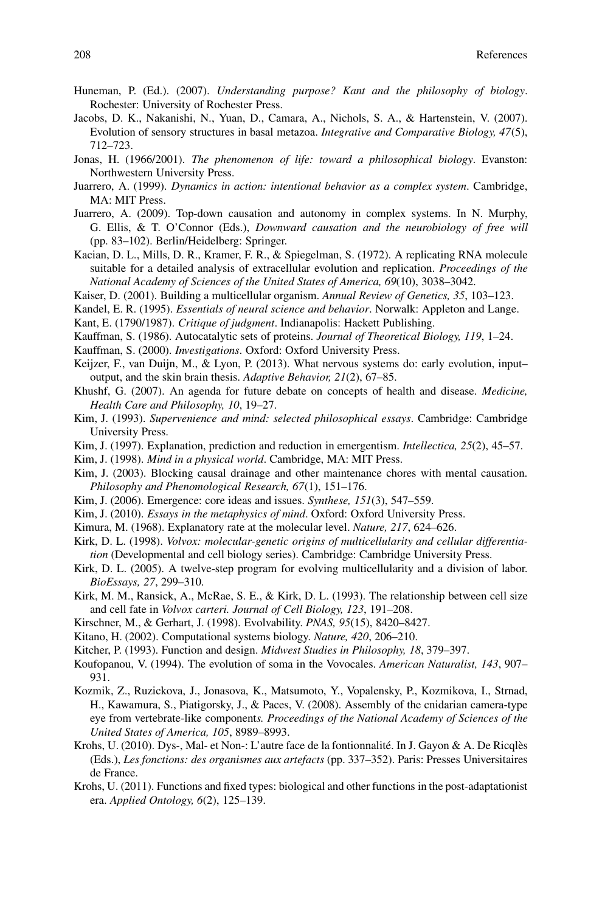Huneman, P. (Ed.). (2007). *Understanding purpose? Kant and the philosophy of biology*. Rochester: University of Rochester Press.

Jacobs, D. K., Nakanishi, N., Yuan, D., Camara, A., Nichols, S. A., & Hartenstein, V. (2007). Evolution of sensory structures in basal metazoa. *Integrative and Comparative Biology, 47*(5), 712–723.

Jonas, H. (1966/2001). *The phenomenon of life: toward a philosophical biology*. Evanston: Northwestern University Press.

Juarrero, A. (1999). *Dynamics in action: intentional behavior as a complex system*. Cambridge, MA: MIT Press.

Juarrero, A. (2009). Top-down causation and autonomy in complex systems. In N. Murphy, G. Ellis, & T. O'Connor (Eds.), *Downward causation and the neurobiology of free will* (pp. 83–102). Berlin/Heidelberg: Springer.

Kacian, D. L., Mills, D. R., Kramer, F. R., & Spiegelman, S. (1972). A replicating RNA molecule suitable for a detailed analysis of extracellular evolution and replication. *Proceedings of the National Academy of Sciences of the United States of America, 69*(10), 3038–3042.

Kaiser, D. (2001). Building a multicellular organism. *Annual Review of Genetics, 35*, 103–123.

Kandel, E. R. (1995). *Essentials of neural science and behavior*. Norwalk: Appleton and Lange.

Kant, E. (1790/1987). *Critique of judgment*. Indianapolis: Hackett Publishing.

Kauffman, S. (1986). Autocatalytic sets of proteins. *Journal of Theoretical Biology, 119*, 1–24.

Kauffman, S. (2000). *Investigations*. Oxford: Oxford University Press.

Keijzer, F., van Duijn, M., & Lyon, P. (2013). What nervous systems do: early evolution, input–output, and the skin brain thesis. *Adaptive Behavior, 21*(2), 67–85.

Khushf, G. (2007). An agenda for future debate on concepts of health and disease. *Medicine, Health Care and Philosophy, 10*, 19–27.

Kim, J. (1993). *Supervenience and mind: selected philosophical essays*. Cambridge: Cambridge University Press.

Kim, J. (1997). Explanation, prediction and reduction in emergentism. *Intellectica, 25*(2), 45–57.

Kim, J. (1998). *Mind in a physical world*. Cambridge, MA: MIT Press.

Kim, J. (2003). Blocking causal drainage and other maintenance chores with mental causation. *Philosophy and Phenomenological Research, 67*(1), 151–176.

Kim, J. (2006). Emergence: core ideas and issues. *Synthese, 151*(3), 547–559.

Kim, J. (2010). *Essays in the metaphysics of mind*. Oxford: Oxford University Press.

Kimura, M. (1968). Explanatory rate at the molecular level. *Nature, 217*, 624–626.

Kirk, D. L. (1998). *Volvox: molecular-genetic origins of multicellularity and cellular differentiation* (Developmental and cell biology series). Cambridge: Cambridge University Press.

Kirk, D. L. (2005). A twelve-step program for evolving multicellularity and a division of labor. *BioEssays, 27*, 299–310.

Kirk, M. M., Ransick, A., McRae, S. E., & Kirk, D. L. (1993). The relationship between cell size and cell fate in *Volvox carteri. Journal of Cell Biology, 123*, 191–208.

Kirschner, M., & Gerhart, J. (1998). Evolvability. *PNAS, 95*(15), 8420–8427.

Kitano, H. (2002). Computational systems biology. *Nature, 420*, 206–210.

Kitcher, P. (1993). Function and design. *Midwest Studies in Philosophy, 18*, 379–397.

Koufopanou, V. (1994). The evolution of soma in the Vovocales. *American Naturalist, 143*, 907–931.

Kozmik, Z., Ruzickova, J., Jonasova, K., Matsumoto, Y., Vopalensky, P., Kozmikova, I., Strnad, H., Kawamura, S., Piatigorsky, J., & Paces, V. (2008). Assembly of the cnidarian camera-type eye from vertebrate-like components. *Proceedings of the National Academy of Sciences of the United States of America, 105*, 8989–8993.

Krohs, U. (2010). Dys-, Mal- et Non-: L'autre face de la fontionnalité. In J. Gayon & A. De Ricqlès (Eds.), *Les fonctions: des organismes aux artefacts* (pp. 337–352). Paris: Presses Universitaires de France.

Krohs, U. (2011). Functions and fixed types: biological and other functions in the post-adaptationist era. *Applied Ontology, 6*(2), 125–139.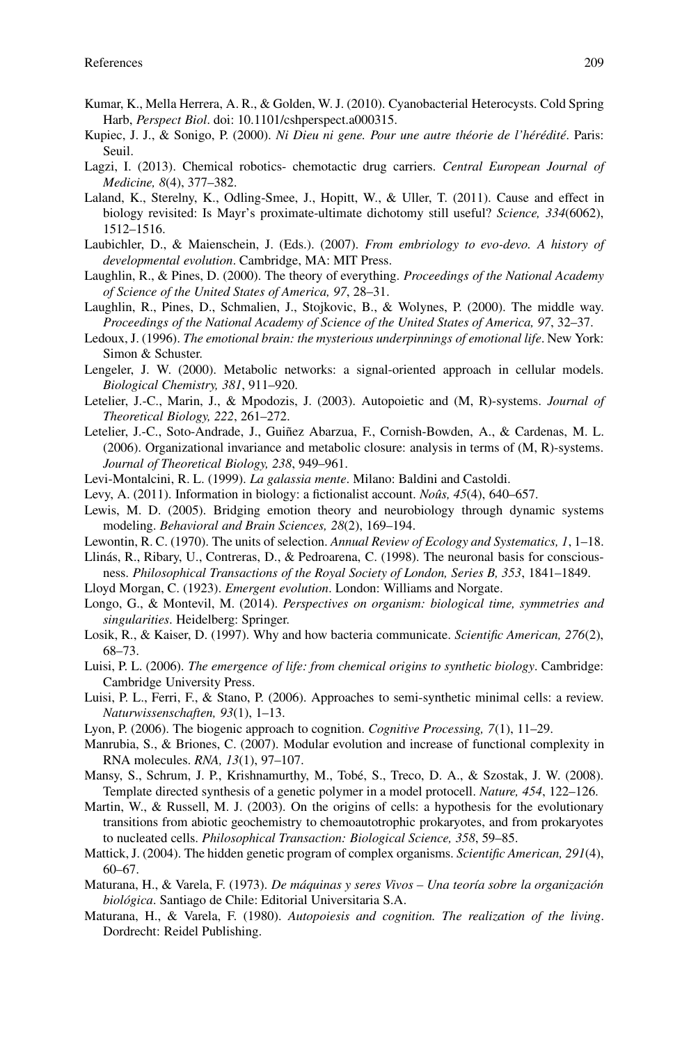Kumar, K., Mella Herrera, A. R., & Golden, W. J. (2010). Cyanobacterial Heterocysts. Cold Spring Harb, *Perspect Biol*. doi: 10.1101/cshperspect.a000315.

Kupiec, J. J., & Sonigo, P. (2000). *Ni Dieu ni gene. Pour une autre théorie de l'hérédité*. Paris: Seuil.

Lagzi, I. (2013). Chemical robotics- chemotactic drug carriers. *Central European Journal of Medicine, 8*(4), 377–382.

Laland, K., Sterelny, K., Odling-Smee, J., Hopitt, W., & Uller, T. (2011). Cause and effect in biology revisited: Is Mayr's proximate-ultimate dichotomy still useful? *Science, 334*(6062), 1512–1516.

Laubichler, D., & Maienschein, J. (Eds.). (2007). *From embriology to evo-devo. A history of developmental evolution*. Cambridge, MA: MIT Press.

Laughlin, R., & Pines, D. (2000). The theory of everything. *Proceedings of the National Academy of Science of the United States of America, 97*, 28–31.

Laughlin, R., Pines, D., Schmalien, J., Stojkovic, B., & Wolynes, P. (2000). The middle way. *Proceedings of the National Academy of Science of the United States of America, 97*, 32–37.

Ledoux, J. (1996). *The emotional brain: the mysterious underpinnings of emotional life*. New York: Simon & Schuster.

Lengeler, J. W. (2000). Metabolic networks: a signal-oriented approach in cellular models. *Biological Chemistry, 381*, 911–920.

Letelier, J.-C., Marin, J., & Mpodozis, J. (2003). Autopoietic and (M, R)-systems. *Journal of Theoretical Biology, 222*, 261–272.

Letelier, J.-C., Soto-Andrade, J., Guiñez Abarzua, F., Cornish-Bowden, A., & Cardenas, M. L. (2006). Organizational invariance and metabolic closure: analysis in terms of (M, R)-systems. *Journal of Theoretical Biology, 238*, 949–961.

Levi-Montalcini, R. L. (1999). *La galassia mente*. Milano: Baldini and Castoldi.

Levy, A. (2011). Information in biology: a fictionalist account. *Noûs, 45*(4), 640–657.

Lewis, M. D. (2005). Bridging emotion theory and neurobiology through dynamic systems modeling. *Behavioral and Brain Sciences, 28*(2), 169–194.

Lewontin, R. C. (1970). The units of selection. *Annual Review of Ecology and Systematics, 1*, 1–18.

Llinás, R., Ribary, U., Contreras, D., & Pedroarena, C. (1998). The neuronal basis for consciousness. *Philosophical Transactions of the Royal Society of London, Series B, 353*, 1841–1849.

Lloyd Morgan, C. (1923). *Emergent evolution*. London: Williams and Norgate.

Longo, G., & Montevil, M. (2014). *Perspectives on organism: biological time, symmetries and singularities*. Heidelberg: Springer.

Losik, R., & Kaiser, D. (1997). Why and how bacteria communicate. *Scientific American, 276*(2), 68–73.

Luisi, P. L. (2006). *The emergence of life: from chemical origins to synthetic biology*. Cambridge: Cambridge University Press.

Luisi, P. L., Ferri, F., & Stano, P. (2006). Approaches to semi-synthetic minimal cells: a review. *Naturwissenschaften, 93*(1), 1–13.

Lyon, P. (2006). The biogenic approach to cognition. *Cognitive Processing, 7*(1), 11–29.

Manrubia, S., & Briones, C. (2007). Modular evolution and increase of functional complexity in RNA molecules. *RNA, 13*(1), 97–107.

Mansy, S., Schrum, J. P., Krishnamurthy, M., Tobé, S., Treco, D. A., & Szostak, J. W. (2008). Template directed synthesis of a genetic polymer in a model protocell. *Nature, 454*, 122–126.

Martin, W., & Russell, M. J. (2003). On the origins of cells: a hypothesis for the evolutionary transitions from abiotic geochemistry to chemoautotrophic prokaryotes, and from prokaryotes to nucleated cells. *Philosophical Transaction: Biological Science, 358*, 59–85.

Mattick, J. (2004). The hidden genetic program of complex organisms. *Scientific American, 291*(4), 60–67.

Maturana, H., & Varela, F. (1973). *De máquinas y seres Vivos – Una teoría sobre la organización biológica*. Santiago de Chile: Editorial Universitaria S.A.

Maturana, H., & Varela, F. (1980). *Autopoiesis and cognition. The realization of the living*. Dordrecht: Reidel Publishing.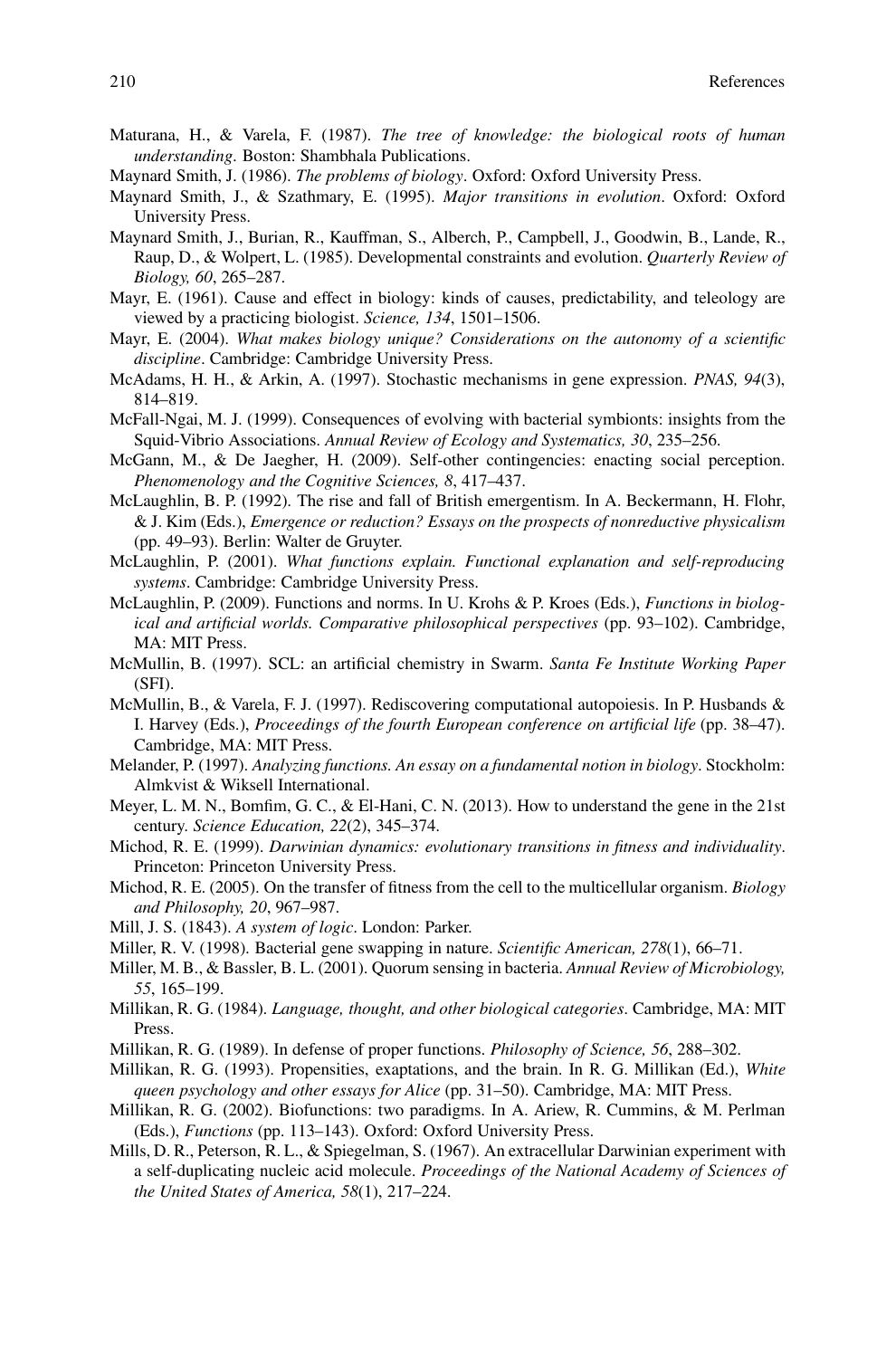Maturana, H., & Varela, F. (1987). *The tree of knowledge: the biological roots of human understanding*. Boston: Shambhala Publications.

Maynard Smith, J. (1986). *The problems of biology*. Oxford: Oxford University Press.

Maynard Smith, J., & Szathmary, E. (1995). *Major transitions in evolution*. Oxford: Oxford University Press.

Maynard Smith, J., Burian, R., Kauffman, S., Alberch, P., Campbell, J., Goodwin, B., Lande, R., Raup, D., & Wolpert, L. (1985). Developmental constraints and evolution. *Quarterly Review of Biology, 60*, 265–287.

Mayr, E. (1961). Cause and effect in biology: kinds of causes, predictability, and teleology are viewed by a practicing biologist. *Science, 134*, 1501–1506.

Mayr, E. (2004). *What makes biology unique? Considerations on the autonomy of a scientific discipline*. Cambridge: Cambridge University Press.

McAdams, H. H., & Arkin, A. (1997). Stochastic mechanisms in gene expression. *PNAS, 94*(3), 814–819.

McFall-Ngai, M. J. (1999). Consequences of evolving with bacterial symbionts: insights from the Squid-Vibrio Associations. *Annual Review of Ecology and Systematics, 30*, 235–256.

McGann, M., & De Jaegher, H. (2009). Self-other contingencies: enacting social perception. *Phenomenology and the Cognitive Sciences, 8*, 417–437.

McLaughlin, B. P. (1992). The rise and fall of British emergentism. In A. Beckermann, H. Flohr, & J. Kim (Eds.), *Emergence or reduction? Essays on the prospects of nonreductive physicalism* (pp. 49–93). Berlin: Walter de Gruyter.

McLaughlin, P. (2001). *What functions explain. Functional explanation and self-reproducing systems*. Cambridge: Cambridge University Press.

McLaughlin, P. (2009). Functions and norms. In U. Krohs & P. Kroes (Eds.), *Functions in biological and artificial worlds. Comparative philosophical perspectives* (pp. 93–102). Cambridge, MA: MIT Press.

McMullin, B. (1997). SCL: an artificial chemistry in Swarm. *Santa Fe Institute Working Paper* (SFI).

McMullin, B., & Varela, F. J. (1997). Rediscovering computational autopoiesis. In P. Husbands & I. Harvey (Eds.), *Proceedings of the fourth European conference on artificial life* (pp. 38–47). Cambridge, MA: MIT Press.

Melander, P. (1997). *Analyzing functions. An essay on a fundamental notion in biology*. Stockholm: Almkvist & Wiksell International.

Meyer, L. M. N., Bomfim, G. C., & El-Hani, C. N. (2013). How to understand the gene in the 21st century. *Science Education, 22*(2), 345–374.

Michod, R. E. (1999). *Darwinian dynamics: evolutionary transitions in fitness and individuality*. Princeton: Princeton University Press.

Michod, R. E. (2005). On the transfer of fitness from the cell to the multicellular organism. *Biology and Philosophy, 20*, 967–987.

Mill, J. S. (1843). *A system of logic*. London: Parker.

Miller, R. V. (1998). Bacterial gene swapping in nature. *Scientific American, 278*(1), 66–71.

Miller, M. B., & Bassler, B. L. (2001). Quorum sensing in bacteria. *Annual Review of Microbiology, 55*, 165–199.

Millikan, R. G. (1984). *Language, thought, and other biological categories*. Cambridge, MA: MIT Press.

Millikan, R. G. (1989). In defense of proper functions. *Philosophy of Science, 56*, 288–302.

Millikan, R. G. (1993). Propensities, exaptations, and the brain. In R. G. Millikan (Ed.), *White queen psychology and other essays for Alice* (pp. 31–50). Cambridge, MA: MIT Press.

Millikan, R. G. (2002). Biofunctions: two paradigms. In A. Ariew, R. Cummins, & M. Perlman (Eds.), *Functions* (pp. 113–143). Oxford: Oxford University Press.

Mills, D. R., Peterson, R. L., & Spiegelman, S. (1967). An extracellular Darwinian experiment with a self-duplicating nucleic acid molecule. *Proceedings of the National Academy of Sciences of the United States of America, 58*(1), 217–224.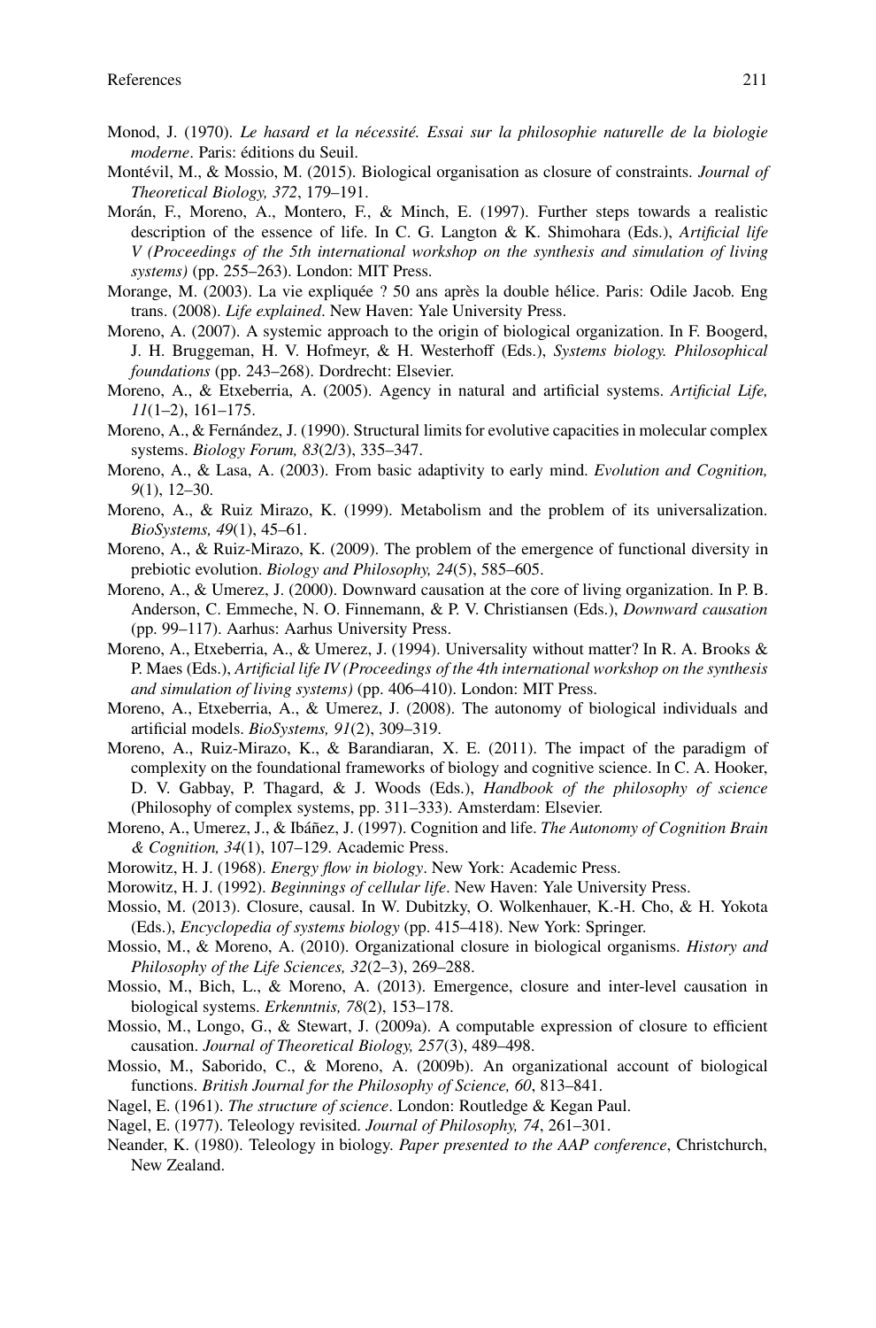Monod, J. (1970). *Le hasard et la nécessité. Essai sur la philosophie naturelle de la biologie moderne*. Paris: éditions du Seuil.

Montévil, M., & Mossio, M. (2015). Biological organisation as closure of constraints. *Journal of Theoretical Biology, 372*, 179–191.

Morán, F., Moreno, A., Montero, F., & Minch, E. (1997). Further steps towards a realistic description of the essence of life. In C. G. Langton & K. Shimohara (Eds.), *Artificial life V (Proceedings of the 5th international workshop on the synthesis and simulation of living systems)* (pp. 255–263). London: MIT Press.

Morange, M. (2003). La vie expliquée ? 50 ans après la double hélice. Paris: Odile Jacob. Eng trans. (2008). *Life explained*. New Haven: Yale University Press.

Moreno, A. (2007). A systemic approach to the origin of biological organization. In F. Boogerd, J. H. Bruggeman, H. V. Hofmeyr, & H. Westerhoff (Eds.), *Systems biology. Philosophical foundations* (pp. 243–268). Dordrecht: Elsevier.

Moreno, A., & Etxeberria, A. (2005). Agency in natural and artificial systems. *Artificial Life, 11*(1–2), 161–175.

Moreno, A., & Fernández, J. (1990). Structural limits for evolutive capacities in molecular complex systems. *Biology Forum, 83*(2/3), 335–347.

Moreno, A., & Lasa, A. (2003). From basic adaptivity to early mind. *Evolution and Cognition, 9*(1), 12–30.

Moreno, A., & Ruiz Mirazo, K. (1999). Metabolism and the problem of its universalization. *BioSystems, 49*(1), 45–61.

Moreno, A., & Ruiz-Mirazo, K. (2009). The problem of the emergence of functional diversity in prebiotic evolution. *Biology and Philosophy, 24*(5), 585–605.

Moreno, A., & Umerez, J. (2000). Downward causation at the core of living organization. In P. B. Anderson, C. Emmeche, N. O. Finnemann, & P. V. Christiansen (Eds.), *Downward causation* (pp. 99–117). Aarhus: Aarhus University Press.

Moreno, A., Etxeberria, A., & Umerez, J. (1994). Universality without matter? In R. A. Brooks & P. Maes (Eds.), *Artificial life IV (Proceedings of the 4th international workshop on the synthesis and simulation of living systems)* (pp. 406–410). London: MIT Press.

Moreno, A., Etxeberria, A., & Umerez, J. (2008). The autonomy of biological individuals and artificial models. *BioSystems, 91*(2), 309–319.

Moreno, A., Ruiz-Mirazo, K., & Barandiaran, X. E. (2011). The impact of the paradigm of complexity on the foundational frameworks of biology and cognitive science. In C. A. Hooker, D. V. Gabbay, P. Thagard, & J. Woods (Eds.), *Handbook of the philosophy of science* (Philosophy of complex systems, pp. 311–333). Amsterdam: Elsevier.

Moreno, A., Umerez, J., & Ibáñez, J. (1997). Cognition and life. *The Autonomy of Cognition Brain & Cognition, 34*(1), 107–129. Academic Press.

Morowitz, H. J. (1968). *Energy flow in biology*. New York: Academic Press.

Morowitz, H. J. (1992). *Beginnings of cellular life*. New Haven: Yale University Press.

Mossio, M. (2013). Closure, causal. In W. Dubitzky, O. Wolkenhauer, K.-H. Cho, & H. Yokota (Eds.), *Encyclopedia of systems biology* (pp. 415–418). New York: Springer.

Mossio, M., & Moreno, A. (2010). Organizational closure in biological organisms. *History and Philosophy of the Life Sciences, 32*(2–3), 269–288.

Mossio, M., Bich, L., & Moreno, A. (2013). Emergence, closure and inter-level causation in biological systems. *Erkenntnis, 78*(2), 153–178.

Mossio, M., Longo, G., & Stewart, J. (2009a). A computable expression of closure to efficient causation. *Journal of Theoretical Biology, 257*(3), 489–498.

Mossio, M., Saborido, C., & Moreno, A. (2009b). An organizational account of biological functions. *British Journal for the Philosophy of Science, 60*, 813–841.

Nagel, E. (1961). *The structure of science*. London: Routledge & Kegan Paul.

Nagel, E. (1977). Teleology revisited. *Journal of Philosophy, 74*, 261–301.

Neander, K. (1980). Teleology in biology. *Paper presented to the AAP conference*, Christchurch, New Zealand.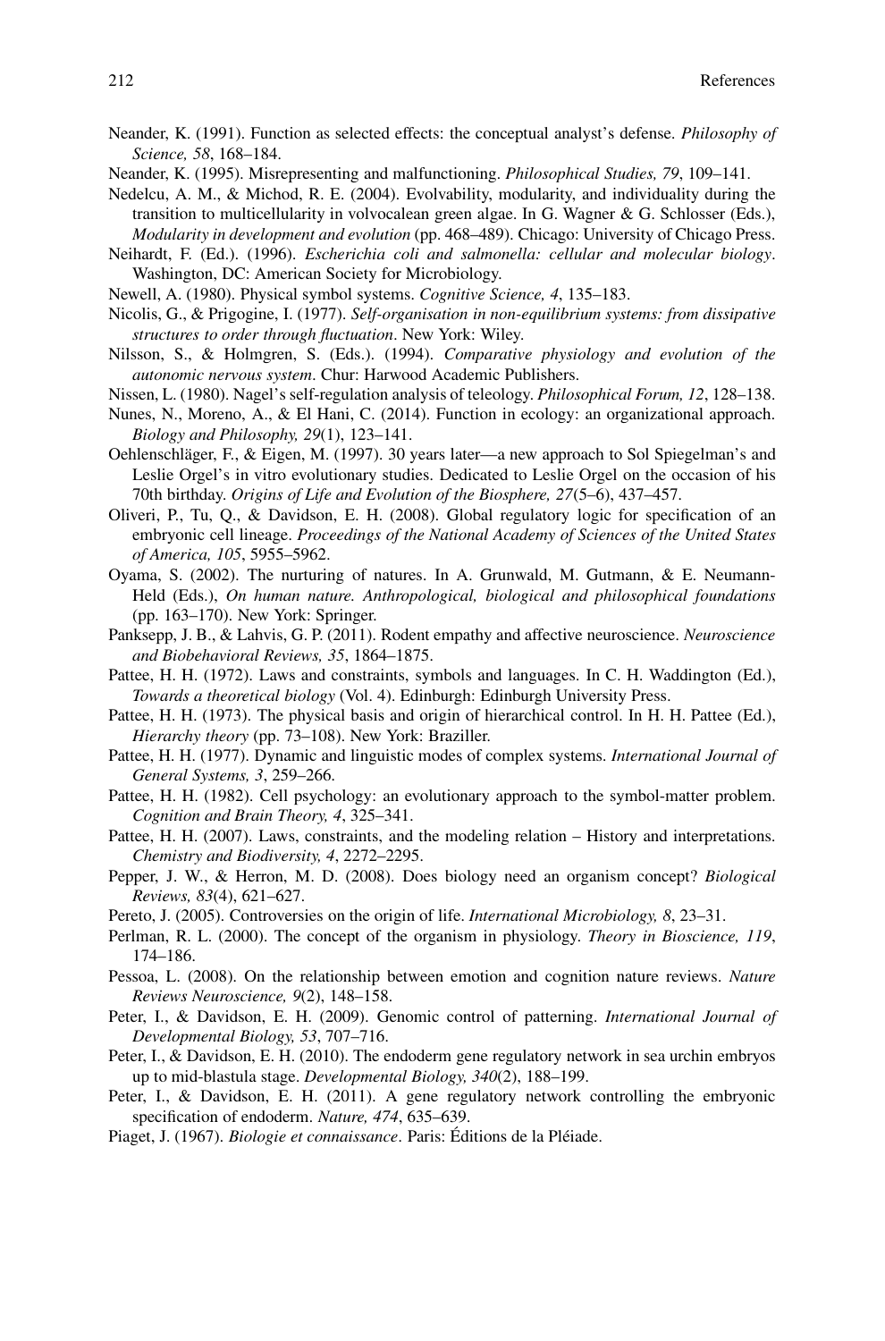Neander, K. (1991). Function as selected effects: the conceptual analyst's defense. *Philosophy of Science, 58*, 168–184.

Neander, K. (1995). Misrepresenting and malfunctioning. *Philosophical Studies, 79*, 109–141.

Nedelcu, A. M., & Michod, R. E. (2004). Evolvability, modularity, and individuality during the transition to multicellularity in volvocalean green algae. In G. Wagner & G. Schlosser (Eds.), *Modularity in development and evolution* (pp. 468–489). Chicago: University of Chicago Press.

Neihardt, F. (Ed.). (1996). *Escherichia coli and salmonella: cellular and molecular biology*. Washington, DC: American Society for Microbiology.

Newell, A. (1980). Physical symbol systems. *Cognitive Science, 4*, 135–183.

Nicolis, G., & Prigogine, I. (1977). *Self-organisation in non-equilibrium systems: from dissipative structures to order through fluctuation*. New York: Wiley.

Nilsson, S., & Holmgren, S. (Eds.). (1994). *Comparative physiology and evolution of the autonomic nervous system*. Chur: Harwood Academic Publishers.

Nissen, L. (1980). Nagel's self-regulation analysis of teleology. *Philosophical Forum, 12*, 128–138.

Nunes, N., Moreno, A., & El Hani, C. (2014). Function in ecology: an organizational approach. *Biology and Philosophy, 29*(1), 123–141.

Oehlenschläger, F., & Eigen, M. (1997). 30 years later—a new approach to Sol Spiegelman's and Leslie Orgel's in vitro evolutionary studies. Dedicated to Leslie Orgel on the occasion of his 70th birthday. *Origins of Life and Evolution of the Biosphere, 27*(5–6), 437–457.

Oliveri, P., Tu, Q., & Davidson, E. H. (2008). Global regulatory logic for specification of an embryonic cell lineage. *Proceedings of the National Academy of Sciences of the United States of America, 105*, 5955–5962.

Oyama, S. (2002). The nurturing of natures. In A. Grunwald, M. Gutmann, & E. Neumann-Held (Eds.), *On human nature. Anthropological, biological and philosophical foundations* (pp. 163–170). New York: Springer.

Panksepp, J. B., & Lahvis, G. P. (2011). Rodent empathy and affective neuroscience. *Neuroscience and Biobehavioral Reviews, 35*, 1864–1875.

Pattee, H. H. (1972). Laws and constraints, symbols and languages. In C. H. Waddington (Ed.), *Towards a theoretical biology* (Vol. 4). Edinburgh: Edinburgh University Press.

Pattee, H. H. (1973). The physical basis and origin of hierarchical control. In H. H. Pattee (Ed.), *Hierarchy theory* (pp. 73–108). New York: Braziller.

Pattee, H. H. (1977). Dynamic and linguistic modes of complex systems. *International Journal of General Systems, 3*, 259–266.

Pattee, H. H. (1982). Cell psychology: an evolutionary approach to the symbol-matter problem. *Cognition and Brain Theory, 4*, 325–341.

Pattee, H. H. (2007). Laws, constraints, and the modeling relation – History and interpretations. *Chemistry and Biodiversity, 4*, 2272–2295.

Pepper, J. W., & Herron, M. D. (2008). Does biology need an organism concept? *Biological Reviews, 83*(4), 621–627.

Pereto, J. (2005). Controversies on the origin of life. *International Microbiology, 8*, 23–31.

Perlman, R. L. (2000). The concept of the organism in physiology. *Theory in Bioscience, 119*, 174–186.

Pessoa, L. (2008). On the relationship between emotion and cognition nature reviews. *Nature Reviews Neuroscience, 9*(2), 148–158.

Peter, I., & Davidson, E. H. (2009). Genomic control of patterning. *International Journal of Developmental Biology, 53*, 707–716.

Peter, I., & Davidson, E. H. (2010). The endoderm gene regulatory network in sea urchin embryos up to mid-blastula stage. *Developmental Biology, 340*(2), 188–199.

Peter, I., & Davidson, E. H. (2011). A gene regulatory network controlling the embryonic specification of endoderm. *Nature, 474*, 635–639.

Piaget, J. (1967). *Biologie et connaissance*. Paris: Éditions de la Pléiade.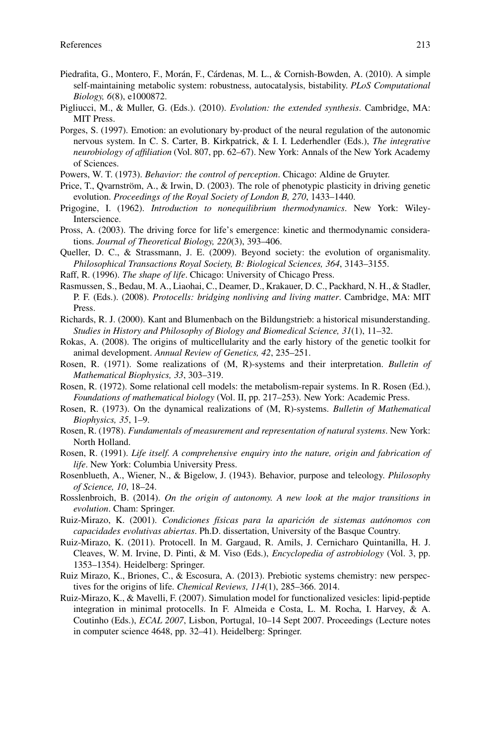Piedrafita, G., Montero, F., Morán, F., Cárdenas, M. L., & Cornish-Bowden, A. (2010). A simple self-maintaining metabolic system: robustness, autocatalysis, bistability. *PLoS Computational Biology, 6*(8), e1000872.

Pigliucci, M., & Muller, G. (Eds.). (2010). *Evolution: the extended synthesis*. Cambridge, MA: MIT Press.

Porges, S. (1997). Emotion: an evolutionary by-product of the neural regulation of the autonomic nervous system. In C. S. Carter, B. Kirkpatrick, & I. I. Lederhendler (Eds.), *The integrative neurobiology of affiliation* (Vol. 807, pp. 62–67). New York: Annals of the New York Academy of Sciences.

Powers, W. T. (1973). *Behavior: the control of perception*. Chicago: Aldine de Gruyter.

Price, T., Qvarnström, A., & Irwin, D. (2003). The role of phenotypic plasticity in driving genetic evolution. *Proceedings of the Royal Society of London B, 270*, 1433–1440.

Prigogine, I. (1962). *Introduction to nonequilibrium thermodynamics*. New York: Wiley-Interscience.

Pross, A. (2003). The driving force for life's emergence: kinetic and thermodynamic considerations. *Journal of Theoretical Biology, 220*(3), 393–406.

Queller, D. C., & Strassmann, J. E. (2009). Beyond society: the evolution of organismality. *Philosophical Transactions Royal Society, B: Biological Sciences, 364*, 3143–3155.

Raff, R. (1996). *The shape of life*. Chicago: University of Chicago Press.

Rasmussen, S., Bedau, M. A., Liaohai, C., Deamer, D., Krakauer, D. C., Packhard, N. H., & Stadler, P. F. (Eds.). (2008). *Protocells: bridging nonliving and living matter*. Cambridge, MA: MIT Press.

Richards, R. J. (2000). Kant and Blumenbach on the Bildungstrieb: a historical misunderstanding. *Studies in History and Philosophy of Biology and Biomedical Science, 31*(1), 11–32.

Rokas, A. (2008). The origins of multicellularity and the early history of the genetic toolkit for animal development. *Annual Review of Genetics, 42*, 235–251.

Rosen, R. (1971). Some realizations of (M, R)-systems and their interpretation. *Bulletin of Mathematical Biophysics, 33*, 303–319.

Rosen, R. (1972). Some relational cell models: the metabolism-repair systems. In R. Rosen (Ed.), *Foundations of mathematical biology* (Vol. II, pp. 217–253). New York: Academic Press.

Rosen, R. (1973). On the dynamical realizations of (M, R)-systems. *Bulletin of Mathematical Biophysics, 35*, 1–9.

Rosen, R. (1978). *Fundamentals of measurement and representation of natural systems*. New York: North Holland.

Rosen, R. (1991). *Life itself. A comprehensive enquiry into the nature, origin and fabrication of life*. New York: Columbia University Press.

Rosenblueth, A., Wiener, N., & Bigelow, J. (1943). Behavior, purpose and teleology. *Philosophy of Science, 10*, 18–24.

Rosslenbroich, B. (2014). *On the origin of autonomy. A new look at the major transitions in evolution*. Cham: Springer.

Ruiz-Mirazo, K. (2001). *Condiciones físicas para la aparición de sistemas autónomos con capacidades evolutivas abiertas*. Ph.D. dissertation, University of the Basque Country.

Ruiz-Mirazo, K. (2011). Protocell. In M. Gargaud, R. Amils, J. Cernicharo Quintanilla, H. J. Cleaves, W. M. Irvine, D. Pinti, & M. Viso (Eds.), *Encyclopedia of astrobiology* (Vol. 3, pp. 1353–1354). Heidelberg: Springer.

Ruiz Mirazo, K., Briones, C., & Escosura, A. (2013). Prebiotic systems chemistry: new perspectives for the origins of life. *Chemical Reviews, 114*(1), 285–366. 2014.

Ruiz-Mirazo, K., & Mavelli, F. (2007). Simulation model for functionalized vesicles: lipid-peptide integration in minimal protocells. In F. Almeida e Costa, L. M. Rocha, I. Harvey, & A. Coutinho (Eds.), *ECAL 2007*, Lisbon, Portugal, 10–14 Sept 2007. Proceedings (Lecture notes in computer science 4648, pp. 32–41). Heidelberg: Springer.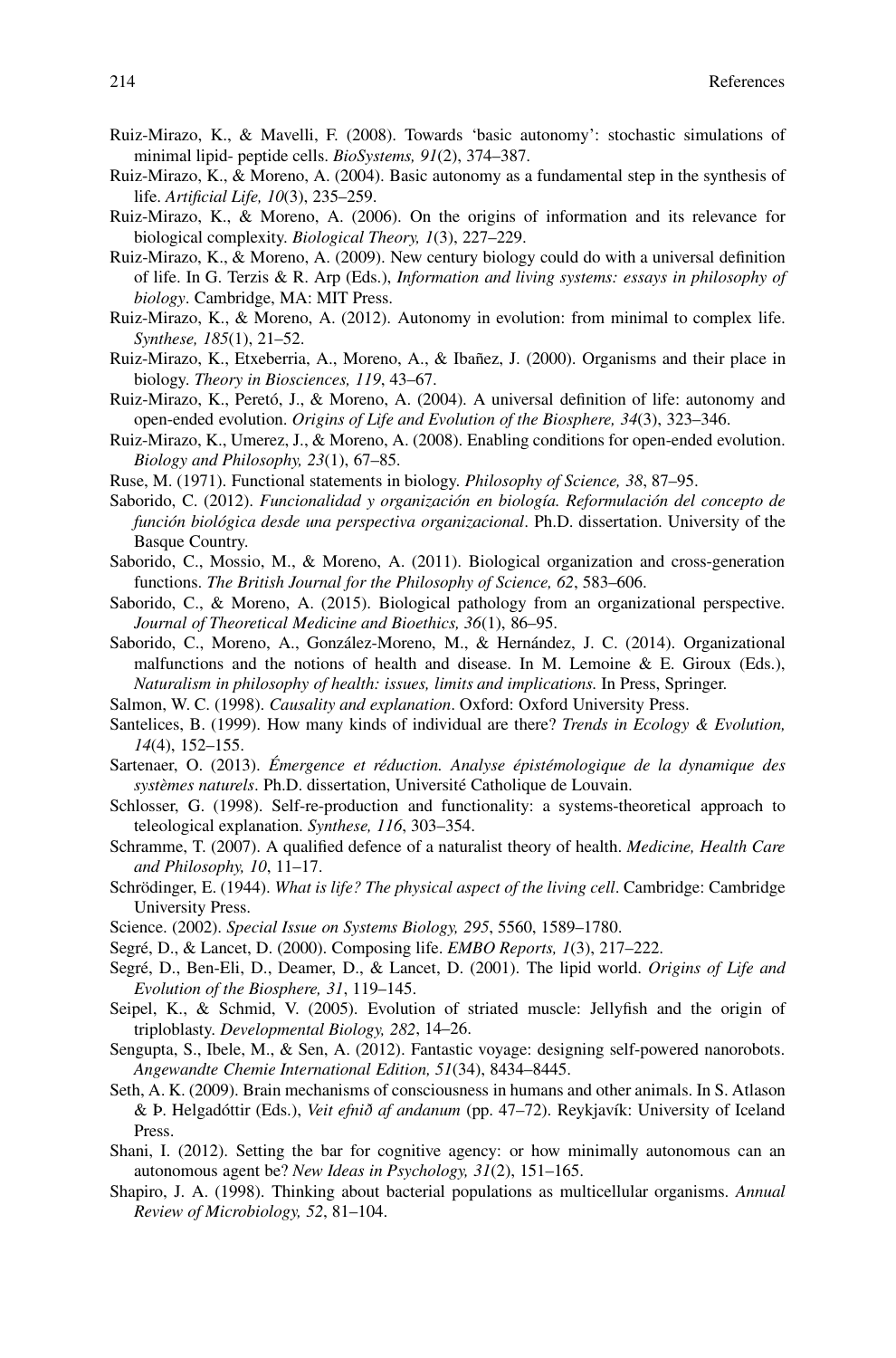Ruiz-Mirazo, K., & Mavelli, F. (2008). Towards 'basic autonomy': stochastic simulations of minimal lipid- peptide cells. *BioSystems, 91*(2), 374–387.

Ruiz-Mirazo, K., & Moreno, A. (2004). Basic autonomy as a fundamental step in the synthesis of life. *Artificial Life, 10*(3), 235–259.

Ruiz-Mirazo, K., & Moreno, A. (2006). On the origins of information and its relevance for biological complexity. *Biological Theory, 1*(3), 227–229.

Ruiz-Mirazo, K., & Moreno, A. (2009). New century biology could do with a universal definition of life. In G. Terzis & R. Arp (Eds.), *Information and living systems: essays in philosophy of biology*. Cambridge, MA: MIT Press.

Ruiz-Mirazo, K., & Moreno, A. (2012). Autonomy in evolution: from minimal to complex life. *Synthese, 185*(1), 21–52.

Ruiz-Mirazo, K., Etxeberria, A., Moreno, A., & Ibañez, J. (2000). Organisms and their place in biology. *Theory in Biosciences, 119*, 43–67.

Ruiz-Mirazo, K., Peretó, J., & Moreno, A. (2004). A universal definition of life: autonomy and open-ended evolution. *Origins of Life and Evolution of the Biosphere, 34*(3), 323–346.

Ruiz-Mirazo, K., Umerez, J., & Moreno, A. (2008). Enabling conditions for open-ended evolution. *Biology and Philosophy, 23*(1), 67–85.

Ruse, M. (1971). Functional statements in biology. *Philosophy of Science, 38*, 87–95.

Saborido, C. (2012). *Funcionalidad y organización en biología. Reformulación del concepto de función biológica desde una perspectiva organizacional*. Ph.D. dissertation. University of the Basque Country.

Saborido, C., Mossio, M., & Moreno, A. (2011). Biological organization and cross-generation functions. *The British Journal for the Philosophy of Science, 62*, 583–606.

Saborido, C., & Moreno, A. (2015). Biological pathology from an organizational perspective. *Journal of Theoretical Medicine and Bioethics, 36*(1), 86–95.

Saborido, C., Moreno, A., González-Moreno, M., & Hernández, J. C. (2014). Organizational malfunctions and the notions of health and disease. In M. Lemoine & E. Giroux (Eds.), *Naturalism in philosophy of health: issues, limits and implications.* In Press, Springer.

Salmon, W. C. (1998). *Causality and explanation*. Oxford: Oxford University Press.

Santelices, B. (1999). How many kinds of individual are there? *Trends in Ecology & Evolution, 14*(4), 152–155.

Sartenaer, O. (2013). *Émergence et réduction. Analyse épistémologique de la dynamique des systèmes naturels*. Ph.D. dissertation, Université Catholique de Louvain.

Schlosser, G. (1998). Self-re-production and functionality: a systems-theoretical approach to teleological explanation. *Synthese, 116*, 303–354.

Schramme, T. (2007). A qualified defence of a naturalist theory of health. *Medicine, Health Care and Philosophy, 10*, 11–17.

Schrödinger, E. (1944). *What is life? The physical aspect of the living cell*. Cambridge: Cambridge University Press.

Science. (2002). *Special Issue on Systems Biology, 295*, 5560, 1589–1780.

Segré, D., & Lancet, D. (2000). Composing life. *EMBO Reports, 1*(3), 217–222.

Segré, D., Ben-Eli, D., Deamer, D., & Lancet, D. (2001). The lipid world. *Origins of Life and Evolution of the Biosphere, 31*, 119–145.

Seipel, K., & Schmid, V. (2005). Evolution of striated muscle: Jellyfish and the origin of triploblasty. *Developmental Biology, 282*, 14–26.

Sengupta, S., Ibele, M., & Sen, A. (2012). Fantastic voyage: designing self-powered nanorobots. *Angewandte Chemie International Edition, 51*(34), 8434–8445.

Seth, A. K. (2009). Brain mechanisms of consciousness in humans and other animals. In S. Atlason & Þ. Helgadóttir (Eds.), *Veit efnið af andanum* (pp. 47–72). Reykjavík: University of Iceland Press.

Shani, I. (2012). Setting the bar for cognitive agency: or how minimally autonomous can an autonomous agent be? *New Ideas in Psychology, 31*(2), 151–165.

Shapiro, J. A. (1998). Thinking about bacterial populations as multicellular organisms. *Annual Review of Microbiology, 52*, 81–104.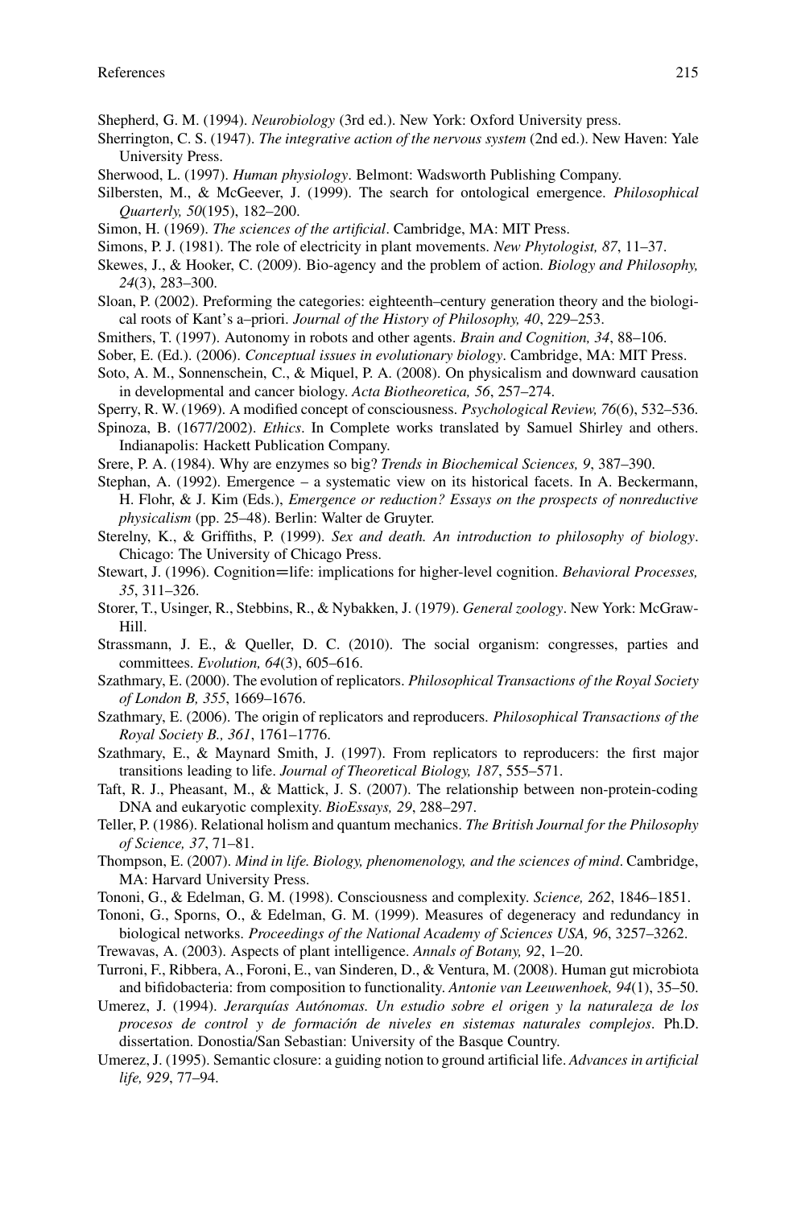Shepherd, G. M. (1994). *Neurobiology* (3rd ed.). New York: Oxford University press.

Sherrington, C. S. (1947). *The integrative action of the nervous system* (2nd ed.). New Haven: Yale University Press.

Sherwood, L. (1997). *Human physiology*. Belmont: Wadsworth Publishing Company.

Silbersten, M., & McGeever, J. (1999). The search for ontological emergence. *Philosophical Quarterly, 50*(195), 182–200.

Simon, H. (1969). *The sciences of the artificial*. Cambridge, MA: MIT Press.

Simons, P. J. (1981). The role of electricity in plant movements. *New Phytologist, 87*, 11–37.

Skewes, J., & Hooker, C. (2009). Bio-agency and the problem of action. *Biology and Philosophy, 24*(3), 283–300.

Sloan, P. (2002). Preforming the categories: eighteenth–century generation theory and the biological roots of Kant's a–priori. *Journal of the History of Philosophy, 40*, 229–253.

Smithers, T. (1997). Autonomy in robots and other agents. *Brain and Cognition, 34*, 88–106.

Sober, E. (Ed.). (2006). *Conceptual issues in evolutionary biology*. Cambridge, MA: MIT Press.

Soto, A. M., Sonnenschein, C., & Miquel, P. A. (2008). On physicalism and downward causation in developmental and cancer biology. *Acta Biotheoretica, 56*, 257–274.

Sperry, R. W. (1969). A modified concept of consciousness. *Psychological Review, 76*(6), 532–536.

Spinoza, B. (1677/2002). *Ethics*. In Complete works translated by Samuel Shirley and others. Indianapolis: Hackett Publication Company.

Srere, P. A. (1984). Why are enzymes so big? *Trends in Biochemical Sciences, 9*, 387–390.

Stephan, A. (1992). Emergence – a systematic view on its historical facets. In A. Beckermann, H. Flohr, & J. Kim (Eds.), *Emergence or reduction? Essays on the prospects of nonreductive physicalism* (pp. 25–48). Berlin: Walter de Gruyter.

Sterelny, K., & Griffiths, P. (1999). *Sex and death. An introduction to philosophy of biology*. Chicago: The University of Chicago Press.

Stewart, J. (1996). Cognition=life: implications for higher-level cognition. *Behavioral Processes, 35*, 311–326.

Storer, T., Usinger, R., Stebbins, R., & Nybakken, J. (1979). *General zoology*. New York: McGraw-Hill.

Strassmann, J. E., & Queller, D. C. (2010). The social organism: congresses, parties and committees. *Evolution, 64*(3), 605–616.

Szathmary, E. (2000). The evolution of replicators. *Philosophical Transactions of the Royal Society of London B, 355*, 1669–1676.

Szathmary, E. (2006). The origin of replicators and reproducers. *Philosophical Transactions of the Royal Society B., 361*, 1761–1776.

Szathmary, E., & Maynard Smith, J. (1997). From replicators to reproducers: the first major transitions leading to life. *Journal of Theoretical Biology, 187*, 555–571.

Taft, R. J., Pheasant, M., & Mattick, J. S. (2007). The relationship between non-protein-coding DNA and eukaryotic complexity. *BioEssays, 29*, 288–297.

Teller, P. (1986). Relational holism and quantum mechanics. *The British Journal for the Philosophy of Science, 37*, 71–81.

Thompson, E. (2007). *Mind in life. Biology, phenomenology, and the sciences of mind*. Cambridge, MA: Harvard University Press.

Tononi, G., & Edelman, G. M. (1998). Consciousness and complexity. *Science, 262*, 1846–1851.

Tononi, G., Sporns, O., & Edelman, G. M. (1999). Measures of degeneracy and redundancy in biological networks. *Proceedings of the National Academy of Sciences USA, 96*, 3257–3262.

Trewavas, A. (2003). Aspects of plant intelligence. *Annals of Botany, 92*, 1–20.

Turroni, F., Ribbera, A., Foroni, E., van Sinderen, D., & Ventura, M. (2008). Human gut microbiota and bifidobacteria: from composition to functionality. *Antonie van Leeuwenhoek, 94*(1), 35–50.

Umerez, J. (1994). *Jerarquías Autónomas. Un estudio sobre el origen y la naturaleza de los procesos de control y de formación de niveles en sistemas naturales complejos*. Ph.D. dissertation. Donostia/San Sebastian: University of the Basque Country.

Umerez, J. (1995). Semantic closure: a guiding notion to ground artificial life. *Advances in artificial life, 929*, 77–94.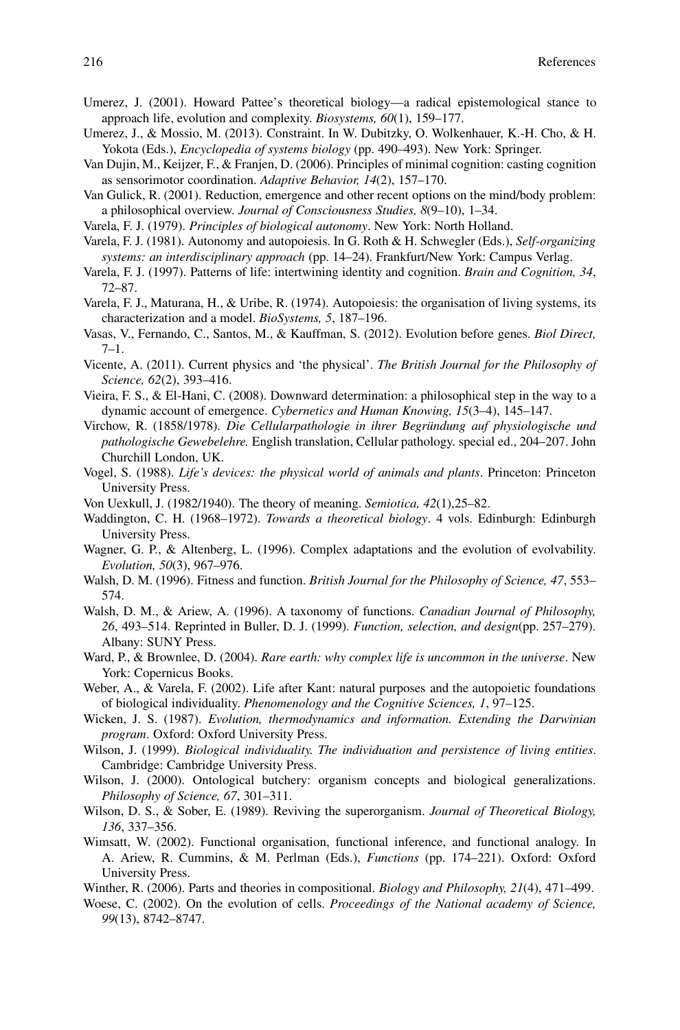Umerez, J. (2001). Howard Pattee's theoretical biology—a radical epistemological stance to approach life, evolution and complexity. *Biosystems, 60*(1), 159–177.

Umerez, J., & Mossio, M. (2013). Constraint. In W. Dubitzky, O. Wolkenhauer, K.-H. Cho, & H. Yokota (Eds.), *Encyclopedia of systems biology* (pp. 490–493). New York: Springer.

Van Dujin, M., Keijzer, F., & Franjen, D. (2006). Principles of minimal cognition: casting cognition as sensorimotor coordination. *Adaptive Behavior, 14*(2), 157–170.

Van Gulick, R. (2001). Reduction, emergence and other recent options on the mind/body problem: a philosophical overview. *Journal of Consciousness Studies, 8*(9–10), 1–34.

Varela, F. J. (1979). *Principles of biological autonomy*. New York: North Holland.

Varela, F. J. (1981). Autonomy and autopoiesis. In G. Roth & H. Schwegler (Eds.), *Self-organizing systems: an interdisciplinary approach* (pp. 14–24). Frankfurt/New York: Campus Verlag.

Varela, F. J. (1997). Patterns of life: intertwining identity and cognition. *Brain and Cognition, 34*, 72–87.

Varela, F. J., Maturana, H., & Uribe, R. (1974). Autopoiesis: the organisation of living systems, its characterization and a model. *BioSystems, 5*, 187–196.

Vasas, V., Fernando, C., Santos, M., & Kauffman, S. (2012). Evolution before genes. *Biol Direct,* 7–1.

Vicente, A. (2011). Current physics and 'the physical'. *The British Journal for the Philosophy of Science, 62*(2), 393–416.

Vieira, F. S., & El-Hani, C. (2008). Downward determination: a philosophical step in the way to a dynamic account of emergence. *Cybernetics and Human Knowing, 15*(3–4), 145–147.

Virchow, R. (1858/1978). *Die Cellularpathologie in ihrer Begründung auf physiologische und pathologische Gewebelehre.* English translation, Cellular pathology. special ed., 204–207. John Churchill London, UK.

Vogel, S. (1988). *Life's devices: the physical world of animals and plants*. Princeton: Princeton University Press.

Von Uexkull, J. (1982/1940). The theory of meaning. *Semiotica, 42*(1),25–82.

Waddington, C. H. (1968–1972). *Towards a theoretical biology*. 4 vols. Edinburgh: Edinburgh University Press.

Wagner, G. P., & Altenberg, L. (1996). Complex adaptations and the evolution of evolvability. *Evolution, 50*(3), 967–976.

Walsh, D. M. (1996). Fitness and function. *British Journal for the Philosophy of Science, 47*, 553–574.

Walsh, D. M., & Ariew, A. (1996). A taxonomy of functions. *Canadian Journal of Philosophy, 26*, 493–514. Reprinted in Buller, D. J. (1999). *Function, selection, and design*(pp. 257–279). Albany: SUNY Press.

Ward, P., & Brownlee, D. (2004). *Rare earth: why complex life is uncommon in the universe*. New York: Copernicus Books.

Weber, A., & Varela, F. (2002). Life after Kant: natural purposes and the autopoietic foundations of biological individuality. *Phenomenology and the Cognitive Sciences, 1*, 97–125.

Wicken, J. S. (1987). *Evolution, thermodynamics and information. Extending the Darwinian program*. Oxford: Oxford University Press.

Wilson, J. (1999). *Biological individuality. The individuation and persistence of living entities*. Cambridge: Cambridge University Press.

Wilson, J. (2000). Ontological butchery: organism concepts and biological generalizations. *Philosophy of Science, 67*, 301–311.

Wilson, D. S., & Sober, E. (1989). Reviving the superorganism. *Journal of Theoretical Biology, 136*, 337–356.

Wimsatt, W. (2002). Functional organisation, functional inference, and functional analogy. In A. Ariew, R. Cummins, & M. Perlman (Eds.), *Functions* (pp. 174–221). Oxford: Oxford University Press.

Winther, R. (2006). Parts and theories in compositional. *Biology and Philosophy, 21*(4), 471–499.

Woese, C. (2002). On the evolution of cells. *Proceedings of the National academy of Science, 99*(13), 8742–8747.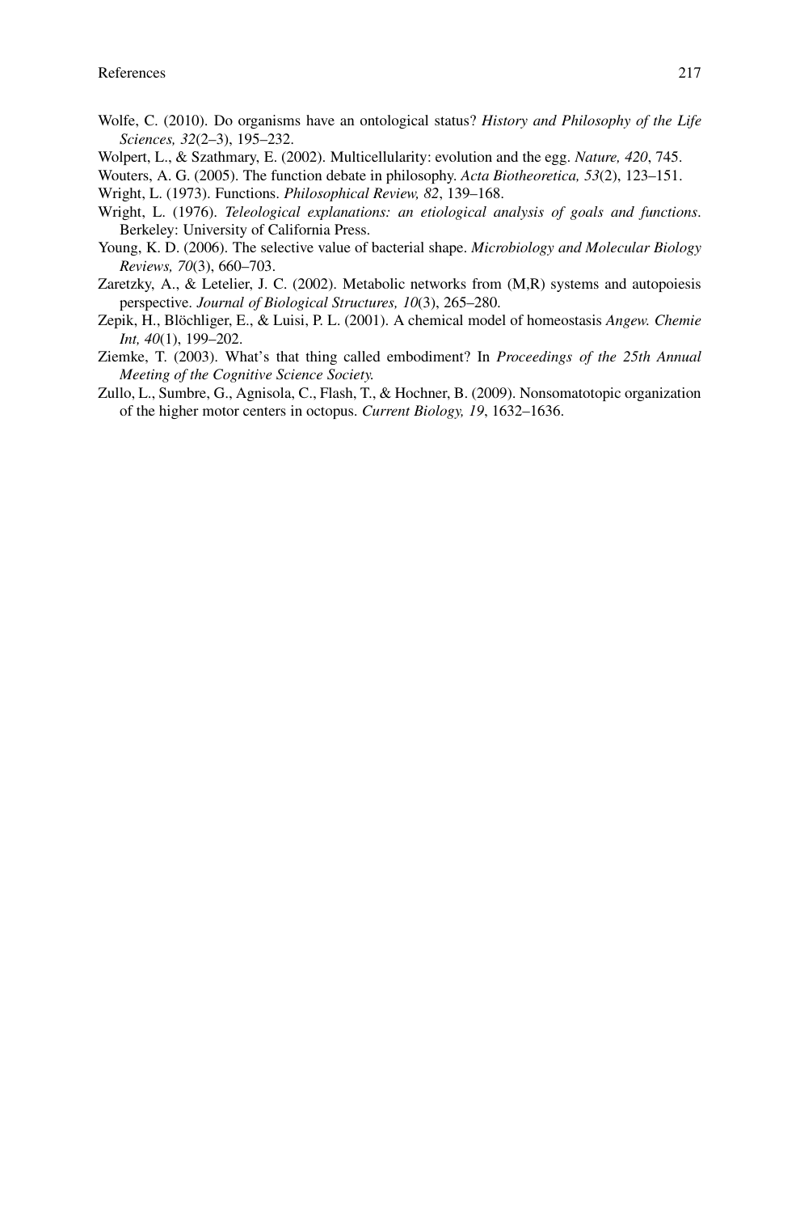Wolfe, C. (2010). Do organisms have an ontological status? *History and Philosophy of the Life Sciences, 32*(2–3), 195–232.

Wolpert, L., & Szathmary, E. (2002). Multicellularity: evolution and the egg. *Nature, 420*, 745.

Wouters, A. G. (2005). The function debate in philosophy. *Acta Biotheoretica, 53*(2), 123–151.

Wright, L. (1973). Functions. *Philosophical Review, 82*, 139–168.

Wright, L. (1976). *Teleological explanations: an etiological analysis of goals and functions*. Berkeley: University of California Press.

Young, K. D. (2006). The selective value of bacterial shape. *Microbiology and Molecular Biology Reviews, 70*(3), 660–703.

Zaretzky, A., & Letelier, J. C. (2002). Metabolic networks from (M,R) systems and autopoiesis perspective. *Journal of Biological Structures, 10*(3), 265–280.

Zepik, H., Blöchliger, E., & Luisi, P. L. (2001). A chemical model of homeostasis *Angew. Chemie Int, 40*(1), 199–202.

Ziemke, T. (2003). What's that thing called embodiment? In *Proceedings of the 25th Annual Meeting of the Cognitive Science Society.*

Zullo, L., Sumbre, G., Agnisola, C., Flash, T., & Hochner, B. (2009). Nonsomatotopic organization of the higher motor centers in octopus. *Current Biology, 19*, 1632–1636.